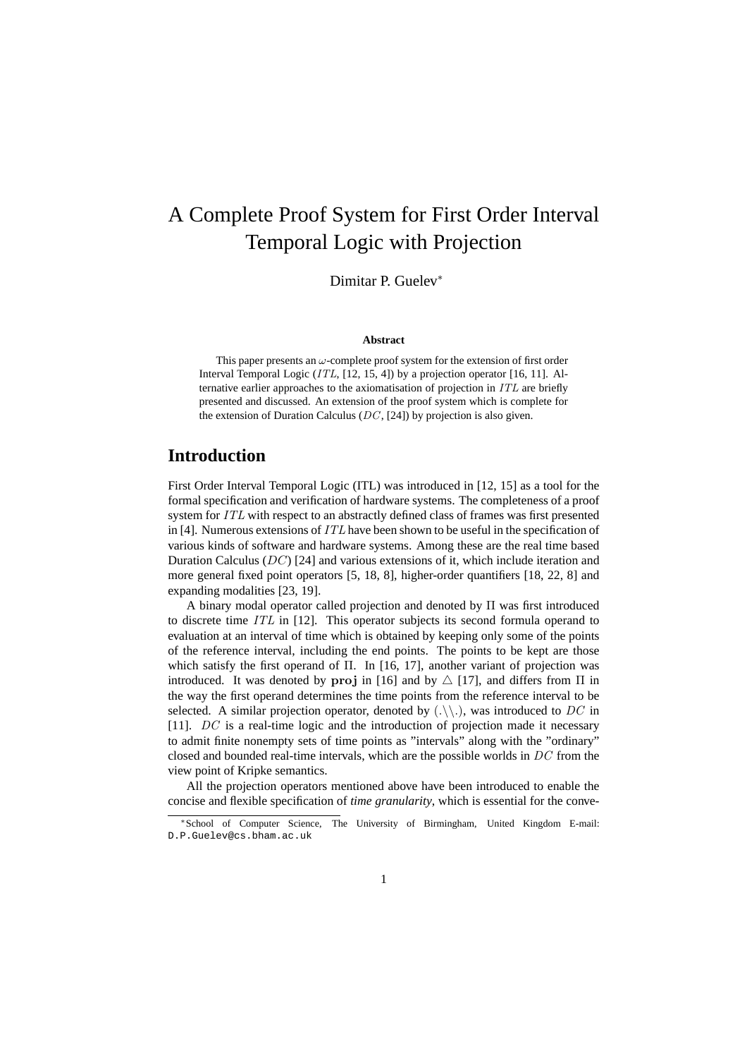# A Complete Proof System for First Order Interval Temporal Logic with Projection

Dimitar P. Guelev[*]

### Abstract

This paper presents an $\omega$-complete proof system for the extension of first order Interval Temporal Logic ($ITL$, [12, 15, 4]) by a projection operator [16, 11]. Alternative earlier approaches to the axiomatisation of projection in $ITL$ are briefly presented and discussed. An extension of the proof system which is complete for the extension of Duration Calculus ($DC$, [24]) by projection is also given.

## Introduction

First Order Interval Temporal Logic (ITL) was introduced in [12, 15] as a tool for the formal specification and verification of hardware systems. The completeness of a proof system for $ITL$ with respect to an abstractly defined class of frames was first presented in [4]. Numerous extensions of $ITL$ have been shown to be useful in the specification of various kinds of software and hardware systems. Among these are the real time based Duration Calculus ($DC$) [24] and various extensions of it, which include iteration and more general fixed point operators [5, 18, 8], higher-order quantifiers [18, 22, 8] and expanding modalities [23, 19].

A binary modal operator called projection and denoted by $\Pi$ was first introduced to discrete time $ITL$ in [12]. This operator subjects its second formula operand to evaluation at an interval of time which is obtained by keeping only some of the points of the reference interval, including the end points. The points to be kept are those which satisfy the first operand of $\Pi$. In [16, 17], another variant of projection was introduced. It was denoted by $\mathbf{proj}$ in [16] and by $\triangle$ [17], and differs from $\Pi$ in the way the first operand determines the time points from the reference interval to be selected. A similar projection operator, denoted by $(.\backslash\backslash.)$, was introduced to $DC$ in [11]. $DC$ is a real-time logic and the introduction of projection made it necessary to admit finite nonempty sets of time points as "intervals" along with the "ordinary" closed and bounded real-time intervals, which are the possible worlds in $DC$ from the view point of Kripke semantics.

All the projection operators mentioned above have been introduced to enable the concise and flexible specification of *time granularity*, which is essential for the conve-

[*] School of Computer Science, The University of Birmingham, United Kingdom E-mail: D.P.Guelev@cs.bham.ac.uk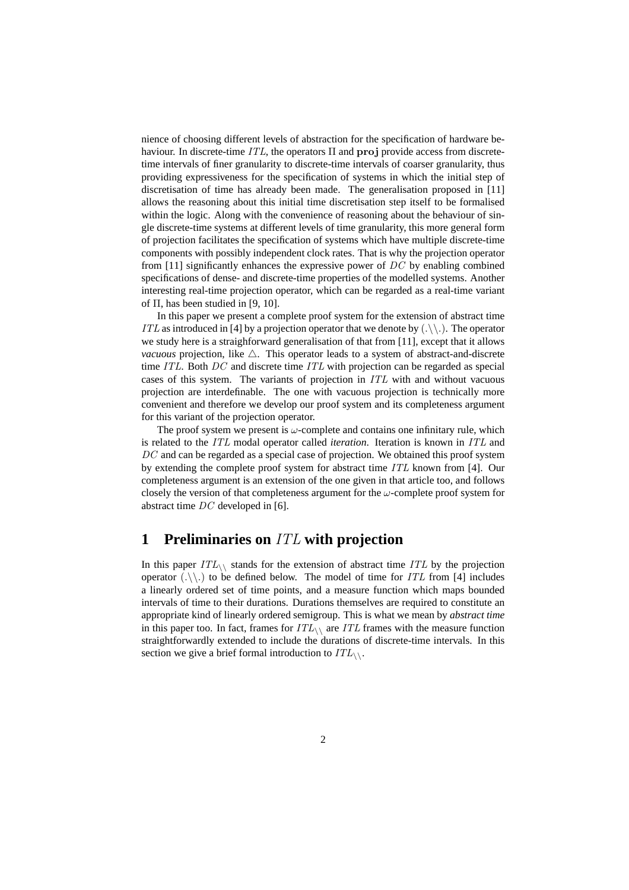nience of choosing different levels of abstraction for the specification of hardware behaviour. In discrete-time $ITL$, the operators $\Pi$ and $\mathbf{proj}$ provide access from discrete-time intervals of finer granularity to discrete-time intervals of coarser granularity, thus providing expressiveness for the specification of systems in which the initial step of discretisation of time has already been made. The generalisation proposed in [11] allows the reasoning about this initial time discretisation step itself to be formalised within the logic. Along with the convenience of reasoning about the behaviour of single discrete-time systems at different levels of time granularity, this more general form of projection facilitates the specification of systems which have multiple discrete-time components with possibly independent clock rates. That is why the projection operator from [11] significantly enhances the expressive power of $DC$ by enabling combined specifications of dense- and discrete-time properties of the modelled systems. Another interesting real-time projection operator, which can be regarded as a real-time variant of $\Pi$, has been studied in [9, 10].

In this paper we present a complete proof system for the extension of abstract time $ITL$ as introduced in [4] by a projection operator that we denote by $(.\backslash\backslash.)$. The operator we study here is a straighforward generalisation of that from [11], except that it allows *vacuous* projection, like $\triangle$. This operator leads to a system of abstract-and-discrete time $ITL$. Both $DC$ and discrete time $ITL$ with projection can be regarded as special cases of this system. The variants of projection in $ITL$ with and without vacuous projection are interdefinable. The one with vacuous projection is technically more convenient and therefore we develop our proof system and its completeness argument for this variant of the projection operator.

The proof system we present is $\omega$-complete and contains one infinitary rule, which is related to the $ITL$ modal operator called *iteration*. Iteration is known in $ITL$ and $DC$ and can be regarded as a special case of projection. We obtained this proof system by extending the complete proof system for abstract time $ITL$ known from [4]. Our completeness argument is an extension of the one given in that article too, and follows closely the version of that completeness argument for the $\omega$-complete proof system for abstract time $DC$ developed in [6].

# 1 Preliminaries on $ITL$ with projection

In this paper $ITL_{\backslash\backslash}$ stands for the extension of abstract time $ITL$ by the projection operator $(.\backslash\backslash.)$ to be defined below. The model of time for $ITL$ from [4] includes a linearly ordered set of time points, and a measure function which maps bounded intervals of time to their durations. Durations themselves are required to constitute an appropriate kind of linearly ordered semigroup. This is what we mean by *abstract time* in this paper too. In fact, frames for $ITL_{\backslash\backslash}$ are $ITL$ frames with the measure function straightforwardly extended to include the durations of discrete-time intervals. In this section we give a brief formal introduction to $ITL_{\backslash\backslash}$.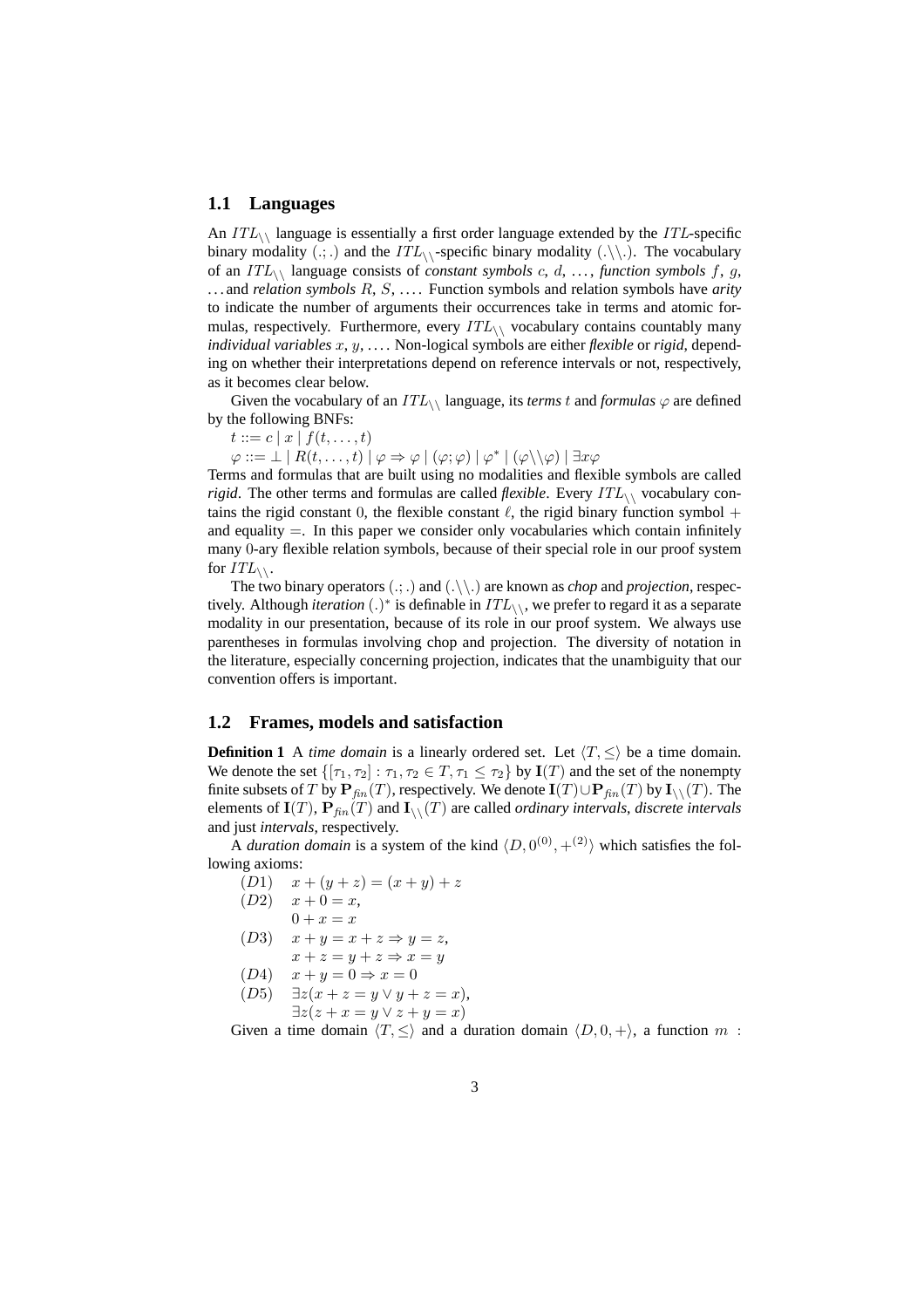## 1.1 Languages

An $ITL_{\backslash\backslash}$ language is essentially a first order language extended by the $ITL$-specific binary modality $(.;.)$ and the $ITL_{\backslash\backslash}$-specific binary modality $(.\backslash\backslash.)$. The vocabulary of an $ITL_{\backslash\backslash}$ language consists of *constant symbols* $c$, $d$, ..., *function symbols* $f$, $g$, ... and *relation symbols* $R$, $S$, .... Function symbols and relation symbols have *arity* to indicate the number of arguments their occurrences take in terms and atomic formulas, respectively. Furthermore, every $ITL_{\backslash\backslash}$ vocabulary contains countably many *individual variables* $x$, $y$, .... Non-logical symbols are either *flexible* or *rigid*, depending on whether their interpretations depend on reference intervals or not, respectively, as it becomes clear below.

Given the vocabulary of an $ITL_{\backslash\backslash}$ language, its *terms* $t$ and *formulas* $\varphi$ are defined by the following BNFs:

$t ::= c \mid x \mid f(t, \ldots, t)$

$\varphi ::= \bot \mid R(t, \ldots, t) \mid \varphi \Rightarrow \varphi \mid (\varphi;\varphi) \mid \varphi^* \mid (\varphi\backslash\backslash\varphi) \mid \exists x\varphi$

Terms and formulas that are built using no modalities and flexible symbols are called *rigid*. The other terms and formulas are called *flexible*. Every $ITL_{\backslash\backslash}$ vocabulary contains the rigid constant 0, the flexible constant $\ell$, the rigid binary function symbol $+$ and equality $=$. In this paper we consider only vocabularies which contain infinitely many 0-ary flexible relation symbols, because of their special role in our proof system for $ITL_{\backslash\backslash}$.

The two binary operators $(.;.)$ and $(.\backslash\backslash.)$ are known as *chop* and *projection*, respectively. Although *iteration* $(.)^*$ is definable in $ITL_{\backslash\backslash}$, we prefer to regard it as a separate modality in our presentation, because of its role in our proof system. We always use parentheses in formulas involving chop and projection. The diversity of notation in the literature, especially concerning projection, indicates that the unambiguity that our convention offers is important.

## 1.2 Frames, models and satisfaction

**Definition 1** A *time domain* is a linearly ordered set. Let $\langle T, \leq\rangle$ be a time domain. We denote the set $\{[\tau_1, \tau_2] : \tau_1, \tau_2 \in T, \tau_1 \leq \tau_2\}$ by $\mathbf{I}(T)$ and the set of the nonempty finite subsets of $T$ by $\mathbf{P}_{fin}(T)$, respectively. We denote $\mathbf{I}(T)\cup\mathbf{P}_{fin}(T)$ by $\mathbf{I}_{\backslash\backslash}(T)$. The elements of $\mathbf{I}(T)$, $\mathbf{P}_{fin}(T)$ and $\mathbf{I}_{\backslash\backslash}(T)$ are called *ordinary intervals*, *discrete intervals* and just *intervals*, respectively.

A *duration domain* is a system of the kind $\langle D, 0^{(0)}, +^{(2)}\rangle$ which satisfies the following axioms:

$(D1)$ $\quad x + (y + z) = (x + y) + z$

$(D2)$ $\quad x + 0 = x,$
$\qquad\quad 0 + x = x$

$(D3)$ $\quad x + y = x + z \Rightarrow y = z,$
$\qquad\quad x + z = y + z \Rightarrow x = y$

$(D4)$ $\quad x + y = 0 \Rightarrow x = 0$

$(D5)$ $\quad \exists z(x + z = y \vee y + z = x),$
$\qquad\quad \exists z(z + x = y \vee z + y = x)$

Given a time domain $\langle T, \leq\rangle$ and a duration domain $\langle D, 0, +\rangle$, a function $m$ :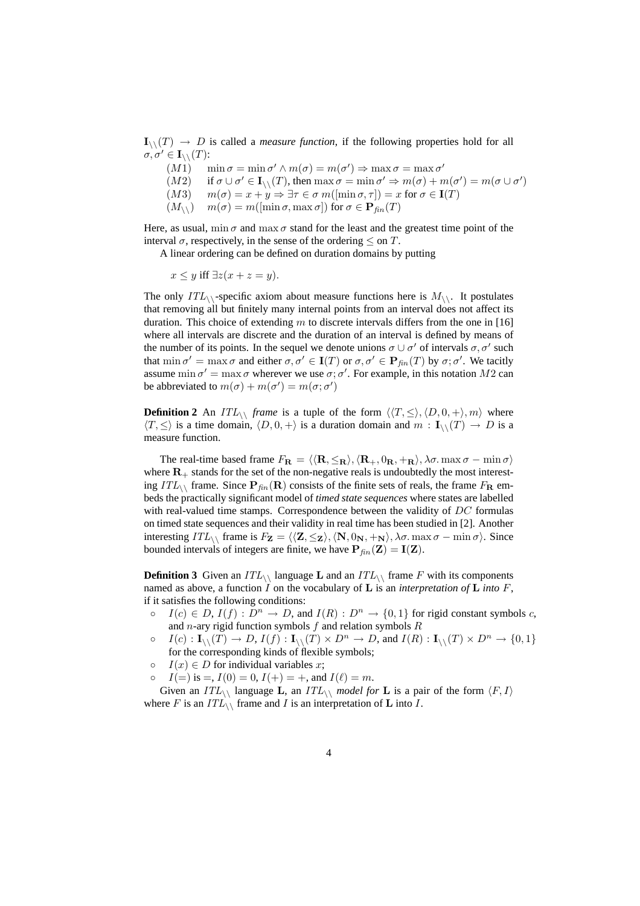$\mathbf{I}_{\backslash\backslash}(T) \rightarrow D$ is called a *measure function*, if the following properties hold for all $\sigma, \sigma' \in \mathbf{I}_{\backslash\backslash}(T)$:

$(M1)$ $\quad \min\sigma = \min\sigma' \wedge m(\sigma) = m(\sigma') \Rightarrow \max\sigma = \max\sigma'$

$(M2)$ $\quad$ if $\sigma \cup \sigma' \in \mathbf{I}_{\backslash\backslash}(T)$, then $\max\sigma = \min\sigma' \Rightarrow m(\sigma) + m(\sigma') = m(\sigma \cup \sigma')$

$(M3)$ $\quad m(\sigma) = x + y \Rightarrow \exists \tau \in \sigma\ m([\min\sigma, \tau]) = x$ for $\sigma \in \mathbf{I}(T)$

$(M_{\backslash\backslash})$ $\quad m(\sigma) = m([\min\sigma, \max\sigma])$ for $\sigma \in \mathbf{P}_{fin}(T)$

Here, as usual, $\min\sigma$ and $\max\sigma$ stand for the least and the greatest time point of the interval $\sigma$, respectively, in the sense of the ordering $\leq$ on $T$.

A linear ordering can be defined on duration domains by putting

$$x \leq y \text{ iff } \exists z(x + z = y).$$

The only $ITL_{\backslash\backslash}$-specific axiom about measure functions here is $M_{\backslash\backslash}$. It postulates that removing all but finitely many internal points from an interval does not affect its duration. This choice of extending $m$ to discrete intervals differs from the one in [16] where all intervals are discrete and the duration of an interval is defined by means of the number of its points. In the sequel we denote unions $\sigma \cup \sigma'$ of intervals $\sigma, \sigma'$ such that $\min\sigma' = \max\sigma$ and either $\sigma, \sigma' \in \mathbf{I}(T)$ or $\sigma, \sigma' \in \mathbf{P}_{fin}(T)$ by $\sigma;\sigma'$. We tacitly assume $\min\sigma' = \max\sigma$ wherever we use $\sigma;\sigma'$. For example, in this notation $M2$ can be abbreviated to $m(\sigma) + m(\sigma') = m(\sigma;\sigma')$

**Definition 2** An $ITL_{\backslash\backslash}$ *frame* is a tuple of the form $\langle\langle T, \leq\rangle, \langle D, 0, +\rangle, m\rangle$ where $\langle T, \leq\rangle$ is a time domain, $\langle D, 0, +\rangle$ is a duration domain and $m : \mathbf{I}_{\backslash\backslash}(T) \rightarrow D$ is a measure function.

The real-time based frame $F_{\mathbf{R}} = \langle\langle \mathbf{R}, \leq_{\mathbf{R}}\rangle, \langle \mathbf{R}_+, 0_{\mathbf{R}}, +_{\mathbf{R}}\rangle, \lambda\sigma.\max\sigma - \min\sigma\rangle$ where $\mathbf{R}_+$ stands for the set of the non-negative reals is undoubtedly the most interesting $ITL_{\backslash\backslash}$ frame. Since $\mathbf{P}_{fin}(\mathbf{R})$ consists of the finite sets of reals, the frame $F_{\mathbf{R}}$ embeds the practically significant model of *timed state sequences* where states are labelled with real-valued time stamps. Correspondence between the validity of $DC$ formulas on timed state sequences and their validity in real time has been studied in [2]. Another interesting $ITL_{\backslash\backslash}$ frame is $F_{\mathbf{Z}} = \langle\langle \mathbf{Z}, \leq_{\mathbf{Z}}\rangle, \langle \mathbf{N}, 0_{\mathbf{N}}, +_{\mathbf{N}}\rangle, \lambda\sigma.\max\sigma - \min\sigma\rangle$. Since bounded intervals of integers are finite, we have $\mathbf{P}_{fin}(\mathbf{Z}) = \mathbf{I}(\mathbf{Z})$.

**Definition 3** Given an $ITL_{\backslash\backslash}$ language $\mathbf{L}$ and an $ITL_{\backslash\backslash}$ frame $F$ with its components named as above, a function $I$ on the vocabulary of $\mathbf{L}$ is an *interpretation of* $\mathbf{L}$ *into* $F$, if it satisfies the following conditions:

- $I(c) \in D$, $I(f) : D^n \rightarrow D$, and $I(R) : D^n \rightarrow \{0, 1\}$ for rigid constant symbols $c$, and $n$-ary rigid function symbols $f$ and relation symbols $R$
- $I(c) : \mathbf{I}_{\backslash\backslash}(T) \rightarrow D$, $I(f) : \mathbf{I}_{\backslash\backslash}(T) \times D^n \rightarrow D$, and $I(R) : \mathbf{I}_{\backslash\backslash}(T) \times D^n \rightarrow \{0, 1\}$ for the corresponding kinds of flexible symbols;
- $I(x) \in D$ for individual variables $x$;
- $I(=)$ is $=$, $I(0) = 0$, $I(+) = +$, and $I(\ell) = m$.

Given an $ITL_{\backslash\backslash}$ language $\mathbf{L}$, an $ITL_{\backslash\backslash}$ *model for* $\mathbf{L}$ is a pair of the form $\langle F, I\rangle$ where $F$ is an $ITL_{\backslash\backslash}$ frame and $I$ is an interpretation of $\mathbf{L}$ into $I$.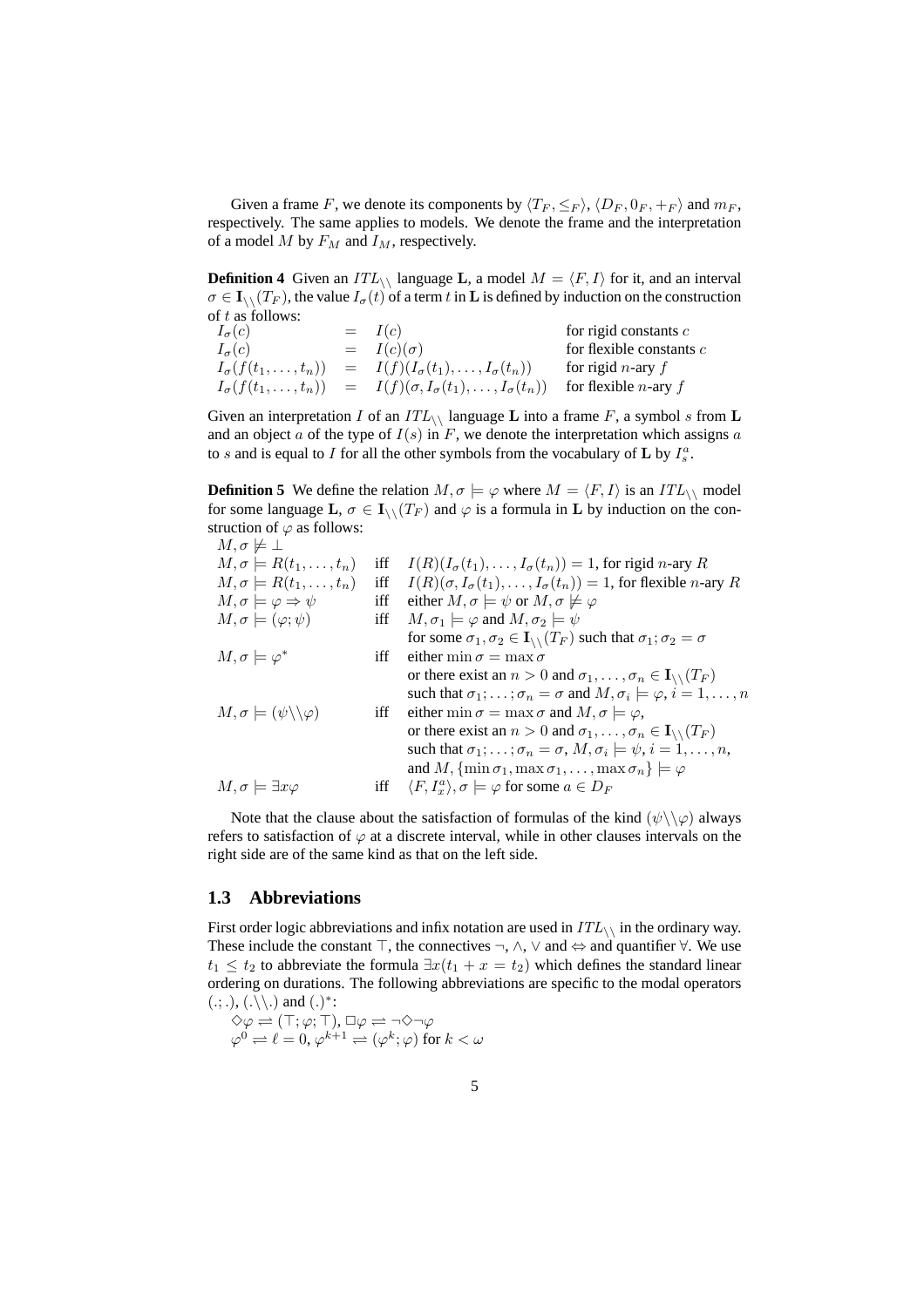Given a frame $F$, we denote its components by $\langle T_F, \leq_F\rangle$, $\langle D_F, 0_F, +_F\rangle$ and $m_F$, respectively. The same applies to models. We denote the frame and the interpretation of a model $M$ by $F_M$ and $I_M$, respectively.

**Definition 4** Given an $ITL_{\backslash\backslash}$ language **L**, a model $M = \langle F, I\rangle$ for it, and an interval $\sigma \in \mathbf{I}_{\backslash\backslash}(T_F)$, the value $I_\sigma(t)$ of a term $t$ in **L** is defined by induction on the construction of $t$ as follows:

| | | | |
|---|---|---|---|
| $I_\sigma(c)$ | $=$ | $I(c)$ | for rigid constants $c$ |
| $I_\sigma(c)$ | $=$ | $I(c)(\sigma)$ | for flexible constants $c$ |
| $I_\sigma(f(t_1,\ldots,t_n))$ | $=$ | $I(f)(I_\sigma(t_1),\ldots,I_\sigma(t_n))$ | for rigid $n$-ary $f$ |
| $I_\sigma(f(t_1,\ldots,t_n))$ | $=$ | $I(f)(\sigma, I_\sigma(t_1),\ldots,I_\sigma(t_n))$ | for flexible $n$-ary $f$ |

Given an interpretation $I$ of an $ITL_{\backslash\backslash}$ language **L** into a frame $F$, a symbol $s$ from **L** and an object $a$ of the type of $I(s)$ in $F$, we denote the interpretation which assigns $a$ to $s$ and is equal to $I$ for all the other symbols from the vocabulary of **L** by $I_s^a$.

**Definition 5** We define the relation $M, \sigma \models \varphi$ where $M = \langle F, I\rangle$ is an $ITL_{\backslash\backslash}$ model for some language **L**, $\sigma \in \mathbf{I}_{\backslash\backslash}(T_F)$ and $\varphi$ is a formula in **L** by induction on the construction of $\varphi$ as follows:

$M, \sigma \not\models \bot$

| | | |
|---|---|---|
| $M, \sigma \models R(t_1,\ldots,t_n)$ | iff | $I(R)(I_\sigma(t_1),\ldots,I_\sigma(t_n)) = 1$, for rigid $n$-ary $R$ |
| $M, \sigma \models R(t_1,\ldots,t_n)$ | iff | $I(R)(\sigma, I_\sigma(t_1),\ldots,I_\sigma(t_n)) = 1$, for flexible $n$-ary $R$ |
| $M, \sigma \models \varphi \Rightarrow \psi$ | iff | either $M, \sigma \models \psi$ or $M, \sigma \not\models \varphi$ |
| $M, \sigma \models (\varphi;\psi)$ | iff | $M, \sigma_1 \models \varphi$ and $M, \sigma_2 \models \psi$ for some $\sigma_1, \sigma_2 \in \mathbf{I}_{\backslash\backslash}(T_F)$ such that $\sigma_1;\sigma_2 = \sigma$ |
| $M, \sigma \models \varphi^*$ | iff | either $\min\sigma = \max\sigma$ or there exist an $n > 0$ and $\sigma_1,\ldots,\sigma_n \in \mathbf{I}_{\backslash\backslash}(T_F)$ such that $\sigma_1;\ldots;\sigma_n = \sigma$ and $M, \sigma_i \models \varphi$, $i = 1,\ldots,n$ |
| $M, \sigma \models (\psi\backslash\backslash\varphi)$ | iff | either $\min\sigma = \max\sigma$ and $M, \sigma \models \varphi$, or there exist an $n > 0$ and $\sigma_1,\ldots,\sigma_n \in \mathbf{I}_{\backslash\backslash}(T_F)$ such that $\sigma_1;\ldots;\sigma_n = \sigma$, $M, \sigma_i \models \psi$, $i = 1,\ldots,n$, and $M, \{\min\sigma_1, \max\sigma_1,\ldots,\max\sigma_n\} \models \varphi$ |
| $M, \sigma \models \exists x\varphi$ | iff | $\langle F, I_x^a\rangle, \sigma \models \varphi$ for some $a \in D_F$ |

Note that the clause about the satisfaction of formulas of the kind $(\psi\backslash\backslash\varphi)$ always refers to satisfaction of $\varphi$ at a discrete interval, while in other clauses intervals on the right side are of the same kind as that on the left side.

## 1.3 Abbreviations

First order logic abbreviations and infix notation are used in $ITL_{\backslash\backslash}$ in the ordinary way. These include the constant $\top$, the connectives $\neg$, $\wedge$, $\vee$ and $\Leftrightarrow$ and quantifier $\forall$. We use $t_1 \leq t_2$ to abbreviate the formula $\exists x(t_1 + x = t_2)$ which defines the standard linear ordering on durations. The following abbreviations are specific to the modal operators $(.;.)$, $(.\backslash\backslash.)$ and $(.)^*$:

$\Diamond\varphi \rightleftharpoons (\top;\varphi;\top)$, $\Box\varphi \rightleftharpoons \neg\Diamond\neg\varphi$

$\varphi^0 \rightleftharpoons \ell = 0$, $\varphi^{k+1} \rightleftharpoons (\varphi^k;\varphi)$ for $k < \omega$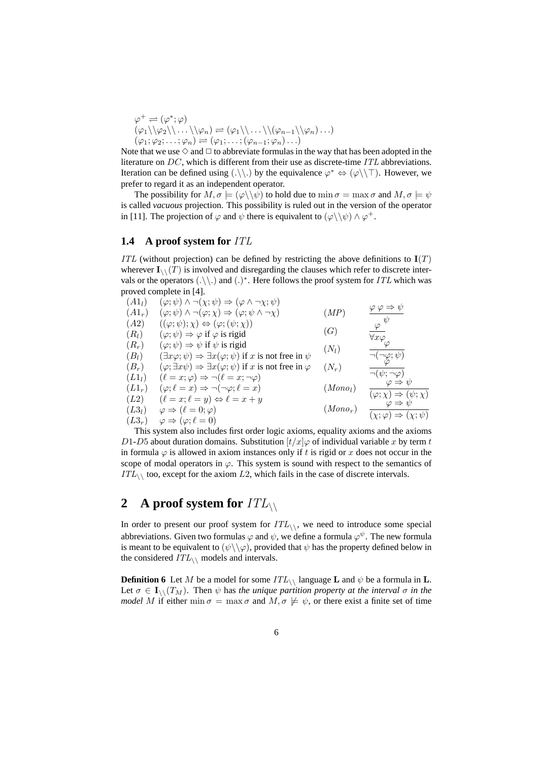$$\varphi^+ \rightleftharpoons (\varphi^*;\varphi)$$
$$(\varphi_1\backslash\backslash\varphi_2\backslash\backslash\ldots\backslash\backslash\varphi_n) \rightleftharpoons (\varphi_1\backslash\backslash\ldots\backslash\backslash(\varphi_{n-1}\backslash\backslash\varphi_n)\ldots)$$
$$(\varphi_1;\varphi_2;\ldots;\varphi_n) \rightleftharpoons (\varphi_1;\ldots;(\varphi_{n-1};\varphi_n)\ldots)$$

Note that we use $\Diamond$ and $\Box$ to abbreviate formulas in the way that has been adopted in the literature on $DC$, which is different from their use as discrete-time $ITL$ abbreviations. Iteration can be defined using $(.\backslash\backslash.)$ by the equivalence $\varphi^* \Leftrightarrow (\varphi\backslash\backslash\top)$. However, we prefer to regard it as an independent operator.

The possibility for $M,\sigma \models (\varphi\backslash\backslash\psi)$ to hold due to $\min\sigma = \max\sigma$ and $M,\sigma \models \psi$ is called *vacuous* projection. This possibility is ruled out in the version of the operator in [11]. The projection of $\varphi$ and $\psi$ there is equivalent to $(\varphi\backslash\backslash\psi) \wedge \varphi^+$.

### 1.4 A proof system for $ITL$

$ITL$ (without projection) can be defined by restricting the above definitions to $\mathbf{I}(T)$ wherever $\mathbf{I}_{\backslash\backslash}(T)$ is involved and disregarding the clauses which refer to discrete intervals or the operators $(.\backslash\backslash.)$ and $(.)^*$. Here follows the proof system for $ITL$ which was proved complete in [4].

| | | | |
|---|---|---|---|
| $(A1_l)$ | $(\varphi;\psi) \wedge \neg(\chi;\psi) \Rightarrow (\varphi \wedge \neg\chi;\psi)$ | | |
| $(A1_r)$ | $(\varphi;\psi) \wedge \neg(\varphi;\chi) \Rightarrow (\varphi;\psi \wedge \neg\chi)$ | $(MP)$ | $\dfrac{\varphi \;\; \varphi \Rightarrow \psi}{\psi}$ |
| $(A2)$ | $((\varphi;\psi);\chi) \Leftrightarrow (\varphi;(\psi;\chi))$ | | |
| $(R_l)$ | $(\varphi;\psi) \Rightarrow \varphi$ if $\varphi$ is rigid | $(G)$ | $\dfrac{\varphi}{\forall x\varphi}$ |
| $(R_r)$ | $(\varphi;\psi) \Rightarrow \psi$ if $\psi$ is rigid | | |
| $(B_l)$ | $(\exists x\varphi;\psi) \Rightarrow \exists x(\varphi;\psi)$ if $x$ is not free in $\psi$ | $(N_l)$ | $\dfrac{\varphi}{\neg(\neg\varphi;\psi)}$ |
| $(B_r)$ | $(\varphi;\exists x\psi) \Rightarrow \exists x(\varphi;\psi)$ if $x$ is not free in $\varphi$ | $(N_r)$ | $\dfrac{\varphi}{\neg(\psi;\neg\varphi)}$ |
| $(L1_l)$ | $(\ell = x;\varphi) \Rightarrow \neg(\ell = x;\neg\varphi)$ | | |
| $(L1_r)$ | $(\varphi;\ell = x) \Rightarrow \neg(\neg\varphi;\ell = x)$ | $(Mono_l)$ | $\dfrac{\varphi \Rightarrow \psi}{(\varphi;\chi) \Rightarrow (\psi;\chi)}$ |
| $(L2)$ | $(\ell = x;\ell = y) \Leftrightarrow \ell = x + y$ | | |
| $(L3_l)$ | $\varphi \Rightarrow (\ell = 0;\varphi)$ | $(Mono_r)$ | $\dfrac{\varphi \Rightarrow \psi}{(\chi;\varphi) \Rightarrow (\chi;\psi)}$ |
| $(L3_r)$ | $\varphi \Rightarrow (\varphi;\ell = 0)$ | | |

This system also includes first order logic axioms, equality axioms and the axioms $D1$-$D5$ about duration domains. Substitution $[t/x]\varphi$ of individual variable $x$ by term $t$ in formula $\varphi$ is allowed in axiom instances only if $t$ is rigid or $x$ does not occur in the scope of modal operators in $\varphi$. This system is sound with respect to the semantics of $ITL_{\backslash\backslash}$ too, except for the axiom $L2$, which fails in the case of discrete intervals.

## 2 A proof system for $ITL_{\backslash\backslash}$

In order to present our proof system for $ITL_{\backslash\backslash}$, we need to introduce some special abbreviations. Given two formulas $\varphi$ and $\psi$, we define a formula $\varphi^\psi$. The new formula is meant to be equivalent to $(\psi\backslash\backslash\varphi)$, provided that $\psi$ has the property defined below in the considered $ITL_{\backslash\backslash}$ models and intervals.

**Definition 6** Let $M$ be a model for some $ITL_{\backslash\backslash}$ language $\mathbf{L}$ and $\psi$ be a formula in $\mathbf{L}$. Let $\sigma \in \mathbf{I}_{\backslash\backslash}(T_M)$. Then $\psi$ has *the unique partition property at the interval $\sigma$ in the model* $M$ if either $\min\sigma = \max\sigma$ and $M,\sigma \not\models \psi$, or there exist a finite set of time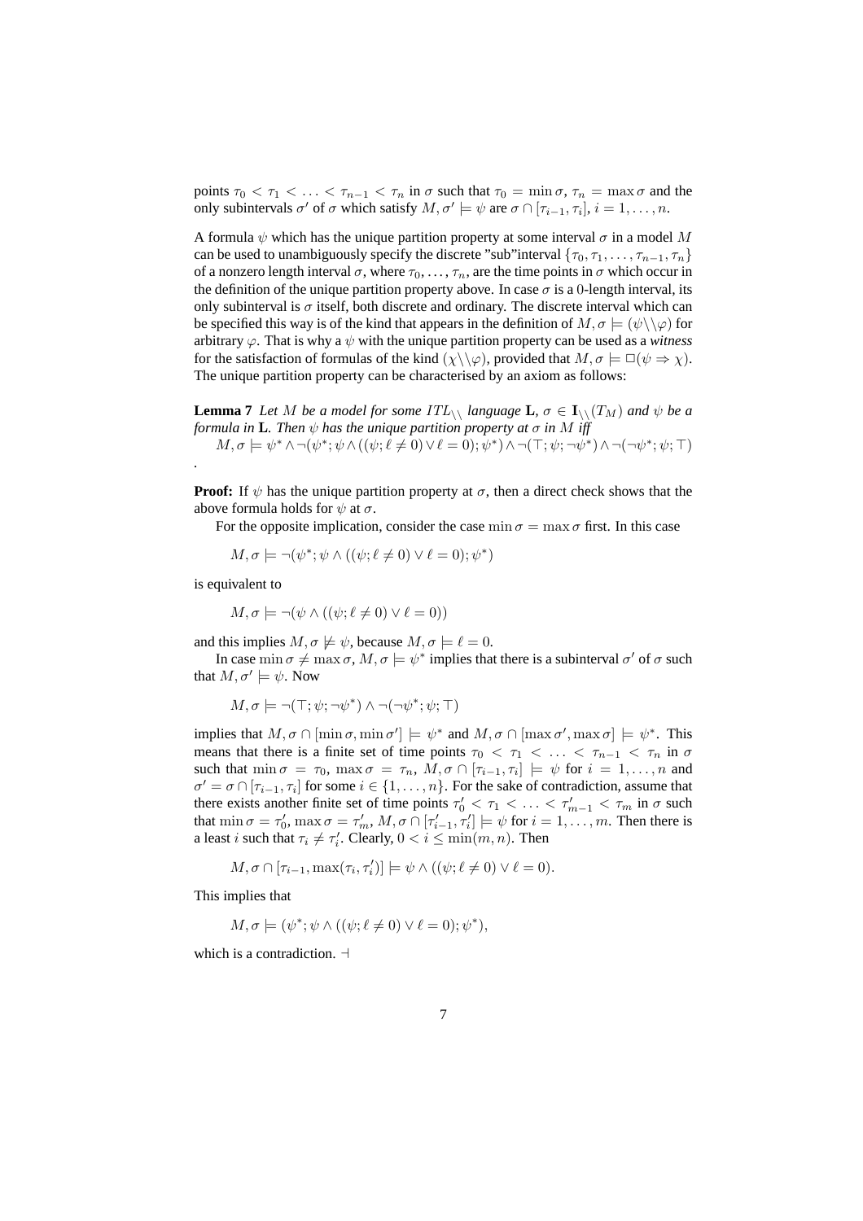points $\tau_0 < \tau_1 < \ldots < \tau_{n-1} < \tau_n$ in $\sigma$ such that $\tau_0 = \min \sigma$, $\tau_n = \max \sigma$ and the only subintervals $\sigma'$ of $\sigma$ which satisfy $M, \sigma' \models \psi$ are $\sigma \cap [\tau_{i-1}, \tau_i]$, $i = 1, \ldots, n$.

A formula $\psi$ which has the unique partition property at some interval $\sigma$ in a model $M$ can be used to unambiguously specify the discrete "sub"interval $\{\tau_0, \tau_1, \ldots, \tau_{n-1}, \tau_n\}$ of a nonzero length interval $\sigma$, where $\tau_0, \ldots, \tau_n$, are the time points in $\sigma$ which occur in the definition of the unique partition property above. In case $\sigma$ is a 0-length interval, its only subinterval is $\sigma$ itself, both discrete and ordinary. The discrete interval which can be specified this way is of the kind that appears in the definition of $M, \sigma \models (\psi \backslash\backslash \varphi)$ for arbitrary $\varphi$. That is why a $\psi$ with the unique partition property can be used as a *witness* for the satisfaction of formulas of the kind $(\chi \backslash\backslash \varphi)$, provided that $M, \sigma \models \Box(\psi \Rightarrow \chi)$. The unique partition property can be characterised by an axiom as follows:

**Lemma 7** *Let $M$ be a model for some $ITL_{\backslash\backslash}$ language $\mathbf{L}$, $\sigma \in \mathbf{I}_{\backslash\backslash}(T_M)$ and $\psi$ be a formula in $\mathbf{L}$. Then $\psi$ has the unique partition property at $\sigma$ in $M$ iff*

$M, \sigma \models \psi^* \wedge \neg(\psi^*; \psi \wedge ((\psi; \ell \neq 0) \vee \ell = 0); \psi^*) \wedge \neg(\top; \psi; \neg\psi^*) \wedge \neg(\neg\psi^*; \psi; \top)$

.

**Proof:** If $\psi$ has the unique partition property at $\sigma$, then a direct check shows that the above formula holds for $\psi$ at $\sigma$.

For the opposite implication, consider the case $\min \sigma = \max \sigma$ first. In this case

$$M, \sigma \models \neg(\psi^*; \psi \wedge ((\psi; \ell \neq 0) \vee \ell = 0); \psi^*)$$

is equivalent to

$$M, \sigma \models \neg(\psi \wedge ((\psi; \ell \neq 0) \vee \ell = 0))$$

and this implies $M, \sigma \not\models \psi$, because $M, \sigma \models \ell = 0$.

In case $\min \sigma \neq \max \sigma$, $M, \sigma \models \psi^*$ implies that there is a subinterval $\sigma'$ of $\sigma$ such that $M, \sigma' \models \psi$. Now

$$M, \sigma \models \neg(\top; \psi; \neg\psi^*) \wedge \neg(\neg\psi^*; \psi; \top)$$

implies that $M, \sigma \cap [\min \sigma, \min \sigma'] \models \psi^*$ and $M, \sigma \cap [\max \sigma', \max \sigma] \models \psi^*$. This means that there is a finite set of time points $\tau_0 < \tau_1 < \ldots < \tau_{n-1} < \tau_n$ in $\sigma$ such that $\min \sigma = \tau_0$, $\max \sigma = \tau_n$, $M, \sigma \cap [\tau_{i-1}, \tau_i] \models \psi$ for $i = 1, \ldots, n$ and $\sigma' = \sigma \cap [\tau_{i-1}, \tau_i]$ for some $i \in \{1, \ldots, n\}$. For the sake of contradiction, assume that there exists another finite set of time points $\tau'_0 < \tau_1 < \ldots < \tau'_{m-1} < \tau_m$ in $\sigma$ such that $\min \sigma = \tau'_0$, $\max \sigma = \tau'_m$, $M, \sigma \cap [\tau'_{i-1}, \tau'_i] \models \psi$ for $i = 1, \ldots, m$. Then there is a least $i$ such that $\tau_i \neq \tau'_i$. Clearly, $0 < i \leq \min(m, n)$. Then

$$M, \sigma \cap [\tau_{i-1}, \max(\tau_i, \tau'_i)] \models \psi \wedge ((\psi; \ell \neq 0) \vee \ell = 0).$$

This implies that

$$M, \sigma \models (\psi^*; \psi \wedge ((\psi; \ell \neq 0) \vee \ell = 0); \psi^*),$$

which is a contradiction. $\dashv$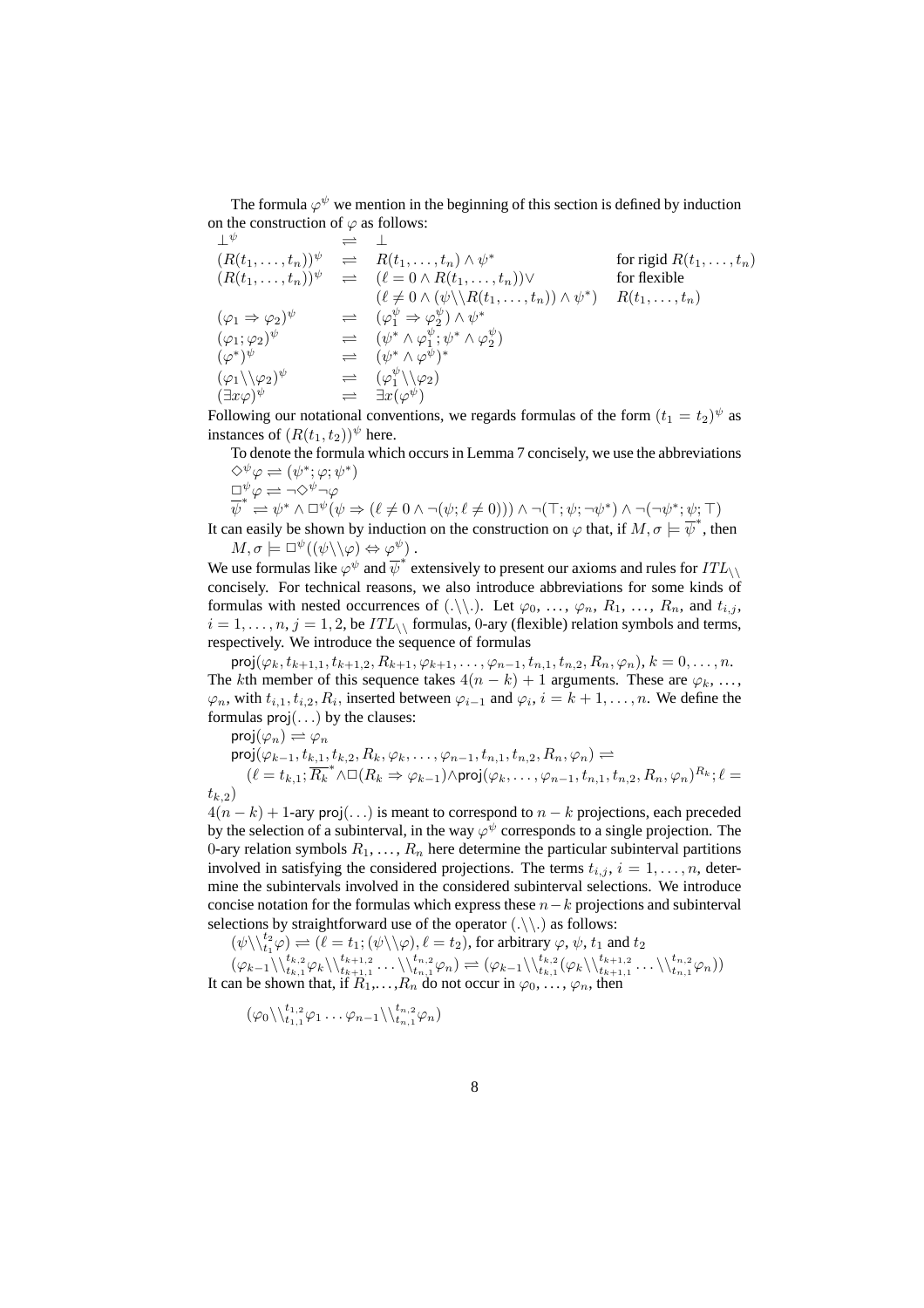The formula $\varphi^\psi$ we mention in the beginning of this section is defined by induction on the construction of $\varphi$ as follows:

$$
\begin{array}{lcll}
\bot^\psi & \rightleftharpoons & \bot & \\
(R(t_1,\ldots,t_n))^\psi & \rightleftharpoons & R(t_1,\ldots,t_n)\wedge\psi^* & \text{for rigid } R(t_1,\ldots,t_n)\\
(R(t_1,\ldots,t_n))^\psi & \rightleftharpoons & (\ell=0\wedge R(t_1,\ldots,t_n))\vee & \text{for flexible}\\
 & & (\ell\neq 0\wedge(\psi\backslash\backslash R(t_1,\ldots,t_n))\wedge\psi^*) & R(t_1,\ldots,t_n)\\
(\varphi_1\Rightarrow\varphi_2)^\psi & \rightleftharpoons & (\varphi_1^\psi\Rightarrow\varphi_2^\psi)\wedge\psi^* & \\
(\varphi_1;\varphi_2)^\psi & \rightleftharpoons & (\psi^*\wedge\varphi_1^\psi;\psi^*\wedge\varphi_2^\psi) & \\
(\varphi^*)^\psi & \rightleftharpoons & (\psi^*\wedge\varphi^\psi)^* & \\
(\varphi_1\backslash\backslash\varphi_2)^\psi & \rightleftharpoons & (\varphi_1^\psi\backslash\backslash\varphi_2) & \\
(\exists x\varphi)^\psi & \rightleftharpoons & \exists x(\varphi^\psi) &
\end{array}
$$

Following our notational conventions, we regards formulas of the form $(t_1=t_2)^\psi$ as instances of $(R(t_1,t_2))^\psi$ here.

To denote the formula which occurs in Lemma 7 concisely, we use the abbreviations

$\Diamond^\psi\varphi \rightleftharpoons (\psi^*;\varphi;\psi^*)$

$\Box^\psi\varphi \rightleftharpoons \neg\Diamond^\psi\neg\varphi$

$\overline{\psi}^* \rightleftharpoons \psi^*\wedge\Box^\psi(\psi\Rightarrow(\ell\neq 0\wedge\neg(\psi;\ell\neq 0)))\wedge\neg(\top;\psi;\neg\psi^*)\wedge\neg(\neg\psi^*;\psi;\top)$

It can easily be shown by induction on the construction on $\varphi$ that, if $M,\sigma\models\overline{\psi}^*$, then

$M,\sigma\models\Box^\psi((\psi\backslash\backslash\varphi)\Leftrightarrow\varphi^\psi)$.

We use formulas like $\varphi^\psi$ and $\overline{\psi}^*$ extensively to present our axioms and rules for $ITL_{\backslash\backslash}$ concisely. For technical reasons, we also introduce abbreviations for some kinds of formulas with nested occurrences of $(.\backslash\backslash.)$. Let $\varphi_0,\ldots,\varphi_n$, $R_1,\ldots,R_n$, and $t_{i,j}$, $i=1,\ldots,n$, $j=1,2$, be $ITL_{\backslash\backslash}$ formulas, 0-ary (flexible) relation symbols and terms, respectively. We introduce the sequence of formulas

$\mathsf{proj}(\varphi_k,t_{k+1,1},t_{k+1,2},R_{k+1},\varphi_{k+1},\ldots,\varphi_{n-1},t_{n,1},t_{n,2},R_n,\varphi_n)$, $k=0,\ldots,n$.

The $k$th member of this sequence takes $4(n-k)+1$ arguments. These are $\varphi_k,\ldots,\varphi_n$, with $t_{i,1},t_{i,2},R_i$, inserted between $\varphi_{i-1}$ and $\varphi_i$, $i=k+1,\ldots,n$. We define the formulas $\mathsf{proj}(\ldots)$ by the clauses:

$\mathsf{proj}(\varphi_n)\rightleftharpoons\varphi_n$

$\mathsf{proj}(\varphi_{k-1},t_{k,1},t_{k,2},R_k,\varphi_k,\ldots,\varphi_{n-1},t_{n,1},t_{n,2},R_n,\varphi_n)\rightleftharpoons$
$(\ell=t_{k,1};\overline{R_k}^*\wedge\Box(R_k\Rightarrow\varphi_{k-1})\wedge\mathsf{proj}(\varphi_k,\ldots,\varphi_{n-1},t_{n,1},t_{n,2},R_n,\varphi_n)^{R_k};\ell=t_{k,2})$

$4(n-k)+1$-ary $\mathsf{proj}(\ldots)$ is meant to correspond to $n-k$ projections, each preceded by the selection of a subinterval, in the way $\varphi^\psi$ corresponds to a single projection. The 0-ary relation symbols $R_1,\ldots,R_n$ here determine the particular subinterval partitions involved in satisfying the considered projections. The terms $t_{i,j}$, $i=1,\ldots,n$, determine the subintervals involved in the considered subinterval selections. We introduce concise notation for the formulas which express these $n-k$ projections and subinterval selections by straightforward use of the operator $(.\backslash\backslash.)$ as follows:

$(\psi\backslash\backslash_{t_1}^{t_2}\varphi)\rightleftharpoons(\ell=t_1;(\psi\backslash\backslash\varphi),\ell=t_2)$, for arbitrary $\varphi$, $\psi$, $t_1$ and $t_2$

$(\varphi_{k-1}\backslash\backslash_{t_{k,1}}^{t_{k,2}}\varphi_k\backslash\backslash_{t_{k+1,1}}^{t_{k+1,2}}\ldots\backslash\backslash_{t_{n,1}}^{t_{n,2}}\varphi_n)\rightleftharpoons(\varphi_{k-1}\backslash\backslash_{t_{k,1}}^{t_{k,2}}(\varphi_k\backslash\backslash_{t_{k+1,1}}^{t_{k+1,2}}\ldots\backslash\backslash_{t_{n,1}}^{t_{n,2}}\varphi_n))$

It can be shown that, if $R_1,\ldots,R_n$ do not occur in $\varphi_0,\ldots,\varphi_n$, then

$$(\varphi_0\backslash\backslash_{t_{1,1}}^{t_{1,2}}\varphi_1\ldots\varphi_{n-1}\backslash\backslash_{t_{n,1}}^{t_{n,2}}\varphi_n)$$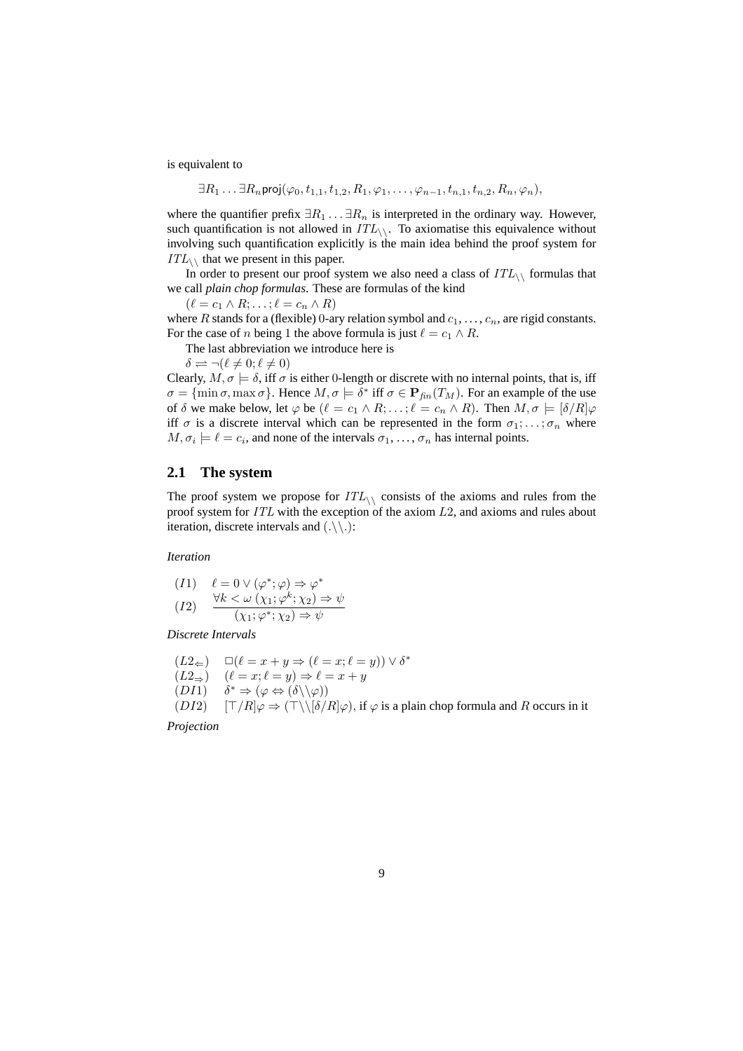is equivalent to

$$\exists R_1 \ldots \exists R_n \mathsf{proj}(\varphi_0, t_{1,1}, t_{1,2}, R_1, \varphi_1, \ldots, \varphi_{n-1}, t_{n,1}, t_{n,2}, R_n, \varphi_n),$$

where the quantifier prefix $\exists R_1 \ldots \exists R_n$ is interpreted in the ordinary way. However, such quantification is not allowed in $ITL_{\backslash\backslash}$. To axiomatise this equivalence without involving such quantification explicitly is the main idea behind the proof system for $ITL_{\backslash\backslash}$ that we present in this paper.

In order to present our proof system we also need a class of $ITL_{\backslash\backslash}$ formulas that we call *plain chop formulas*. These are formulas of the kind

$(\ell = c_1 \wedge R; \ldots ; \ell = c_n \wedge R)$

where $R$ stands for a (flexible) 0-ary relation symbol and $c_1, \ldots, c_n$, are rigid constants. For the case of $n$ being 1 the above formula is just $\ell = c_1 \wedge R$.

The last abbreviation we introduce here is

$\delta \rightleftharpoons \neg(\ell \neq 0; \ell \neq 0)$

Clearly, $M, \sigma \models \delta$, iff $\sigma$ is either 0-length or discrete with no internal points, that is, iff $\sigma = \{\min \sigma, \max \sigma\}$. Hence $M, \sigma \models \delta^*$ iff $\sigma \in \mathbf{P}_{fin}(T_M)$. For an example of the use of $\delta$ we make below, let $\varphi$ be $(\ell = c_1 \wedge R; \ldots ; \ell = c_n \wedge R)$. Then $M, \sigma \models [\delta/R]\varphi$ iff $\sigma$ is a discrete interval which can be represented in the form $\sigma_1; \ldots ; \sigma_n$ where $M, \sigma_i \models \ell = c_i$, and none of the intervals $\sigma_1, \ldots, \sigma_n$ has internal points.

## 2.1 The system

The proof system we propose for $ITL_{\backslash\backslash}$ consists of the axioms and rules from the proof system for $ITL$ with the exception of the axiom $L2$, and axioms and rules about iteration, discrete intervals and $(.\backslash\backslash.)$:

*Iteration*

$(I1)$ $\quad \ell = 0 \vee (\varphi^*; \varphi) \Rightarrow \varphi^*$

$(I2)$ $\quad \dfrac{\forall k < \omega \ (\chi_1; \varphi^k; \chi_2) \Rightarrow \psi}{(\chi_1; \varphi^*; \chi_2) \Rightarrow \psi}$

*Discrete Intervals*

$(L2_{\Leftarrow})$ $\quad \Box(\ell = x + y \Rightarrow (\ell = x; \ell = y)) \vee \delta^*$

$(L2_{\Rightarrow})$ $\quad (\ell = x; \ell = y) \Rightarrow \ell = x + y$

$(DI1)$ $\quad \delta^* \Rightarrow (\varphi \Leftrightarrow (\delta\backslash\backslash\varphi))$

$(DI2)$ $\quad [\top/R]\varphi \Rightarrow (\top\backslash\backslash[\delta/R]\varphi)$, if $\varphi$ is a plain chop formula and $R$ occurs in it

*Projection*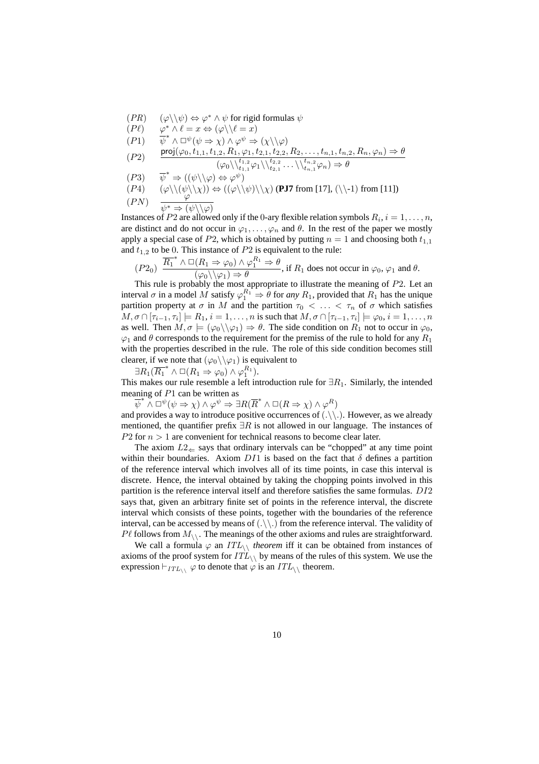$(PR)$ $\quad (\varphi\backslash\backslash\psi) \Leftrightarrow \varphi^* \wedge \psi$ for rigid formulas $\psi$

$(P\ell)$ $\quad \varphi^* \wedge \ell = x \Leftrightarrow (\varphi\backslash\backslash\ell = x)$

$(P1)$ $\quad \overline{\psi}^* \wedge \Box^\psi(\psi \Rightarrow \chi) \wedge \varphi^\psi \Rightarrow (\chi\backslash\backslash\varphi)$

$$(P2) \quad \frac{\mathsf{proj}(\varphi_0, t_{1,1}, t_{1,2}, R_1, \varphi_1, t_{2,1}, t_{2,2}, R_2, \ldots, t_{n,1}, t_{n,2}, R_n, \varphi_n) \Rightarrow \theta}{(\varphi_0\backslash\backslash_{t_{1,1}}^{t_{1,2}}\varphi_1\backslash\backslash_{t_{2,1}}^{t_{2,2}} \ldots \backslash\backslash_{t_{n,1}}^{t_{n,2}}\varphi_n) \Rightarrow \theta}$$

$(P3)$ $\quad \overline{\psi}^* \Rightarrow ((\psi\backslash\backslash\varphi) \Leftrightarrow \varphi^\psi)$

$(P4)$ $\quad (\varphi\backslash\backslash(\psi\backslash\backslash\chi)) \Leftrightarrow ((\varphi\backslash\backslash\psi)\backslash\backslash\chi)$ (**PJ7** from [17], $(\backslash\backslash$-1) from [11])

$$(PN) \quad \frac{\varphi}{\psi^* \Rightarrow (\psi\backslash\backslash\varphi)}$$

Instances of $P2$ are allowed only if the 0-ary flexible relation symbols $R_i, i = 1, \ldots, n$, are distinct and do not occur in $\varphi_1, \ldots, \varphi_n$ and $\theta$. In the rest of the paper we mostly apply a special case of $P2$, which is obtained by putting $n = 1$ and choosing both $t_{1,1}$ and $t_{1,2}$ to be 0. This instance of $P2$ is equivalent to the rule:

$$(P2_0) \quad \frac{\overline{R_1}^* \wedge \Box(R_1 \Rightarrow \varphi_0) \wedge \varphi_1^{R_1} \Rightarrow \theta}{(\varphi_0\backslash\backslash\varphi_1) \Rightarrow \theta}, \text{ if } R_1 \text{ does not occur in } \varphi_0, \varphi_1 \text{ and } \theta.$$

This rule is probably the most appropriate to illustrate the meaning of $P2$. Let an interval $\sigma$ in a model $M$ satisfy $\varphi_1^{R_1} \Rightarrow \theta$ for *any* $R_1$, provided that $R_1$ has the unique partition property at $\sigma$ in $M$ and the partition $\tau_0 < \ldots < \tau_n$ of $\sigma$ which satisfies $M, \sigma \cap [\tau_{i-1}, \tau_i] \models R_1, i = 1, \ldots, n$ is such that $M, \sigma \cap [\tau_{i-1}, \tau_i] \models \varphi_0, i = 1, \ldots, n$ as well. Then $M, \sigma \models (\varphi_0\backslash\backslash\varphi_1) \Rightarrow \theta$. The side condition on $R_1$ not to occur in $\varphi_0$, $\varphi_1$ and $\theta$ corresponds to the requirement for the premiss of the rule to hold for any $R_1$ with the properties described in the rule. The role of this side condition becomes still clearer, if we note that $(\varphi_0\backslash\backslash\varphi_1)$ is equivalent to

$\exists R_1(\overline{R_1}^* \wedge \Box(R_1 \Rightarrow \varphi_0) \wedge \varphi_1^{R_1})$.

This makes our rule resemble a left introduction rule for $\exists R_1$. Similarly, the intended meaning of $P1$ can be written as

$\overline{\psi}^* \wedge \Box^\psi(\psi \Rightarrow \chi) \wedge \varphi^\psi \Rightarrow \exists R(\overline{R}^* \wedge \Box(R \Rightarrow \chi) \wedge \varphi^R)$

and provides a way to introduce positive occurrences of $(.\backslash\backslash.)$. However, as we already mentioned, the quantifier prefix $\exists R$ is not allowed in our language. The instances of $P2$ for $n > 1$ are convenient for technical reasons to become clear later.

The axiom $L2_\Leftarrow$ says that ordinary intervals can be "chopped" at any time point within their boundaries. Axiom $DI1$ is based on the fact that $\delta$ defines a partition of the reference interval which involves all of its time points, in case this interval is discrete. Hence, the interval obtained by taking the chopping points involved in this partition is the reference interval itself and therefore satisfies the same formulas. $DI2$ says that, given an arbitrary finite set of points in the reference interval, the discrete interval which consists of these points, together with the boundaries of the reference interval, can be accessed by means of $(.\backslash\backslash.)$ from the reference interval. The validity of $P\ell$ follows from $M_{\backslash\backslash}$. The meanings of the other axioms and rules are straightforward.

We call a formula $\varphi$ an $ITL_{\backslash\backslash}$ *theorem* iff it can be obtained from instances of axioms of the proof system for $ITL_{\backslash\backslash}$ by means of the rules of this system. We use the expression $\vdash_{ITL_{\backslash\backslash}} \varphi$ to denote that $\varphi$ is an $ITL_{\backslash\backslash}$ theorem.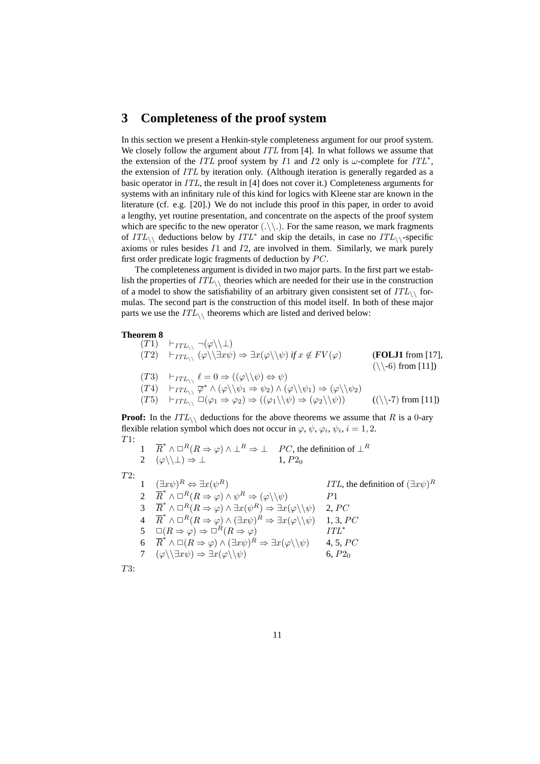## 3 Completeness of the proof system

In this section we present a Henkin-style completeness argument for our proof system. We closely follow the argument about $ITL$ from [4]. In what follows we assume that the extension of the $ITL$ proof system by $I1$ and $I2$ only is $\omega$-complete for $ITL^*$, the extension of $ITL$ by iteration only. (Although iteration is generally regarded as a basic operator in $ITL$, the result in [4] does not cover it.) Completeness arguments for systems with an infinitary rule of this kind for logics with Kleene star are known in the literature (cf. e.g. [20].) We do not include this proof in this paper, in order to avoid a lengthy, yet routine presentation, and concentrate on the aspects of the proof system which are specific to the new operator $(.\backslash\backslash.)$. For the same reason, we mark fragments of $ITL_{\backslash\backslash}$ deductions below by $ITL^*$ and skip the details, in case no $ITL_{\backslash\backslash}$-specific axioms or rules besides $I1$ and $I2$, are involved in them. Similarly, we mark purely first order predicate logic fragments of deduction by $PC$.

The completeness argument is divided in two major parts. In the first part we establish the properties of $ITL_{\backslash\backslash}$ theories which are needed for their use in the construction of a model to show the satisfiability of an arbitrary given consistent set of $ITL_{\backslash\backslash}$ formulas. The second part is the construction of this model itself. In both of these major parts we use the $ITL_{\backslash\backslash}$ theorems which are listed and derived below:

**Theorem 8**

| | | |
|---|---|---|
| $(T1)$ | $\vdash_{ITL_{\backslash\backslash}} \neg(\varphi\backslash\backslash\bot)$ | |
| $(T2)$ | $\vdash_{ITL_{\backslash\backslash}} (\varphi\backslash\backslash\exists x\psi) \Rightarrow \exists x(\varphi\backslash\backslash\psi)$ *if* $x \notin FV(\varphi)$ | (**FOLJ1** from [17], $(\backslash\backslash\text{-}6)$ from [11]) |
| $(T3)$ | $\vdash_{ITL_{\backslash\backslash}} \ell = 0 \Rightarrow ((\varphi\backslash\backslash\psi) \Leftrightarrow \psi)$ | |
| $(T4)$ | $\vdash_{ITL_{\backslash\backslash}} \overline{\varphi}^* \wedge (\varphi\backslash\backslash\psi_1 \Rightarrow \psi_2) \wedge (\varphi\backslash\backslash\psi_1) \Rightarrow (\varphi\backslash\backslash\psi_2)$ | |
| $(T5)$ | $\vdash_{ITL_{\backslash\backslash}} \Box(\varphi_1 \Rightarrow \varphi_2) \Rightarrow ((\varphi_1\backslash\backslash\psi) \Rightarrow (\varphi_2\backslash\backslash\psi))$ | $((\backslash\backslash\text{-}7)$ from [11]) |

**Proof:** In the $ITL_{\backslash\backslash}$ deductions for the above theorems we assume that $R$ is a 0-ary flexible relation symbol which does not occur in $\varphi$, $\psi$, $\varphi_i$, $\psi_i$, $i = 1, 2$.

$T1$:

| | | |
|---|---|---|
| 1 | $\overline{R}^* \wedge \Box^R(R \Rightarrow \varphi) \wedge \bot^R \Rightarrow \bot$ | $PC$, the definition of $\bot^R$ |
| 2 | $(\varphi\backslash\backslash\bot) \Rightarrow \bot$ | 1, $P2_0$ |

$T2$:

| | | |
|---|---|---|
| 1 | $(\exists x\psi)^R \Leftrightarrow \exists x(\psi^R)$ | $ITL$, the definition of $(\exists x\psi)^R$ |
| 2 | $\overline{R}^* \wedge \Box^R(R \Rightarrow \varphi) \wedge \psi^R \Rightarrow (\varphi\backslash\backslash\psi)$ | $P1$ |
| 3 | $\overline{R}^* \wedge \Box^R(R \Rightarrow \varphi) \wedge \exists x(\psi^R) \Rightarrow \exists x(\varphi\backslash\backslash\psi)$ | 2, $PC$ |
| 4 | $\overline{R}^* \wedge \Box^R(R \Rightarrow \varphi) \wedge (\exists x\psi)^R \Rightarrow \exists x(\varphi\backslash\backslash\psi)$ | 1, 3, $PC$ |
| 5 | $\Box(R \Rightarrow \varphi) \Rightarrow \Box^R(R \Rightarrow \varphi)$ | $ITL^*$ |
| 6 | $\overline{R}^* \wedge \Box(R \Rightarrow \varphi) \wedge (\exists x\psi)^R \Rightarrow \exists x(\varphi\backslash\backslash\psi)$ | 4, 5, $PC$ |
| 7 | $(\varphi\backslash\backslash\exists x\psi) \Rightarrow \exists x(\varphi\backslash\backslash\psi)$ | 6, $P2_0$ |

$T3$: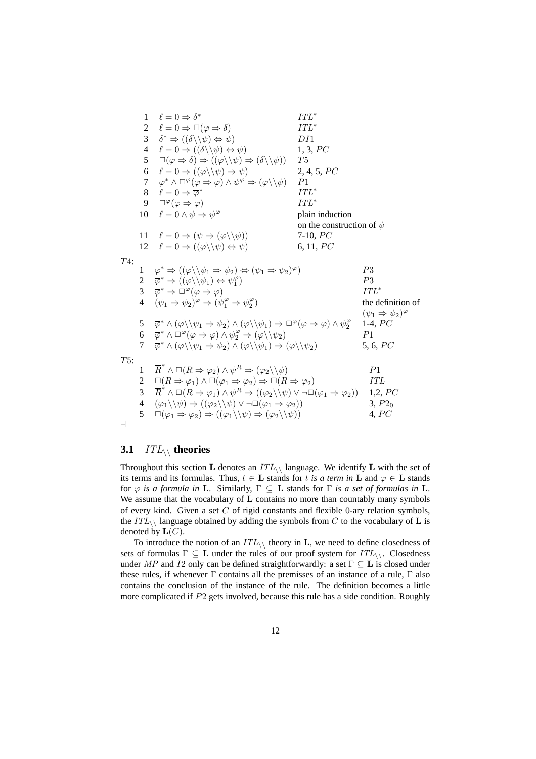| | | |
|---|---|---|
| 1 | $\ell = 0 \Rightarrow \delta^*$ | $ITL^*$ |
| 2 | $\ell = 0 \Rightarrow \Box(\varphi \Rightarrow \delta)$ | $ITL^*$ |
| 3 | $\delta^* \Rightarrow ((\delta\backslash\backslash\psi) \Leftrightarrow \psi)$ | $DI1$ |
| 4 | $\ell = 0 \Rightarrow ((\delta\backslash\backslash\psi) \Leftrightarrow \psi)$ | 1, 3, $PC$ |
| 5 | $\Box(\varphi \Rightarrow \delta) \Rightarrow ((\varphi\backslash\backslash\psi) \Rightarrow (\delta\backslash\backslash\psi))$ | $T5$ |
| 6 | $\ell = 0 \Rightarrow ((\varphi\backslash\backslash\psi) \Rightarrow \psi)$ | 2, 4, 5, $PC$ |
| 7 | $\overline{\varphi}^* \wedge \Box^\varphi(\varphi \Rightarrow \varphi) \wedge \psi^\varphi \Rightarrow (\varphi\backslash\backslash\psi)$ | $P1$ |
| 8 | $\ell = 0 \Rightarrow \overline{\varphi}^*$ | $ITL^*$ |
| 9 | $\Box^\varphi(\varphi \Rightarrow \varphi)$ | $ITL^*$ |
| 10 | $\ell = 0 \wedge \psi \Rightarrow \psi^\varphi$ | plain induction on the construction of $\psi$ |
| 11 | $\ell = 0 \Rightarrow (\psi \Rightarrow (\varphi\backslash\backslash\psi))$ | 7-10, $PC$ |
| 12 | $\ell = 0 \Rightarrow ((\varphi\backslash\backslash\psi) \Leftrightarrow \psi)$ | 6, 11, $PC$ |

$T4$:

| | | |
|---|---|---|
| 1 | $\overline{\varphi}^* \Rightarrow ((\varphi\backslash\backslash\psi_1 \Rightarrow \psi_2) \Leftrightarrow (\psi_1 \Rightarrow \psi_2)^\varphi)$ | $P3$ |
| 2 | $\overline{\varphi}^* \Rightarrow ((\varphi\backslash\backslash\psi_1) \Leftrightarrow \psi_1^\varphi)$ | $P3$ |
| 3 | $\overline{\varphi}^* \Rightarrow \Box^\varphi(\varphi \Rightarrow \varphi)$ | $ITL^*$ |
| 4 | $(\psi_1 \Rightarrow \psi_2)^\varphi \Rightarrow (\psi_1^\varphi \Rightarrow \psi_2^\varphi)$ | the definition of $(\psi_1 \Rightarrow \psi_2)^\varphi$ |
| 5 | $\overline{\varphi}^* \wedge (\varphi\backslash\backslash\psi_1 \Rightarrow \psi_2) \wedge (\varphi\backslash\backslash\psi_1) \Rightarrow \Box^\varphi(\varphi \Rightarrow \varphi) \wedge \psi_2^\varphi$ | 1-4, $PC$ |
| 6 | $\overline{\varphi}^* \wedge \Box^\varphi(\varphi \Rightarrow \varphi) \wedge \psi_2^\varphi \Rightarrow (\varphi\backslash\backslash\psi_2)$ | $P1$ |
| 7 | $\overline{\varphi}^* \wedge (\varphi\backslash\backslash\psi_1 \Rightarrow \psi_2) \wedge (\varphi\backslash\backslash\psi_1) \Rightarrow (\varphi\backslash\backslash\psi_2)$ | 5, 6, $PC$ |

$T5$:

| | | |
|---|---|---|
| 1 | $\overline{R}^* \wedge \Box(R \Rightarrow \varphi_2) \wedge \psi^R \Rightarrow (\varphi_2\backslash\backslash\psi)$ | $P1$ |
| 2 | $\Box(R \Rightarrow \varphi_1) \wedge \Box(\varphi_1 \Rightarrow \varphi_2) \Rightarrow \Box(R \Rightarrow \varphi_2)$ | $ITL$ |
| 3 | $\overline{R}^* \wedge \Box(R \Rightarrow \varphi_1) \wedge \psi^R \Rightarrow ((\varphi_2\backslash\backslash\psi) \vee \neg\Box(\varphi_1 \Rightarrow \varphi_2))$ | 1,2, $PC$ |
| 4 | $(\varphi_1\backslash\backslash\psi) \Rightarrow ((\varphi_2\backslash\backslash\psi) \vee \neg\Box(\varphi_1 \Rightarrow \varphi_2))$ | 3, $P2_0$ |
| 5 | $\Box(\varphi_1 \Rightarrow \varphi_2) \Rightarrow ((\varphi_1\backslash\backslash\psi) \Rightarrow (\varphi_2\backslash\backslash\psi))$ | 4, $PC$ |

$\dashv$

### 3.1 $ITL_{\backslash\backslash}$ theories

Throughout this section **L** denotes an $ITL_{\backslash\backslash}$ language. We identify **L** with the set of its terms and its formulas. Thus, $t \in \mathbf{L}$ stands for *$t$ is a term in* **L** and $\varphi \in \mathbf{L}$ stands for *$\varphi$ is a formula in* **L**. Similarly, $\Gamma \subseteq \mathbf{L}$ stands for *$\Gamma$ is a set of formulas in* **L**. We assume that the vocabulary of **L** contains no more than countably many symbols of every kind. Given a set $C$ of rigid constants and flexible 0-ary relation symbols, the $ITL_{\backslash\backslash}$ language obtained by adding the symbols from $C$ to the vocabulary of **L** is denoted by $\mathbf{L}(C)$.

To introduce the notion of an $ITL_{\backslash\backslash}$ theory in **L**, we need to define closedness of sets of formulas $\Gamma \subseteq \mathbf{L}$ under the rules of our proof system for $ITL_{\backslash\backslash}$. Closedness under $MP$ and $I2$ only can be defined straightforwardly: a set $\Gamma \subseteq \mathbf{L}$ is closed under these rules, if whenever $\Gamma$ contains all the premisses of an instance of a rule, $\Gamma$ also contains the conclusion of the instance of the rule. The definition becomes a little more complicated if $P2$ gets involved, because this rule has a side condition. Roughly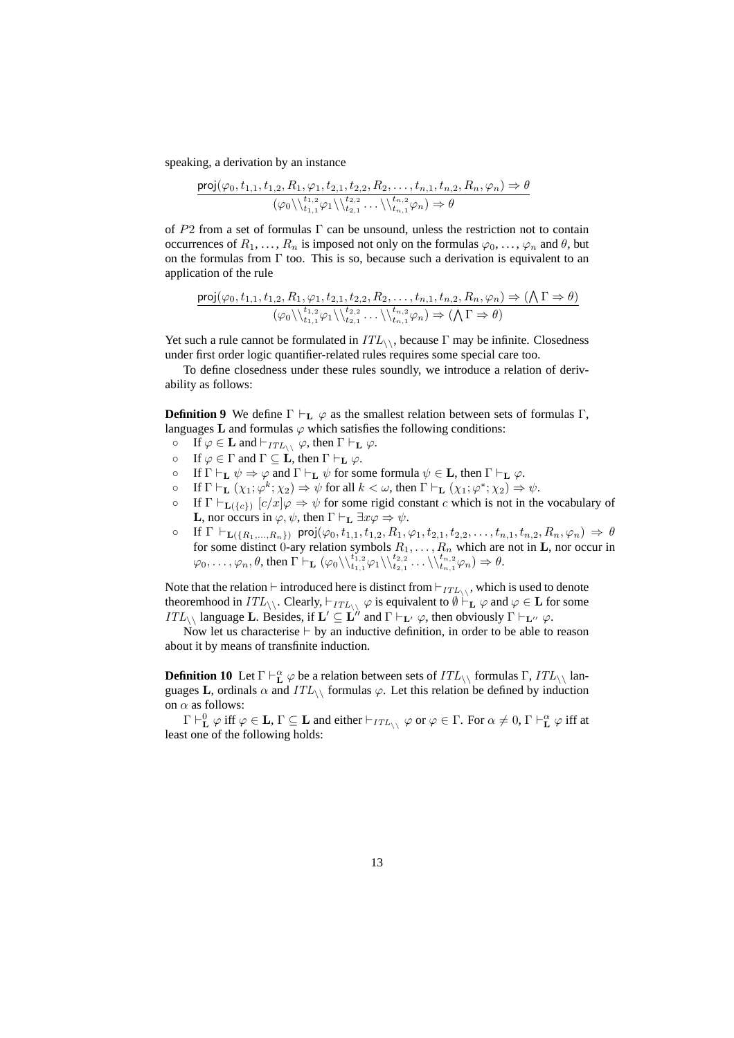speaking, a derivation by an instance

$$\frac{\mathsf{proj}(\varphi_0, t_{1,1}, t_{1,2}, R_1, \varphi_1, t_{2,1}, t_{2,2}, R_2, \dots, t_{n,1}, t_{n,2}, R_n, \varphi_n) \Rightarrow \theta}{(\varphi_0 \backslash\backslash_{t_{1,1}}^{t_{1,2}} \varphi_1 \backslash\backslash_{t_{2,1}}^{t_{2,2}} \dots \backslash\backslash_{t_{n,1}}^{t_{n,2}} \varphi_n) \Rightarrow \theta}$$

of $P2$ from a set of formulas $\Gamma$ can be unsound, unless the restriction not to contain occurrences of $R_1, \dots, R_n$ is imposed not only on the formulas $\varphi_0, \dots, \varphi_n$ and $\theta$, but on the formulas from $\Gamma$ too. This is so, because such a derivation is equivalent to an application of the rule

$$\frac{\mathsf{proj}(\varphi_0, t_{1,1}, t_{1,2}, R_1, \varphi_1, t_{2,1}, t_{2,2}, R_2, \dots, t_{n,1}, t_{n,2}, R_n, \varphi_n) \Rightarrow (\bigwedge \Gamma \Rightarrow \theta)}{(\varphi_0 \backslash\backslash_{t_{1,1}}^{t_{1,2}} \varphi_1 \backslash\backslash_{t_{2,1}}^{t_{2,2}} \dots \backslash\backslash_{t_{n,1}}^{t_{n,2}} \varphi_n) \Rightarrow (\bigwedge \Gamma \Rightarrow \theta)}$$

Yet such a rule cannot be formulated in $ITL_{\backslash\backslash}$, because $\Gamma$ may be infinite. Closedness under first order logic quantifier-related rules requires some special care too.

To define closedness under these rules soundly, we introduce a relation of derivability as follows:

**Definition 9** We define $\Gamma \vdash_{\mathbf{L}} \varphi$ as the smallest relation between sets of formulas $\Gamma$, languages $\mathbf{L}$ and formulas $\varphi$ which satisfies the following conditions:

- If $\varphi \in \mathbf{L}$ and $\vdash_{ITL_{\backslash\backslash}} \varphi$, then $\Gamma \vdash_{\mathbf{L}} \varphi$.
- If $\varphi \in \Gamma$ and $\Gamma \subseteq \mathbf{L}$, then $\Gamma \vdash_{\mathbf{L}} \varphi$.
- If $\Gamma \vdash_{\mathbf{L}} \psi \Rightarrow \varphi$ and $\Gamma \vdash_{\mathbf{L}} \psi$ for some formula $\psi \in \mathbf{L}$, then $\Gamma \vdash_{\mathbf{L}} \varphi$.
- If $\Gamma \vdash_{\mathbf{L}} (\chi_1; \varphi^k; \chi_2) \Rightarrow \psi$ for all $k < \omega$, then $\Gamma \vdash_{\mathbf{L}} (\chi_1; \varphi^*; \chi_2) \Rightarrow \psi$.
- If $\Gamma \vdash_{\mathbf{L}(\{c\})} [c/x]\varphi \Rightarrow \psi$ for some rigid constant $c$ which is not in the vocabulary of $\mathbf{L}$, nor occurs in $\varphi, \psi$, then $\Gamma \vdash_{\mathbf{L}} \exists x \varphi \Rightarrow \psi$.
- If $\Gamma \vdash_{\mathbf{L}(\{R_1,\dots,R_n\})} \mathsf{proj}(\varphi_0, t_{1,1}, t_{1,2}, R_1, \varphi_1, t_{2,1}, t_{2,2}, \dots, t_{n,1}, t_{n,2}, R_n, \varphi_n) \Rightarrow \theta$ for some distinct 0-ary relation symbols $R_1, \dots, R_n$ which are not in $\mathbf{L}$, nor occur in $\varphi_0, \dots, \varphi_n, \theta$, then $\Gamma \vdash_{\mathbf{L}} (\varphi_0 \backslash\backslash_{t_{1,1}}^{t_{1,2}} \varphi_1 \backslash\backslash_{t_{2,1}}^{t_{2,2}} \dots \backslash\backslash_{t_{n,1}}^{t_{n,2}} \varphi_n) \Rightarrow \theta$.

Note that the relation $\vdash$ introduced here is distinct from $\vdash_{ITL_{\backslash\backslash}}$, which is used to denote theoremhood in $ITL_{\backslash\backslash}$. Clearly, $\vdash_{ITL_{\backslash\backslash}} \varphi$ is equivalent to $\emptyset \vdash_{\mathbf{L}} \varphi$ and $\varphi \in \mathbf{L}$ for some $ITL_{\backslash\backslash}$ language $\mathbf{L}$. Besides, if $\mathbf{L}' \subseteq \mathbf{L}''$ and $\Gamma \vdash_{\mathbf{L}'} \varphi$, then obviously $\Gamma \vdash_{\mathbf{L}''} \varphi$.

Now let us characterise $\vdash$ by an inductive definition, in order to be able to reason about it by means of transfinite induction.

**Definition 10** Let $\Gamma \vdash_{\mathbf{L}}^{\alpha} \varphi$ be a relation between sets of $ITL_{\backslash\backslash}$ formulas $\Gamma$, $ITL_{\backslash\backslash}$ languages $\mathbf{L}$, ordinals $\alpha$ and $ITL_{\backslash\backslash}$ formulas $\varphi$. Let this relation be defined by induction on $\alpha$ as follows:

$\Gamma \vdash_{\mathbf{L}}^{0} \varphi$ iff $\varphi \in \mathbf{L}$, $\Gamma \subseteq \mathbf{L}$ and either $\vdash_{ITL_{\backslash\backslash}} \varphi$ or $\varphi \in \Gamma$. For $\alpha \neq 0$, $\Gamma \vdash_{\mathbf{L}}^{\alpha} \varphi$ iff at least one of the following holds: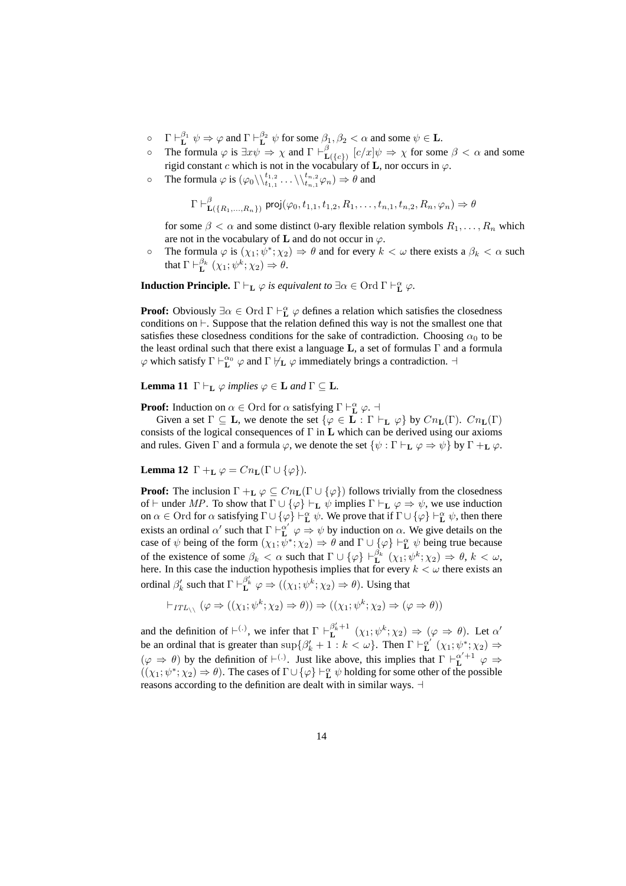- $\Gamma \vdash^{\beta_1}_{\mathbf{L}} \psi \Rightarrow \varphi$ and $\Gamma \vdash^{\beta_2}_{\mathbf{L}} \psi$ for some $\beta_1, \beta_2 < \alpha$ and some $\psi \in \mathbf{L}$.
- The formula $\varphi$ is $\exists x\psi \Rightarrow \chi$ and $\Gamma \vdash^{\beta}_{\mathbf{L}(\{c\})} [c/x]\psi \Rightarrow \chi$ for some $\beta < \alpha$ and some rigid constant $c$ which is not in the vocabulary of $\mathbf{L}$, nor occurs in $\varphi$.
- The formula $\varphi$ is $(\varphi_0 \backslash\backslash^{t_{1,2}}_{t_{1,1}} \dots \backslash\backslash^{t_{n,2}}_{t_{n,1}} \varphi_n) \Rightarrow \theta$ and

  $$\Gamma \vdash^{\beta}_{\mathbf{L}(\{R_1,\dots,R_n\})} \mathsf{proj}(\varphi_0, t_{1,1}, t_{1,2}, R_1, \dots, t_{n,1}, t_{n,2}, R_n, \varphi_n) \Rightarrow \theta$$

  for some $\beta < \alpha$ and some distinct 0-ary flexible relation symbols $R_1, \dots, R_n$ which are not in the vocabulary of $\mathbf{L}$ and do not occur in $\varphi$.
- The formula $\varphi$ is $(\chi_1; \psi^*; \chi_2) \Rightarrow \theta$ and for every $k < \omega$ there exists a $\beta_k < \alpha$ such that $\Gamma \vdash^{\beta_k}_{\mathbf{L}} (\chi_1; \psi^k; \chi_2) \Rightarrow \theta$.

**Induction Principle.** *$\Gamma \vdash_{\mathbf{L}} \varphi$ is equivalent to $\exists \alpha \in \mathrm{Ord}\ \Gamma \vdash^{\alpha}_{\mathbf{L}} \varphi$.*

**Proof:** Obviously $\exists \alpha \in \mathrm{Ord}\ \Gamma \vdash^{\alpha}_{\mathbf{L}} \varphi$ defines a relation which satisfies the closedness conditions on $\vdash$. Suppose that the relation defined this way is not the smallest one that satisfies these closedness conditions for the sake of contradiction. Choosing $\alpha_0$ to be the least ordinal such that there exist a language $\mathbf{L}$, a set of formulas $\Gamma$ and a formula $\varphi$ which satisfy $\Gamma \vdash^{\alpha_0}_{\mathbf{L}} \varphi$ and $\Gamma \not\vdash_{\mathbf{L}} \varphi$ immediately brings a contradiction. $\dashv$

**Lemma 11** *$\Gamma \vdash_{\mathbf{L}} \varphi$ implies $\varphi \in \mathbf{L}$ and $\Gamma \subseteq \mathbf{L}$.*

**Proof:** Induction on $\alpha \in \mathrm{Ord}$ for $\alpha$ satisfying $\Gamma \vdash^{\alpha}_{\mathbf{L}} \varphi$. $\dashv$

Given a set $\Gamma \subseteq \mathbf{L}$, we denote the set $\{\varphi \in \mathbf{L} : \Gamma \vdash_{\mathbf{L}} \varphi\}$ by $Cn_{\mathbf{L}}(\Gamma)$. $Cn_{\mathbf{L}}(\Gamma)$ consists of the logical consequences of $\Gamma$ in $\mathbf{L}$ which can be derived using our axioms and rules. Given $\Gamma$ and a formula $\varphi$, we denote the set $\{\psi : \Gamma \vdash_{\mathbf{L}} \varphi \Rightarrow \psi\}$ by $\Gamma +_{\mathbf{L}} \varphi$.

**Lemma 12** *$\Gamma +_{\mathbf{L}} \varphi = Cn_{\mathbf{L}}(\Gamma \cup \{\varphi\})$.*

**Proof:** The inclusion $\Gamma +_{\mathbf{L}} \varphi \subseteq Cn_{\mathbf{L}}(\Gamma \cup \{\varphi\})$ follows trivially from the closedness of $\vdash$ under $MP$. To show that $\Gamma \cup \{\varphi\} \vdash_{\mathbf{L}} \psi$ implies $\Gamma \vdash_{\mathbf{L}} \varphi \Rightarrow \psi$, we use induction on $\alpha \in \mathrm{Ord}$ for $\alpha$ satisfying $\Gamma \cup \{\varphi\} \vdash^{\alpha}_{\mathbf{L}} \psi$. We prove that if $\Gamma \cup \{\varphi\} \vdash^{\alpha}_{\mathbf{L}} \psi$, then there exists an ordinal $\alpha'$ such that $\Gamma \vdash^{\alpha'}_{\mathbf{L}} \varphi \Rightarrow \psi$ by induction on $\alpha$. We give details on the case of $\psi$ being of the form $(\chi_1; \psi^*; \chi_2) \Rightarrow \theta$ and $\Gamma \cup \{\varphi\} \vdash^{\alpha}_{\mathbf{L}} \psi$ being true because of the existence of some $\beta_k < \alpha$ such that $\Gamma \cup \{\varphi\} \vdash^{\beta_k}_{\mathbf{L}} (\chi_1; \psi^k; \chi_2) \Rightarrow \theta$, $k < \omega$, here. In this case the induction hypothesis implies that for every $k < \omega$ there exists an ordinal $\beta'_k$ such that $\Gamma \vdash^{\beta'_k}_{\mathbf{L}} \varphi \Rightarrow ((\chi_1; \psi^k; \chi_2) \Rightarrow \theta)$. Using that

$$\vdash_{ITL_{\backslash\backslash}} (\varphi \Rightarrow ((\chi_1; \psi^k; \chi_2) \Rightarrow \theta)) \Rightarrow ((\chi_1; \psi^k; \chi_2) \Rightarrow (\varphi \Rightarrow \theta))$$

and the definition of $\vdash^{(.)}$, we infer that $\Gamma \vdash^{\beta'_k+1}_{\mathbf{L}} (\chi_1; \psi^k; \chi_2) \Rightarrow (\varphi \Rightarrow \theta)$. Let $\alpha'$ be an ordinal that is greater than $\sup\{\beta'_k + 1 : k < \omega\}$. Then $\Gamma \vdash^{\alpha'}_{\mathbf{L}} (\chi_1; \psi^*; \chi_2) \Rightarrow (\varphi \Rightarrow \theta)$ by the definition of $\vdash^{(.)}$. Just like above, this implies that $\Gamma \vdash^{\alpha'+1}_{\mathbf{L}} \varphi \Rightarrow ((\chi_1; \psi^*; \chi_2) \Rightarrow \theta)$. The cases of $\Gamma \cup \{\varphi\} \vdash^{\alpha}_{\mathbf{L}} \psi$ holding for some other of the possible reasons according to the definition are dealt with in similar ways. $\dashv$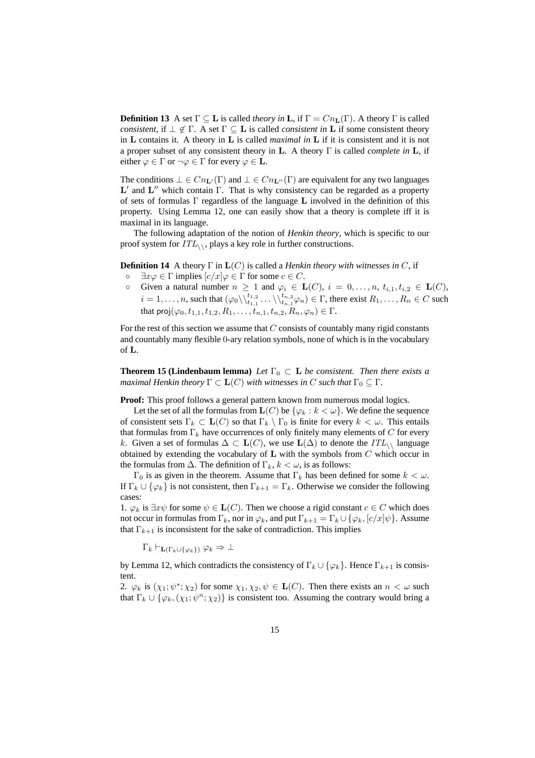**Definition 13** A set $\Gamma \subseteq \mathbf{L}$ is called *theory in* $\mathbf{L}$, if $\Gamma = Cn_{\mathbf{L}}(\Gamma)$. A theory $\Gamma$ is called *consistent*, if $\bot \notin \Gamma$. A set $\Gamma \subseteq \mathbf{L}$ is called *consistent in* $\mathbf{L}$ if some consistent theory in $\mathbf{L}$ contains it. A theory in $\mathbf{L}$ is called *maximal in* $\mathbf{L}$ if it is consistent and it is not a proper subset of any consistent theory in $\mathbf{L}$. A theory $\Gamma$ is called *complete in* $\mathbf{L}$, if either $\varphi \in \Gamma$ or $\neg\varphi \in \Gamma$ for every $\varphi \in \mathbf{L}$.

The conditions $\bot \in Cn_{\mathbf{L}'}(\Gamma)$ and $\bot \in Cn_{\mathbf{L}''}(\Gamma)$ are equivalent for any two languages $\mathbf{L}'$ and $\mathbf{L}''$ which contain $\Gamma$. That is why consistency can be regarded as a property of sets of formulas $\Gamma$ regardless of the language $\mathbf{L}$ involved in the definition of this property. Using Lemma 12, one can easily show that a theory is complete iff it is maximal in its language.

The following adaptation of the notion of *Henkin theory*, which is specific to our proof system for $ITL_{\backslash\backslash}$, plays a key role in further constructions.

**Definition 14** A theory $\Gamma$ in $\mathbf{L}(C)$ is called a *Henkin theory with witnesses in* $C$, if

- $\exists x\varphi \in \Gamma$ implies $[c/x]\varphi \in \Gamma$ for some $c \in C$.
- Given a natural number $n \geq 1$ and $\varphi_i \in \mathbf{L}(C)$, $i = 0, \ldots, n$, $t_{i,1}, t_{i,2} \in \mathbf{L}(C)$, $i = 1, \ldots, n$, such that $(\varphi_0 \backslash\backslash_{t_{1,1}}^{t_{1,2}} \ldots \backslash\backslash_{t_{n,1}}^{t_{n,2}} \varphi_n) \in \Gamma$, there exist $R_1, \ldots, R_n \in C$ such that $\mathsf{proj}(\varphi_0, t_{1,1}, t_{1,2}, R_1, \ldots, t_{n,1}, t_{n,2}, R_n, \varphi_n) \in \Gamma$.

For the rest of this section we assume that $C$ consists of countably many rigid constants and countably many flexible 0-ary relation symbols, none of which is in the vocabulary of $\mathbf{L}$.

**Theorem 15 (Lindenbaum lemma)** *Let $\Gamma_0 \subset \mathbf{L}$ be consistent. Then there exists a maximal Henkin theory $\Gamma \subset \mathbf{L}(C)$ with witnesses in $C$ such that $\Gamma_0 \subseteq \Gamma$.*

**Proof:** This proof follows a general pattern known from numerous modal logics.

Let the set of all the formulas from $\mathbf{L}(C)$ be $\{\varphi_k : k < \omega\}$. We define the sequence of consistent sets $\Gamma_k \subset \mathbf{L}(C)$ so that $\Gamma_k \setminus \Gamma_0$ is finite for every $k < \omega$. This entails that formulas from $\Gamma_k$ have occurrences of only finitely many elements of $C$ for every $k$. Given a set of formulas $\Delta \subset \mathbf{L}(C)$, we use $\mathbf{L}(\Delta)$ to denote the $ITL_{\backslash\backslash}$ language obtained by extending the vocabulary of $\mathbf{L}$ with the symbols from $C$ which occur in the formulas from $\Delta$. The definition of $\Gamma_k$, $k < \omega$, is as follows:

$\Gamma_0$ is as given in the theorem. Assume that $\Gamma_k$ has been defined for some $k < \omega$. If $\Gamma_k \cup \{\varphi_k\}$ is not consistent, then $\Gamma_{k+1} = \Gamma_k$. Otherwise we consider the following cases:

1. $\varphi_k$ is $\exists x\psi$ for some $\psi \in \mathbf{L}(C)$. Then we choose a rigid constant $c \in C$ which does not occur in formulas from $\Gamma_k$, nor in $\varphi_k$, and put $\Gamma_{k+1} = \Gamma_k \cup \{\varphi_k, [c/x]\psi\}$. Assume that $\Gamma_{k+1}$ is inconsistent for the sake of contradiction. This implies

$$\Gamma_k \vdash_{\mathbf{L}(\Gamma_k \cup \{\varphi_k\})} \varphi_k \Rightarrow \bot$$

by Lemma 12, which contradicts the consistency of $\Gamma_k \cup \{\varphi_k\}$. Hence $\Gamma_{k+1}$ is consistent.

2. $\varphi_k$ is $(\chi_1; \psi^*; \chi_2)$ for some $\chi_1, \chi_2, \psi \in \mathbf{L}(C)$. Then there exists an $n < \omega$ such that $\Gamma_k \cup \{\varphi_k, (\chi_1; \psi^n; \chi_2)\}$ is consistent too. Assuming the contrary would bring a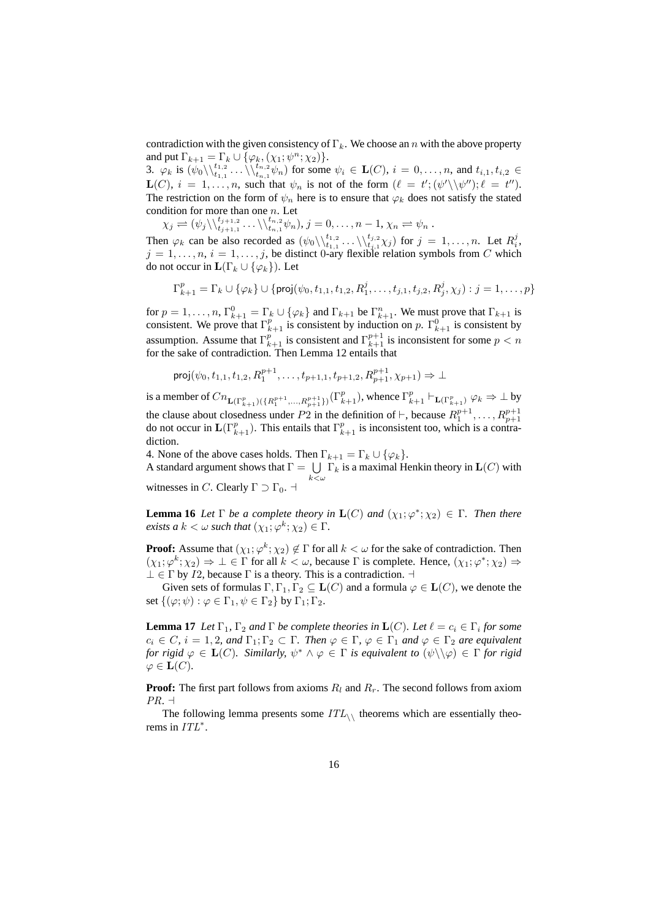contradiction with the given consistency of $\Gamma_k$. We choose an $n$ with the above property and put $\Gamma_{k+1} = \Gamma_k \cup \{\varphi_k, (\chi_1; \psi^n; \chi_2)\}$.

3. $\varphi_k$ is $(\psi_0 \backslash\backslash^{t_{1,2}}_{t_{1,1}} \dots \backslash\backslash^{t_{n,2}}_{t_{n,1}} \psi_n)$ for some $\psi_i \in \mathbf{L}(C)$, $i = 0, \dots, n$, and $t_{i,1}, t_{i,2} \in \mathbf{L}(C)$, $i = 1, \dots, n$, such that $\psi_n$ is not of the form $(\ell = t'; (\psi' \backslash\backslash \psi''); \ell = t'')$. The restriction on the form of $\psi_n$ here is to ensure that $\varphi_k$ does not satisfy the stated condition for more than one $n$. Let

$\chi_j \rightleftharpoons (\psi_j \backslash\backslash^{t_{j+1,2}}_{t_{j+1,1}} \dots \backslash\backslash^{t_{n,2}}_{t_{n,1}} \psi_n)$, $j = 0, \dots, n-1$, $\chi_n \rightleftharpoons \psi_n$ .

Then $\varphi_k$ can be also recorded as $(\psi_0 \backslash\backslash^{t_{1,2}}_{t_{1,1}} \dots \backslash\backslash^{t_{j,2}}_{t_{j,1}} \chi_j)$ for $j = 1, \dots, n$. Let $R^j_i$, $j = 1, \dots, n$, $i = 1, \dots, j$, be distinct 0-ary flexible relation symbols from $C$ which do not occur in $\mathbf{L}(\Gamma_k \cup \{\varphi_k\})$. Let

$$\Gamma^p_{k+1} = \Gamma_k \cup \{\varphi_k\} \cup \{\mathsf{proj}(\psi_0, t_{1,1}, t_{1,2}, R^j_1, \dots, t_{j,1}, t_{j,2}, R^j_j, \chi_j) : j = 1, \dots, p\}$$

for $p = 1, \dots, n$, $\Gamma^0_{k+1} = \Gamma_k \cup \{\varphi_k\}$ and $\Gamma_{k+1}$ be $\Gamma^n_{k+1}$. We must prove that $\Gamma_{k+1}$ is consistent. We prove that $\Gamma^p_{k+1}$ is consistent by induction on $p$. $\Gamma^0_{k+1}$ is consistent by assumption. Assume that $\Gamma^p_{k+1}$ is consistent and $\Gamma^{p+1}_{k+1}$ is inconsistent for some $p < n$ for the sake of contradiction. Then Lemma 12 entails that

$$\mathsf{proj}(\psi_0, t_{1,1}, t_{1,2}, R^{p+1}_1, \dots, t_{p+1,1}, t_{p+1,2}, R^{p+1}_{p+1}, \chi_{p+1}) \Rightarrow \bot$$

is a member of $Cn_{\mathbf{L}(\Gamma^p_{k+1})(\{R^{p+1}_1, \dots, R^{p+1}_{p+1}\})}(\Gamma^p_{k+1})$, whence $\Gamma^p_{k+1} \vdash_{\mathbf{L}(\Gamma^p_{k+1})} \varphi_k \Rightarrow \bot$ by the clause about closedness under $P2$ in the definition of $\vdash$, because $R^{p+1}_1, \dots, R^{p+1}_{p+1}$ do not occur in $\mathbf{L}(\Gamma^p_{k+1})$. This entails that $\Gamma^p_{k+1}$ is inconsistent too, which is a contradiction.

4. None of the above cases holds. Then $\Gamma_{k+1} = \Gamma_k \cup \{\varphi_k\}$.

A standard argument shows that $\Gamma = \bigcup\limits_{k<\omega} \Gamma_k$ is a maximal Henkin theory in $\mathbf{L}(C)$ with witnesses in $C$. Clearly $\Gamma \supset \Gamma_0$. $\dashv$

**Lemma 16** *Let $\Gamma$ be a complete theory in $\mathbf{L}(C)$ and $(\chi_1; \varphi^*; \chi_2) \in \Gamma$. Then there exists a $k < \omega$ such that $(\chi_1; \varphi^k; \chi_2) \in \Gamma$.*

**Proof:** Assume that $(\chi_1; \varphi^k; \chi_2) \notin \Gamma$ for all $k < \omega$ for the sake of contradiction. Then $(\chi_1; \varphi^k; \chi_2) \Rightarrow \bot \in \Gamma$ for all $k < \omega$, because $\Gamma$ is complete. Hence, $(\chi_1; \varphi^*; \chi_2) \Rightarrow \bot \in \Gamma$ by $I2$, because $\Gamma$ is a theory. This is a contradiction. $\dashv$

Given sets of formulas $\Gamma, \Gamma_1, \Gamma_2 \subseteq \mathbf{L}(C)$ and a formula $\varphi \in \mathbf{L}(C)$, we denote the set $\{(\varphi; \psi) : \varphi \in \Gamma_1, \psi \in \Gamma_2\}$ by $\Gamma_1; \Gamma_2$.

**Lemma 17** *Let $\Gamma_1$, $\Gamma_2$ and $\Gamma$ be complete theories in $\mathbf{L}(C)$. Let $\ell = c_i \in \Gamma_i$ for some $c_i \in C$, $i = 1, 2$, and $\Gamma_1; \Gamma_2 \subset \Gamma$. Then $\varphi \in \Gamma$, $\varphi \in \Gamma_1$ and $\varphi \in \Gamma_2$ are equivalent for rigid $\varphi \in \mathbf{L}(C)$. Similarly, $\psi^* \wedge \varphi \in \Gamma$ is equivalent to $(\psi \backslash\backslash \varphi) \in \Gamma$ for rigid $\varphi \in \mathbf{L}(C)$.*

**Proof:** The first part follows from axioms $R_l$ and $R_r$. The second follows from axiom $PR$. $\dashv$

The following lemma presents some $ITL_{\backslash\backslash}$ theorems which are essentially theorems in $ITL^*$.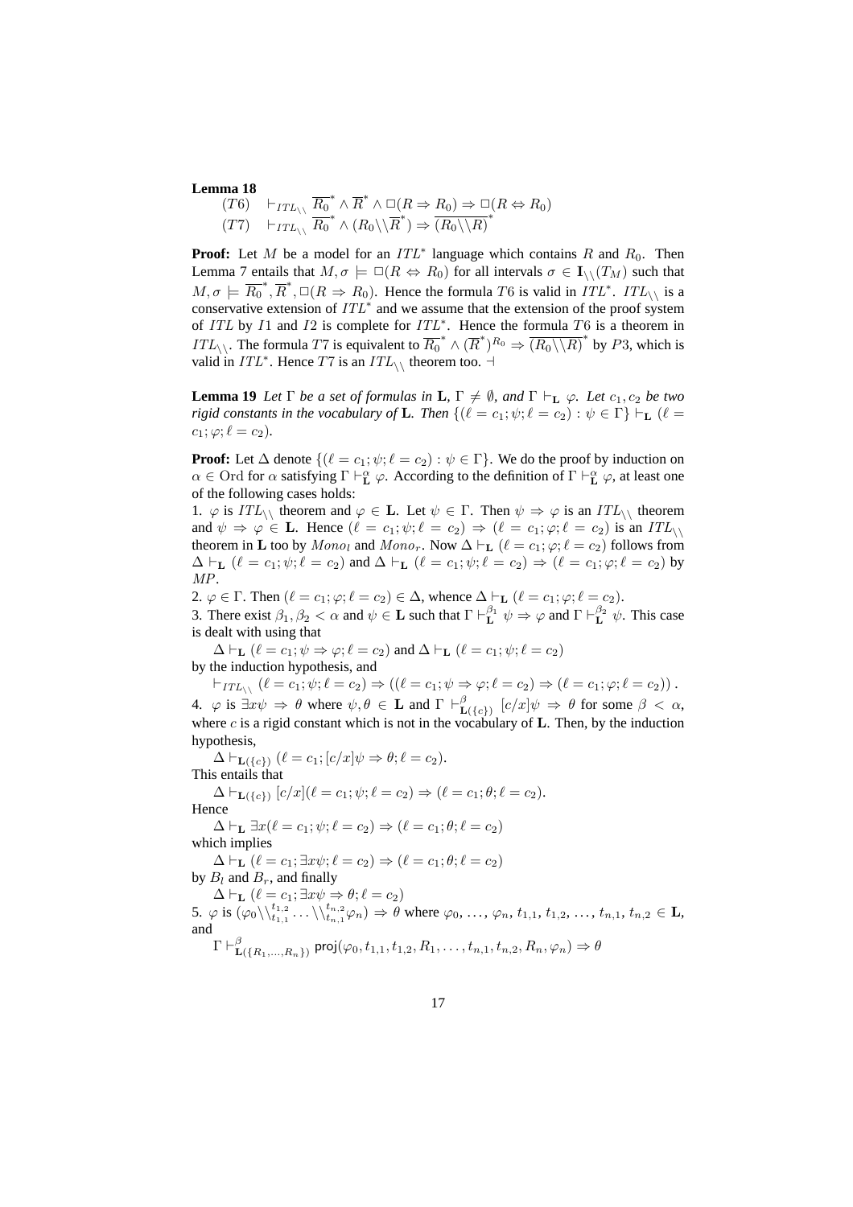**Lemma 18**

$$(T6) \quad \vdash_{ITL_{\backslash\backslash}} \overline{R_0}^* \wedge \overline{R}^* \wedge \Box(R \Rightarrow R_0) \Rightarrow \Box(R \Leftrightarrow R_0)$$
$$(T7) \quad \vdash_{ITL_{\backslash\backslash}} \overline{R_0}^* \wedge (R_0 \backslash\backslash \overline{R}^*) \Rightarrow \overline{(R_0 \backslash\backslash R)}^*$$

**Proof:** Let $M$ be a model for an $ITL^*$ language which contains $R$ and $R_0$. Then Lemma 7 entails that $M, \sigma \models \Box(R \Leftrightarrow R_0)$ for all intervals $\sigma \in \mathbf{I}_{\backslash\backslash}(T_M)$ such that $M, \sigma \models \overline{R_0}^*, \overline{R}^*, \Box(R \Rightarrow R_0)$. Hence the formula $T6$ is valid in $ITL^*$. $ITL_{\backslash\backslash}$ is a conservative extension of $ITL^*$ and we assume that the extension of the proof system of $ITL$ by $I1$ and $I2$ is complete for $ITL^*$. Hence the formula $T6$ is a theorem in $ITL_{\backslash\backslash}$. The formula $T7$ is equivalent to $\overline{R_0}^* \wedge (\overline{R}^*)^{R_0} \Rightarrow \overline{(R_0 \backslash\backslash R)}^*$ by $P3$, which is valid in $ITL^*$. Hence $T7$ is an $ITL_{\backslash\backslash}$ theorem too. $\dashv$

**Lemma 19** *Let $\Gamma$ be a set of formulas in $\mathbf{L}$, $\Gamma \neq \emptyset$, and $\Gamma \vdash_{\mathbf{L}} \varphi$. Let $c_1, c_2$ be two rigid constants in the vocabulary of $\mathbf{L}$. Then $\{(\ell = c_1; \psi; \ell = c_2) : \psi \in \Gamma\} \vdash_{\mathbf{L}} (\ell = c_1; \varphi; \ell = c_2)$.*

**Proof:** Let $\Delta$ denote $\{(\ell = c_1; \psi; \ell = c_2) : \psi \in \Gamma\}$. We do the proof by induction on $\alpha \in \mathrm{Ord}$ for $\alpha$ satisfying $\Gamma \vdash^{\alpha}_{\mathbf{L}} \varphi$. According to the definition of $\Gamma \vdash^{\alpha}_{\mathbf{L}} \varphi$, at least one of the following cases holds:

1. $\varphi$ is $ITL_{\backslash\backslash}$ theorem and $\varphi \in \mathbf{L}$. Let $\psi \in \Gamma$. Then $\psi \Rightarrow \varphi$ is an $ITL_{\backslash\backslash}$ theorem and $\psi \Rightarrow \varphi \in \mathbf{L}$. Hence $(\ell = c_1; \psi; \ell = c_2) \Rightarrow (\ell = c_1; \varphi; \ell = c_2)$ is an $ITL_{\backslash\backslash}$ theorem in $\mathbf{L}$ too by $Mono_l$ and $Mono_r$. Now $\Delta \vdash_{\mathbf{L}} (\ell = c_1; \varphi; \ell = c_2)$ follows from $\Delta \vdash_{\mathbf{L}} (\ell = c_1; \psi; \ell = c_2)$ and $\Delta \vdash_{\mathbf{L}} (\ell = c_1; \psi; \ell = c_2) \Rightarrow (\ell = c_1; \varphi; \ell = c_2)$ by $MP$.

2. $\varphi \in \Gamma$. Then $(\ell = c_1; \varphi; \ell = c_2) \in \Delta$, whence $\Delta \vdash_{\mathbf{L}} (\ell = c_1; \varphi; \ell = c_2)$.

3. There exist $\beta_1, \beta_2 < \alpha$ and $\psi \in \mathbf{L}$ such that $\Gamma \vdash^{\beta_1}_{\mathbf{L}} \psi \Rightarrow \varphi$ and $\Gamma \vdash^{\beta_2}_{\mathbf{L}} \psi$. This case is dealt with using that

$$\Delta \vdash_{\mathbf{L}} (\ell = c_1; \psi \Rightarrow \varphi; \ell = c_2) \text{ and } \Delta \vdash_{\mathbf{L}} (\ell = c_1; \psi; \ell = c_2)$$

by the induction hypothesis, and

$$\vdash_{ITL_{\backslash\backslash}} (\ell = c_1; \psi; \ell = c_2) \Rightarrow ((\ell = c_1; \psi \Rightarrow \varphi; \ell = c_2) \Rightarrow (\ell = c_1; \varphi; \ell = c_2)).$$

4. $\varphi$ is $\exists x \psi \Rightarrow \theta$ where $\psi, \theta \in \mathbf{L}$ and $\Gamma \vdash^{\beta}_{\mathbf{L}(\{c\})} [c/x]\psi \Rightarrow \theta$ for some $\beta < \alpha$, where $c$ is a rigid constant which is not in the vocabulary of $\mathbf{L}$. Then, by the induction hypothesis,

$$\Delta \vdash_{\mathbf{L}(\{c\})} (\ell = c_1; [c/x]\psi \Rightarrow \theta; \ell = c_2).$$

This entails that

$$\Delta \vdash_{\mathbf{L}(\{c\})} [c/x](\ell = c_1; \psi; \ell = c_2) \Rightarrow (\ell = c_1; \theta; \ell = c_2).$$

Hence

$$\Delta \vdash_{\mathbf{L}} \exists x(\ell = c_1; \psi; \ell = c_2) \Rightarrow (\ell = c_1; \theta; \ell = c_2)$$

which implies

$$\Delta \vdash_{\mathbf{L}} (\ell = c_1; \exists x\psi; \ell = c_2) \Rightarrow (\ell = c_1; \theta; \ell = c_2)$$

by $B_l$ and $B_r$, and finally

$$\Delta \vdash_{\mathbf{L}} (\ell = c_1; \exists x\psi \Rightarrow \theta; \ell = c_2)$$

5. $\varphi$ is $(\varphi_0 \backslash\backslash^{t_{1,2}}_{t_{1,1}} \ldots \backslash\backslash^{t_{n,2}}_{t_{n,1}} \varphi_n) \Rightarrow \theta$ where $\varphi_0, \ldots, \varphi_n, t_{1,1}, t_{1,2}, \ldots, t_{n,1}, t_{n,2} \in \mathbf{L}$, and

$$\Gamma \vdash^{\beta}_{\mathbf{L}(\{R_1,\ldots,R_n\})} \mathsf{proj}(\varphi_0, t_{1,1}, t_{1,2}, R_1, \ldots, t_{n,1}, t_{n,2}, R_n, \varphi_n) \Rightarrow \theta$$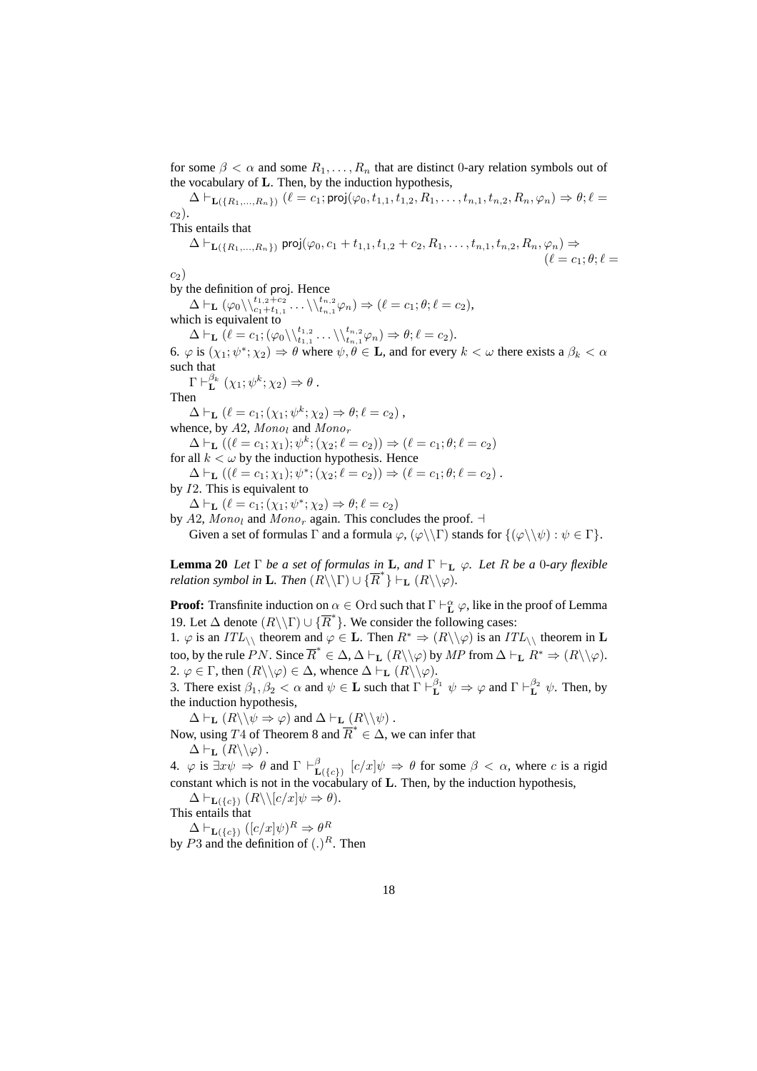for some $\beta < \alpha$ and some $R_1, \ldots, R_n$ that are distinct 0-ary relation symbols out of the vocabulary of $\mathbf{L}$. Then, by the induction hypothesis,

$$\Delta \vdash_{\mathbf{L}(\{R_1,\ldots,R_n\})} (\ell = c_1; \mathsf{proj}(\varphi_0, t_{1,1}, t_{1,2}, R_1, \ldots, t_{n,1}, t_{n,2}, R_n, \varphi_n) \Rightarrow \theta; \ell = c_2).$$

This entails that

$$\Delta \vdash_{\mathbf{L}(\{R_1,\ldots,R_n\})} \mathsf{proj}(\varphi_0, c_1 + t_{1,1}, t_{1,2} + c_2, R_1, \ldots, t_{n,1}, t_{n,2}, R_n, \varphi_n) \Rightarrow (\ell = c_1; \theta; \ell = c_2)$$

by the definition of $\mathsf{proj}$. Hence

$$\Delta \vdash_{\mathbf{L}} (\varphi_0 \backslash\backslash_{c_1+t_{1,1}}^{t_{1,2}+c_2} \ldots \backslash\backslash_{t_{n,1}}^{t_{n,2}} \varphi_n) \Rightarrow (\ell = c_1; \theta; \ell = c_2),$$

which is equivalent to

$$\Delta \vdash_{\mathbf{L}} (\ell = c_1; (\varphi_0 \backslash\backslash_{t_{1,1}}^{t_{1,2}} \ldots \backslash\backslash_{t_{n,1}}^{t_{n,2}} \varphi_n) \Rightarrow \theta; \ell = c_2).$$

6. $\varphi$ is $(\chi_1; \psi^*; \chi_2) \Rightarrow \theta$ where $\psi, \theta \in \mathbf{L}$, and for every $k < \omega$ there exists a $\beta_k < \alpha$ such that

$$\Gamma \vdash_{\mathbf{L}}^{\beta_k} (\chi_1; \psi^k; \chi_2) \Rightarrow \theta .$$

Then

$$\Delta \vdash_{\mathbf{L}} (\ell = c_1; (\chi_1; \psi^k; \chi_2) \Rightarrow \theta; \ell = c_2) ,$$

whence, by $A2$, $Mono_l$ and $Mono_r$

$$\Delta \vdash_{\mathbf{L}} ((\ell = c_1; \chi_1); \psi^k; (\chi_2; \ell = c_2)) \Rightarrow (\ell = c_1; \theta; \ell = c_2)$$

for all $k < \omega$ by the induction hypothesis. Hence

$$\Delta \vdash_{\mathbf{L}} ((\ell = c_1; \chi_1); \psi^*; (\chi_2; \ell = c_2)) \Rightarrow (\ell = c_1; \theta; \ell = c_2) .$$

by $I2$. This is equivalent to

$$\Delta \vdash_{\mathbf{L}} (\ell = c_1; (\chi_1; \psi^*; \chi_2) \Rightarrow \theta; \ell = c_2)$$

by $A2$, $Mono_l$ and $Mono_r$ again. This concludes the proof. $\dashv$

Given a set of formulas $\Gamma$ and a formula $\varphi$, $(\varphi \backslash\backslash \Gamma)$ stands for $\{(\varphi \backslash\backslash \psi) : \psi \in \Gamma\}$.

**Lemma 20** *Let $\Gamma$ be a set of formulas in $\mathbf{L}$, and $\Gamma \vdash_{\mathbf{L}} \varphi$. Let $R$ be a 0-ary flexible relation symbol in $\mathbf{L}$. Then $(R \backslash\backslash \Gamma) \cup \{\overline{R}^*\} \vdash_{\mathbf{L}} (R \backslash\backslash \varphi)$.*

**Proof:** Transfinite induction on $\alpha \in \mathrm{Ord}$ such that $\Gamma \vdash_{\mathbf{L}}^{\alpha} \varphi$, like in the proof of Lemma 19. Let $\Delta$ denote $(R \backslash\backslash \Gamma) \cup \{\overline{R}^*\}$. We consider the following cases:

1. $\varphi$ is an $ITL_{\backslash\backslash}$ theorem and $\varphi \in \mathbf{L}$. Then $R^* \Rightarrow (R \backslash\backslash \varphi)$ is an $ITL_{\backslash\backslash}$ theorem in $\mathbf{L}$ too, by the rule $PN$. Since $\overline{R}^* \in \Delta$, $\Delta \vdash_{\mathbf{L}} (R \backslash\backslash \varphi)$ by $MP$ from $\Delta \vdash_{\mathbf{L}} R^* \Rightarrow (R \backslash\backslash \varphi)$.
2. $\varphi \in \Gamma$, then $(R \backslash\backslash \varphi) \in \Delta$, whence $\Delta \vdash_{\mathbf{L}} (R \backslash\backslash \varphi)$.
3. There exist $\beta_1, \beta_2 < \alpha$ and $\psi \in \mathbf{L}$ such that $\Gamma \vdash_{\mathbf{L}}^{\beta_1} \psi \Rightarrow \varphi$ and $\Gamma \vdash_{\mathbf{L}}^{\beta_2} \psi$. Then, by the induction hypothesis,

$$\Delta \vdash_{\mathbf{L}} (R \backslash\backslash \psi \Rightarrow \varphi) \text{ and } \Delta \vdash_{\mathbf{L}} (R \backslash\backslash \psi) .$$

Now, using $T4$ of Theorem 8 and $\overline{R}^* \in \Delta$, we can infer that

$$\Delta \vdash_{\mathbf{L}} (R \backslash\backslash \varphi) .$$

4. $\varphi$ is $\exists x \psi \Rightarrow \theta$ and $\Gamma \vdash_{\mathbf{L}(\{c\})}^{\beta} [c/x]\psi \Rightarrow \theta$ for some $\beta < \alpha$, where $c$ is a rigid constant which is not in the vocabulary of $\mathbf{L}$. Then, by the induction hypothesis,

$$\Delta \vdash_{\mathbf{L}(\{c\})} (R \backslash\backslash [c/x]\psi \Rightarrow \theta).$$

This entails that

$$\Delta \vdash_{\mathbf{L}(\{c\})} ([c/x]\psi)^R \Rightarrow \theta^R$$

by $P3$ and the definition of $(.)^R$. Then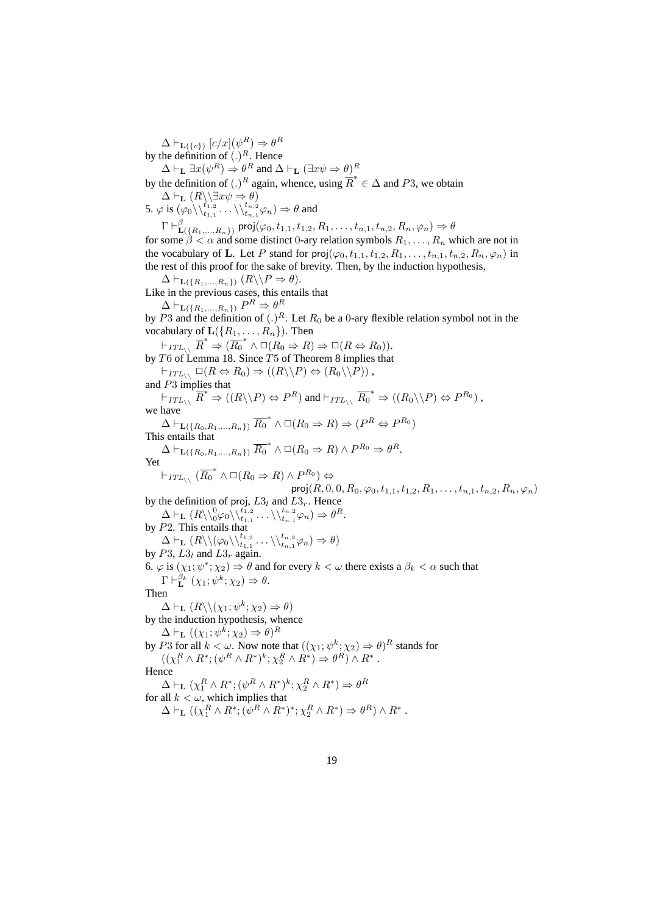$\Delta \vdash_{\mathbf{L}(\{c\})} [c/x](\psi^R) \Rightarrow \theta^R$

by the definition of $(.)^R$. Hence

$\Delta \vdash_{\mathbf{L}} \exists x(\psi^R) \Rightarrow \theta^R$ and $\Delta \vdash_{\mathbf{L}} (\exists x\psi \Rightarrow \theta)^R$

by the definition of $(.)^R$ again, whence, using $\overline{R}^* \in \Delta$ and $P3$, we obtain

$\Delta \vdash_{\mathbf{L}} (R\backslash\backslash\exists x\psi \Rightarrow \theta)$

5. $\varphi$ is $(\varphi_0\backslash\backslash^{t_{1,2}}_{t_{1,1}} \ldots \backslash\backslash^{t_{n,2}}_{t_{n,1}}\varphi_n) \Rightarrow \theta$ and

$\Gamma \vdash^{\beta}_{\mathbf{L}(\{R_1,\ldots,R_n\})} \mathsf{proj}(\varphi_0, t_{1,1}, t_{1,2}, R_1, \ldots, t_{n,1}, t_{n,2}, R_n, \varphi_n) \Rightarrow \theta$

for some $\beta < \alpha$ and some distinct $0$-ary relation symbols $R_1, \ldots, R_n$ which are not in the vocabulary of $\mathbf{L}$. Let $P$ stand for $\mathsf{proj}(\varphi_0, t_{1,1}, t_{1,2}, R_1, \ldots, t_{n,1}, t_{n,2}, R_n, \varphi_n)$ in the rest of this proof for the sake of brevity. Then, by the induction hypothesis,

$\Delta \vdash_{\mathbf{L}(\{R_1,\ldots,R_n\})} (R\backslash\backslash P \Rightarrow \theta)$.

Like in the previous cases, this entails that

$\Delta \vdash_{\mathbf{L}(\{R_1,\ldots,R_n\})} P^R \Rightarrow \theta^R$

by $P3$ and the definition of $(.)^R$. Let $R_0$ be a $0$-ary flexible relation symbol not in the vocabulary of $\mathbf{L}(\{R_1,\ldots,R_n\})$. Then

$\vdash_{ITL_{\backslash\backslash}} \overline{R}^* \Rightarrow (\overline{R_0}^* \wedge \Box(R_0 \Rightarrow R) \Rightarrow \Box(R \Leftrightarrow R_0))$.

by $T6$ of Lemma 18. Since $T5$ of Theorem 8 implies that

$\vdash_{ITL_{\backslash\backslash}} \Box(R \Leftrightarrow R_0) \Rightarrow ((R\backslash\backslash P) \Leftrightarrow (R_0\backslash\backslash P))$ ,

and $P3$ implies that

$\vdash_{ITL_{\backslash\backslash}} \overline{R}^* \Rightarrow ((R\backslash\backslash P) \Leftrightarrow P^R)$ and $\vdash_{ITL_{\backslash\backslash}} \overline{R_0}^* \Rightarrow ((R_0\backslash\backslash P) \Leftrightarrow P^{R_0})$ ,

we have

$\Delta \vdash_{\mathbf{L}(\{R_0,R_1,\ldots,R_n\})} \overline{R_0}^* \wedge \Box(R_0 \Rightarrow R) \Rightarrow (P^R \Leftrightarrow P^{R_0})$

This entails that

$\Delta \vdash_{\mathbf{L}(\{R_0,R_1,\ldots,R_n\})} \overline{R_0}^* \wedge \Box(R_0 \Rightarrow R) \wedge P^{R_0} \Rightarrow \theta^R$.

Yet

$$\vdash_{ITL_{\backslash\backslash}} (\overline{R_0}^* \wedge \Box(R_0 \Rightarrow R) \wedge P^{R_0}) \Leftrightarrow \mathsf{proj}(R, 0, 0, R_0, \varphi_0, t_{1,1}, t_{1,2}, R_1, \ldots, t_{n,1}, t_{n,2}, R_n, \varphi_n)$$

by the definition of $\mathsf{proj}$, $L3_l$ and $L3_r$. Hence

$\Delta \vdash_{\mathbf{L}} (R\backslash\backslash^0_0\varphi_0\backslash\backslash^{t_{1,2}}_{t_{1,1}} \ldots \backslash\backslash^{t_{n,2}}_{t_{n,1}}\varphi_n) \Rightarrow \theta^R$.

by $P2$. This entails that

$\Delta \vdash_{\mathbf{L}} (R\backslash\backslash(\varphi_0\backslash\backslash^{t_{1,2}}_{t_{1,1}} \ldots \backslash\backslash^{t_{n,2}}_{t_{n,1}}\varphi_n) \Rightarrow \theta)$

by $P3$, $L3_l$ and $L3_r$ again.

6. $\varphi$ is $(\chi_1; \psi^*; \chi_2) \Rightarrow \theta$ and for every $k < \omega$ there exists a $\beta_k < \alpha$ such that

$\Gamma \vdash^{\beta_k}_{\mathbf{L}} (\chi_1; \psi^k; \chi_2) \Rightarrow \theta$.

Then

$\Delta \vdash_{\mathbf{L}} (R\backslash\backslash(\chi_1; \psi^k; \chi_2) \Rightarrow \theta)$

by the induction hypothesis, whence

$\Delta \vdash_{\mathbf{L}} ((\chi_1; \psi^k; \chi_2) \Rightarrow \theta)^R$

by $P3$ for all $k < \omega$. Now note that $((\chi_1; \psi^k; \chi_2) \Rightarrow \theta)^R$ stands for

$((\chi_1^R \wedge R^*; (\psi^R \wedge R^*)^k; \chi_2^R \wedge R^*) \Rightarrow \theta^R) \wedge R^*$ .

Hence

$\Delta \vdash_{\mathbf{L}} (\chi_1^R \wedge R^*; (\psi^R \wedge R^*)^k; \chi_2^R \wedge R^*) \Rightarrow \theta^R$

for all $k < \omega$, which implies that

$\Delta \vdash_{\mathbf{L}} ((\chi_1^R \wedge R^*; (\psi^R \wedge R^*)^*; \chi_2^R \wedge R^*) \Rightarrow \theta^R) \wedge R^*$ .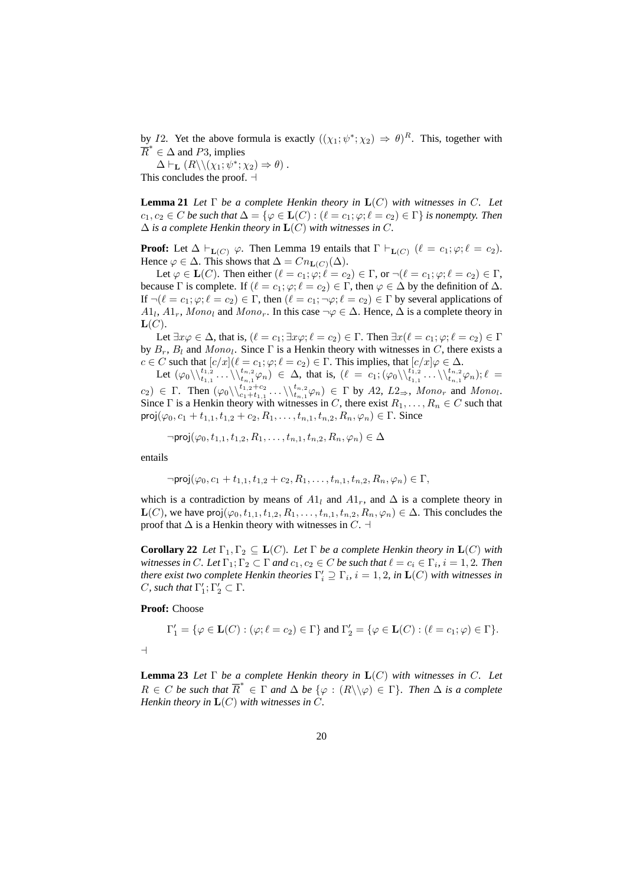by $I2$. Yet the above formula is exactly $((\chi_1;\psi^*;\chi_2) \Rightarrow \theta)^R$. This, together with $\overline{R}^* \in \Delta$ and $P3$, implies

$\Delta \vdash_{\mathbf{L}} (R\backslash\backslash(\chi_1;\psi^*;\chi_2) \Rightarrow \theta)$ .

This concludes the proof. $\dashv$

**Lemma 21** *Let $\Gamma$ be a complete Henkin theory in $\mathbf{L}(C)$ with witnesses in $C$. Let $c_1, c_2 \in C$ be such that $\Delta = \{\varphi \in \mathbf{L}(C) : (\ell = c_1; \varphi; \ell = c_2) \in \Gamma\}$ is nonempty. Then $\Delta$ is a complete Henkin theory in $\mathbf{L}(C)$ with witnesses in $C$.*

**Proof:** Let $\Delta \vdash_{\mathbf{L}(C)} \varphi$. Then Lemma 19 entails that $\Gamma \vdash_{\mathbf{L}(C)} (\ell = c_1; \varphi; \ell = c_2)$. Hence $\varphi \in \Delta$. This shows that $\Delta = Cn_{\mathbf{L}(C)}(\Delta)$.

Let $\varphi \in \mathbf{L}(C)$. Then either $(\ell = c_1; \varphi; \ell = c_2) \in \Gamma$, or $\neg(\ell = c_1; \varphi; \ell = c_2) \in \Gamma$, because $\Gamma$ is complete. If $(\ell = c_1; \varphi; \ell = c_2) \in \Gamma$, then $\varphi \in \Delta$ by the definition of $\Delta$. If $\neg(\ell = c_1; \varphi; \ell = c_2) \in \Gamma$, then $(\ell = c_1; \neg\varphi; \ell = c_2) \in \Gamma$ by several applications of $A1_l$, $A1_r$, $Mono_l$ and $Mono_r$. In this case $\neg\varphi \in \Delta$. Hence, $\Delta$ is a complete theory in $\mathbf{L}(C)$.

Let $\exists x\varphi \in \Delta$, that is, $(\ell = c_1; \exists x\varphi; \ell = c_2) \in \Gamma$. Then $\exists x(\ell = c_1; \varphi; \ell = c_2) \in \Gamma$ by $B_r$, $B_l$ and $Mono_l$. Since $\Gamma$ is a Henkin theory with witnesses in $C$, there exists a $c \in C$ such that $[c/x](\ell = c_1; \varphi; \ell = c_2) \in \Gamma$. This implies, that $[c/x]\varphi \in \Delta$.

Let $(\varphi_0\backslash\backslash_{t_{1,1}}^{t_{1,2}} \ldots \backslash\backslash_{t_{n,1}}^{t_{n,2}}\varphi_n) \in \Delta$, that is, $(\ell = c_1; (\varphi_0\backslash\backslash_{t_{1,1}}^{t_{1,2}} \ldots \backslash\backslash_{t_{n,1}}^{t_{n,2}}\varphi_n); \ell = c_2) \in \Gamma$. Then $(\varphi_0\backslash\backslash_{c_1+t_{1,1}}^{t_{1,2}+c_2} \ldots \backslash\backslash_{t_{n,1}}^{t_{n,2}}\varphi_n) \in \Gamma$ by $A2$, $L2_\Rightarrow$, $Mono_r$ and $Mono_l$. Since $\Gamma$ is a Henkin theory with witnesses in $C$, there exist $R_1, \ldots, R_n \in C$ such that $\mathsf{proj}(\varphi_0, c_1 + t_{1,1}, t_{1,2} + c_2, R_1, \ldots, t_{n,1}, t_{n,2}, R_n, \varphi_n) \in \Gamma$. Since

$$\neg\mathsf{proj}(\varphi_0, t_{1,1}, t_{1,2}, R_1, \ldots, t_{n,1}, t_{n,2}, R_n, \varphi_n) \in \Delta$$

entails

$$\neg\mathsf{proj}(\varphi_0, c_1 + t_{1,1}, t_{1,2} + c_2, R_1, \ldots, t_{n,1}, t_{n,2}, R_n, \varphi_n) \in \Gamma,$$

which is a contradiction by means of $A1_l$ and $A1_r$, and $\Delta$ is a complete theory in $\mathbf{L}(C)$, we have $\mathsf{proj}(\varphi_0, t_{1,1}, t_{1,2}, R_1, \ldots, t_{n,1}, t_{n,2}, R_n, \varphi_n) \in \Delta$. This concludes the proof that $\Delta$ is a Henkin theory with witnesses in $C$. $\dashv$

**Corollary 22** *Let $\Gamma_1, \Gamma_2 \subseteq \mathbf{L}(C)$. Let $\Gamma$ be a complete Henkin theory in $\mathbf{L}(C)$ with witnesses in $C$. Let $\Gamma_1; \Gamma_2 \subset \Gamma$ and $c_1, c_2 \in C$ be such that $\ell = c_i \in \Gamma_i$, $i = 1, 2$. Then there exist two complete Henkin theories $\Gamma'_i \supseteq \Gamma_i$, $i = 1, 2$, in $\mathbf{L}(C)$ with witnesses in $C$, such that $\Gamma'_1; \Gamma'_2 \subset \Gamma$.*

**Proof:** Choose

$$\Gamma'_1 = \{\varphi \in \mathbf{L}(C) : (\varphi; \ell = c_2) \in \Gamma\} \text{ and } \Gamma'_2 = \{\varphi \in \mathbf{L}(C) : (\ell = c_1; \varphi) \in \Gamma\}.$$

$\dashv$

**Lemma 23** *Let $\Gamma$ be a complete Henkin theory in $\mathbf{L}(C)$ with witnesses in $C$. Let $R \in C$ be such that $\overline{R}^* \in \Gamma$ and $\Delta$ be $\{\varphi : (R\backslash\backslash\varphi) \in \Gamma\}$. Then $\Delta$ is a complete Henkin theory in $\mathbf{L}(C)$ with witnesses in $C$.*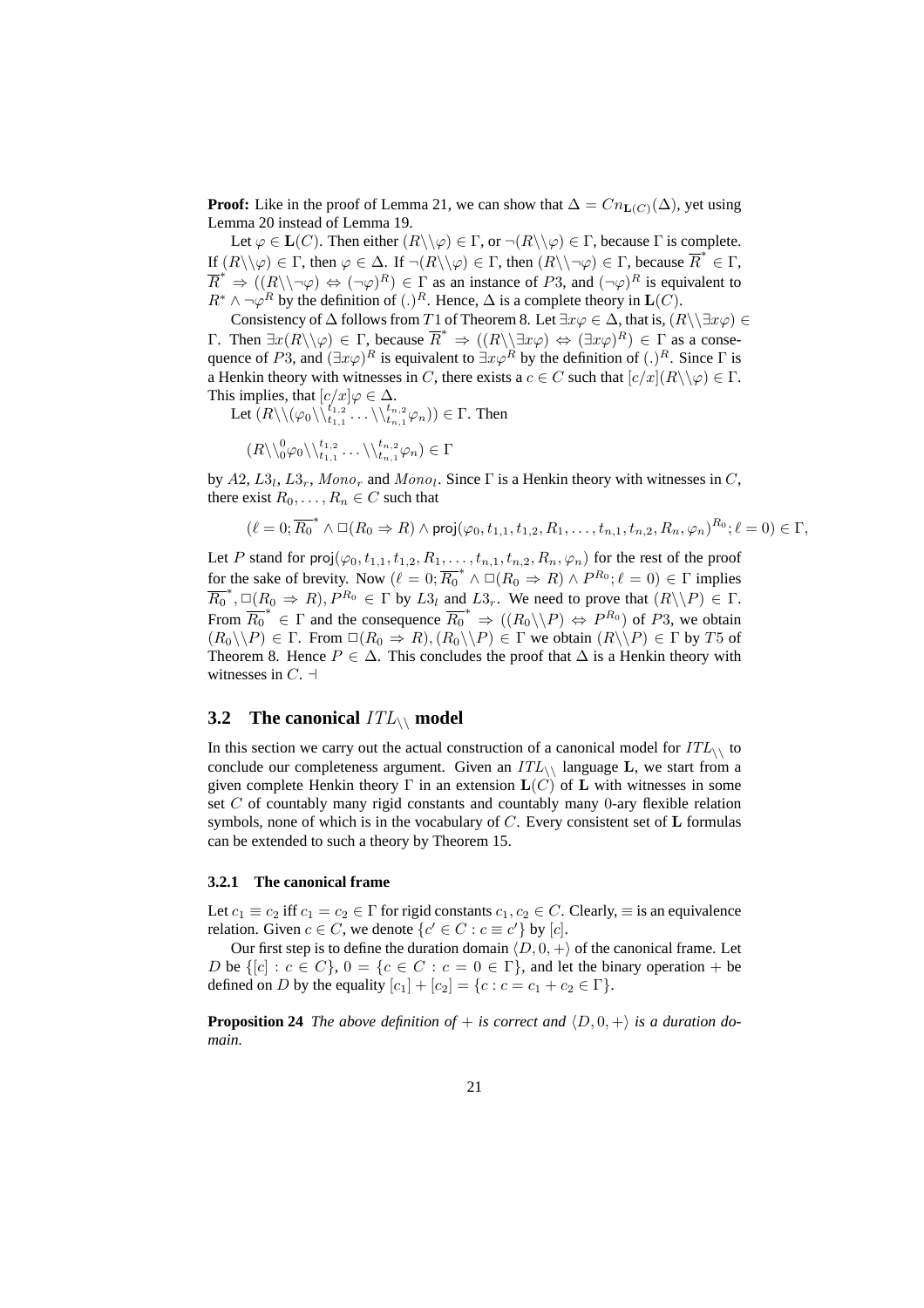**Proof:** Like in the proof of Lemma 21, we can show that $\Delta = Cn_{\mathbf{L}(C)}(\Delta)$, yet using Lemma 20 instead of Lemma 19.

Let $\varphi \in \mathbf{L}(C)$. Then either $(R\backslash\backslash\varphi) \in \Gamma$, or $\neg(R\backslash\backslash\varphi) \in \Gamma$, because $\Gamma$ is complete. If $(R\backslash\backslash\varphi) \in \Gamma$, then $\varphi \in \Delta$. If $\neg(R\backslash\backslash\varphi) \in \Gamma$, then $(R\backslash\backslash\neg\varphi) \in \Gamma$, because $\overline{R}^* \in \Gamma$, $\overline{R}^* \Rightarrow ((R\backslash\backslash\neg\varphi) \Leftrightarrow (\neg\varphi)^R) \in \Gamma$ as an instance of $P3$, and $(\neg\varphi)^R$ is equivalent to $R^* \wedge \neg\varphi^R$ by the definition of $(.)^R$. Hence, $\Delta$ is a complete theory in $\mathbf{L}(C)$.

Consistency of $\Delta$ follows from $T1$ of Theorem 8. Let $\exists x\varphi \in \Delta$, that is, $(R\backslash\backslash\exists x\varphi) \in \Gamma$. Then $\exists x(R\backslash\backslash\varphi) \in \Gamma$, because $\overline{R}^* \Rightarrow ((R\backslash\backslash\exists x\varphi) \Leftrightarrow (\exists x\varphi)^R) \in \Gamma$ as a consequence of $P3$, and $(\exists x\varphi)^R$ is equivalent to $\exists x\varphi^R$ by the definition of $(.)^R$. Since $\Gamma$ is a Henkin theory with witnesses in $C$, there exists a $c \in C$ such that $[c/x](R\backslash\backslash\varphi) \in \Gamma$. This implies, that $[c/x]\varphi \in \Delta$.

Let $(R\backslash\backslash(\varphi_0\backslash\backslash_{t_{1,1}}^{t_{1,2}} \dots \backslash\backslash_{t_{n,1}}^{t_{n,2}}\varphi_n)) \in \Gamma$. Then

$$(R\backslash\backslash_0^0\varphi_0\backslash\backslash_{t_{1,1}}^{t_{1,2}} \dots \backslash\backslash_{t_{n,1}}^{t_{n,2}}\varphi_n) \in \Gamma$$

by $A2$, $L3_l$, $L3_r$, $Mono_r$ and $Mono_l$. Since $\Gamma$ is a Henkin theory with witnesses in $C$, there exist $R_0, \dots, R_n \in C$ such that

$$(\ell = 0; \overline{R_0}^* \wedge \Box(R_0 \Rightarrow R) \wedge \mathsf{proj}(\varphi_0, t_{1,1}, t_{1,2}, R_1, \dots, t_{n,1}, t_{n,2}, R_n, \varphi_n)^{R_0}; \ell = 0) \in \Gamma,$$

Let $P$ stand for $\mathsf{proj}(\varphi_0, t_{1,1}, t_{1,2}, R_1, \dots, t_{n,1}, t_{n,2}, R_n, \varphi_n)$ for the rest of the proof for the sake of brevity. Now $(\ell = 0; \overline{R_0}^* \wedge \Box(R_0 \Rightarrow R) \wedge P^{R_0}; \ell = 0) \in \Gamma$ implies $\overline{R_0}^*, \Box(R_0 \Rightarrow R), P^{R_0} \in \Gamma$ by $L3_l$ and $L3_r$. We need to prove that $(R\backslash\backslash P) \in \Gamma$. From $\overline{R_0}^* \in \Gamma$ and the consequence $\overline{R_0}^* \Rightarrow ((R_0\backslash\backslash P) \Leftrightarrow P^{R_0})$ of $P3$, we obtain $(R_0\backslash\backslash P) \in \Gamma$. From $\Box(R_0 \Rightarrow R), (R_0\backslash\backslash P) \in \Gamma$ we obtain $(R\backslash\backslash P) \in \Gamma$ by $T5$ of Theorem 8. Hence $P \in \Delta$. This concludes the proof that $\Delta$ is a Henkin theory with witnesses in $C$. $\dashv$

## 3.2 The canonical $ITL_{\backslash\backslash}$ model

In this section we carry out the actual construction of a canonical model for $ITL_{\backslash\backslash}$ to conclude our completeness argument. Given an $ITL_{\backslash\backslash}$ language $\mathbf{L}$, we start from a given complete Henkin theory $\Gamma$ in an extension $\mathbf{L}(C)$ of $\mathbf{L}$ with witnesses in some set $C$ of countably many rigid constants and countably many 0-ary flexible relation symbols, none of which is in the vocabulary of $C$. Every consistent set of $\mathbf{L}$ formulas can be extended to such a theory by Theorem 15.

### 3.2.1 The canonical frame

Let $c_1 \equiv c_2$ iff $c_1 = c_2 \in \Gamma$ for rigid constants $c_1, c_2 \in C$. Clearly, $\equiv$ is an equivalence relation. Given $c \in C$, we denote $\{c' \in C : c \equiv c'\}$ by $[c]$.

Our first step is to define the duration domain $\langle D, 0, + \rangle$ of the canonical frame. Let $D$ be $\{[c] : c \in C\}$, $0 = \{c \in C : c = 0 \in \Gamma\}$, and let the binary operation $+$ be defined on $D$ by the equality $[c_1] + [c_2] = \{c : c = c_1 + c_2 \in \Gamma\}$.

**Proposition 24** *The above definition of $+$ is correct and $\langle D, 0, + \rangle$ is a duration domain.*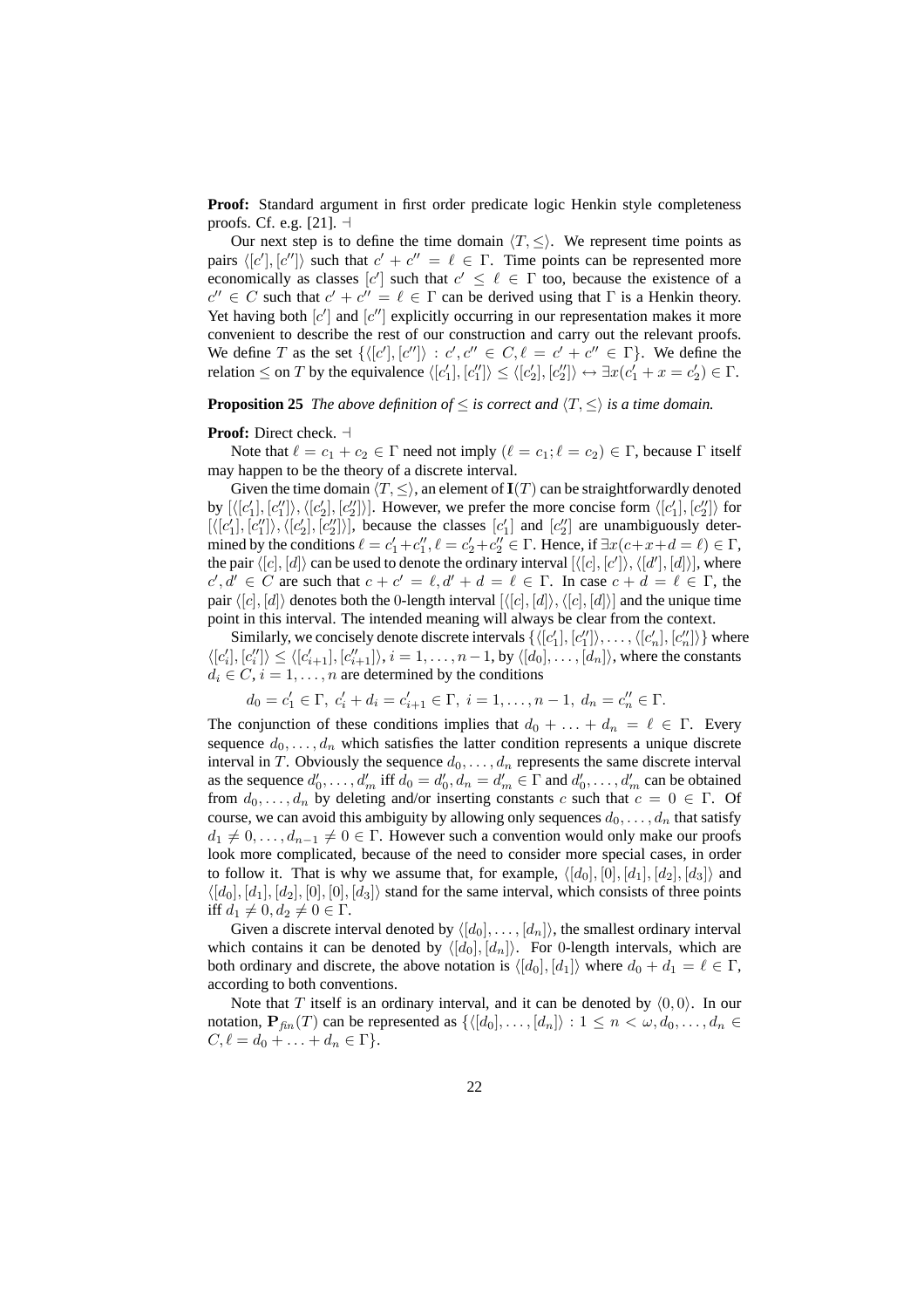**Proof:** Standard argument in first order predicate logic Henkin style completeness proofs. Cf. e.g. [21]. $\dashv$

Our next step is to define the time domain $\langle T, \leq \rangle$. We represent time points as pairs $\langle [c'], [c''] \rangle$ such that $c' + c'' = \ell \in \Gamma$. Time points can be represented more economically as classes $[c']$ such that $c' \leq \ell \in \Gamma$ too, because the existence of a $c'' \in C$ such that $c' + c'' = \ell \in \Gamma$ can be derived using that $\Gamma$ is a Henkin theory. Yet having both $[c']$ and $[c'']$ explicitly occurring in our representation makes it more convenient to describe the rest of our construction and carry out the relevant proofs. We define $T$ as the set $\{\langle [c'], [c''] \rangle : c', c'' \in C, \ell = c' + c'' \in \Gamma\}$. We define the relation $\leq$ on $T$ by the equivalence $\langle [c'_1], [c''_1] \rangle \leq \langle [c'_2], [c''_2] \rangle \leftrightarrow \exists x (c'_1 + x = c'_2) \in \Gamma$.

**Proposition 25** *The above definition of $\leq$ is correct and $\langle T, \leq \rangle$ is a time domain.*

**Proof:** Direct check. $\dashv$

Note that $\ell = c_1 + c_2 \in \Gamma$ need not imply $(\ell = c_1; \ell = c_2) \in \Gamma$, because $\Gamma$ itself may happen to be the theory of a discrete interval.

Given the time domain $\langle T, \leq \rangle$, an element of $\mathbf{I}(T)$ can be straightforwardly denoted by $[\langle [c'_1], [c''_1] \rangle, \langle [c'_2], [c''_2] \rangle]$. However, we prefer the more concise form $\langle [c'_1], [c''_2] \rangle$ for $[\langle [c'_1], [c''_1] \rangle, \langle [c'_2], [c''_2] \rangle]$, because the classes $[c'_1]$ and $[c''_2]$ are unambiguously determined by the conditions $\ell = c'_1 + c''_1, \ell = c'_2 + c''_2 \in \Gamma$. Hence, if $\exists x (c + x + d = \ell) \in \Gamma$, the pair $\langle [c], [d] \rangle$ can be used to denote the ordinary interval $[\langle [c], [c'] \rangle, \langle [d'], [d] \rangle]$, where $c', d' \in C$ are such that $c + c' = \ell, d' + d = \ell \in \Gamma$. In case $c + d = \ell \in \Gamma$, the pair $\langle [c], [d] \rangle$ denotes both the 0-length interval $[\langle [c], [d] \rangle, \langle [c], [d] \rangle]$ and the unique time point in this interval. The intended meaning will always be clear from the context.

Similarly, we concisely denote discrete intervals $\{\langle [c'_1], [c''_1] \rangle, \ldots, \langle [c'_n], [c''_n] \rangle\}$ where $\langle [c'_i], [c''_i] \rangle \leq \langle [c'_{i+1}], [c''_{i+1}] \rangle$, $i = 1, \ldots, n-1$, by $\langle [d_0], \ldots, [d_n] \rangle$, where the constants $d_i \in C$, $i = 1, \ldots, n$ are determined by the conditions

$$d_0 = c'_1 \in \Gamma,\ c'_i + d_i = c'_{i+1} \in \Gamma,\ i = 1, \ldots, n-1,\ d_n = c''_n \in \Gamma.$$

The conjunction of these conditions implies that $d_0 + \ldots + d_n = \ell \in \Gamma$. Every sequence $d_0, \ldots, d_n$ which satisfies the latter condition represents a unique discrete interval in $T$. Obviously the sequence $d_0, \ldots, d_n$ represents the same discrete interval as the sequence $d'_0, \ldots, d'_m$ iff $d_0 = d'_0, d_n = d'_m \in \Gamma$ and $d'_0, \ldots, d'_m$ can be obtained from $d_0, \ldots, d_n$ by deleting and/or inserting constants $c$ such that $c = 0 \in \Gamma$. Of course, we can avoid this ambiguity by allowing only sequences $d_0, \ldots, d_n$ that satisfy $d_1 \neq 0, \ldots, d_{n-1} \neq 0 \in \Gamma$. However such a convention would only make our proofs look more complicated, because of the need to consider more special cases, in order to follow it. That is why we assume that, for example, $\langle [d_0], [0], [d_1], [d_2], [d_3] \rangle$ and $\langle [d_0], [d_1], [d_2], [0], [0], [d_3] \rangle$ stand for the same interval, which consists of three points iff $d_1 \neq 0, d_2 \neq 0 \in \Gamma$.

Given a discrete interval denoted by $\langle [d_0], \ldots, [d_n] \rangle$, the smallest ordinary interval which contains it can be denoted by $\langle [d_0], [d_n] \rangle$. For 0-length intervals, which are both ordinary and discrete, the above notation is $\langle [d_0], [d_1] \rangle$ where $d_0 + d_1 = \ell \in \Gamma$, according to both conventions.

Note that $T$ itself is an ordinary interval, and it can be denoted by $\langle 0, 0 \rangle$. In our notation, $\mathbf{P}_{fin}(T)$ can be represented as $\{\langle [d_0], \ldots, [d_n] \rangle : 1 \leq n < \omega, d_0, \ldots, d_n \in C, \ell = d_0 + \ldots + d_n \in \Gamma\}$.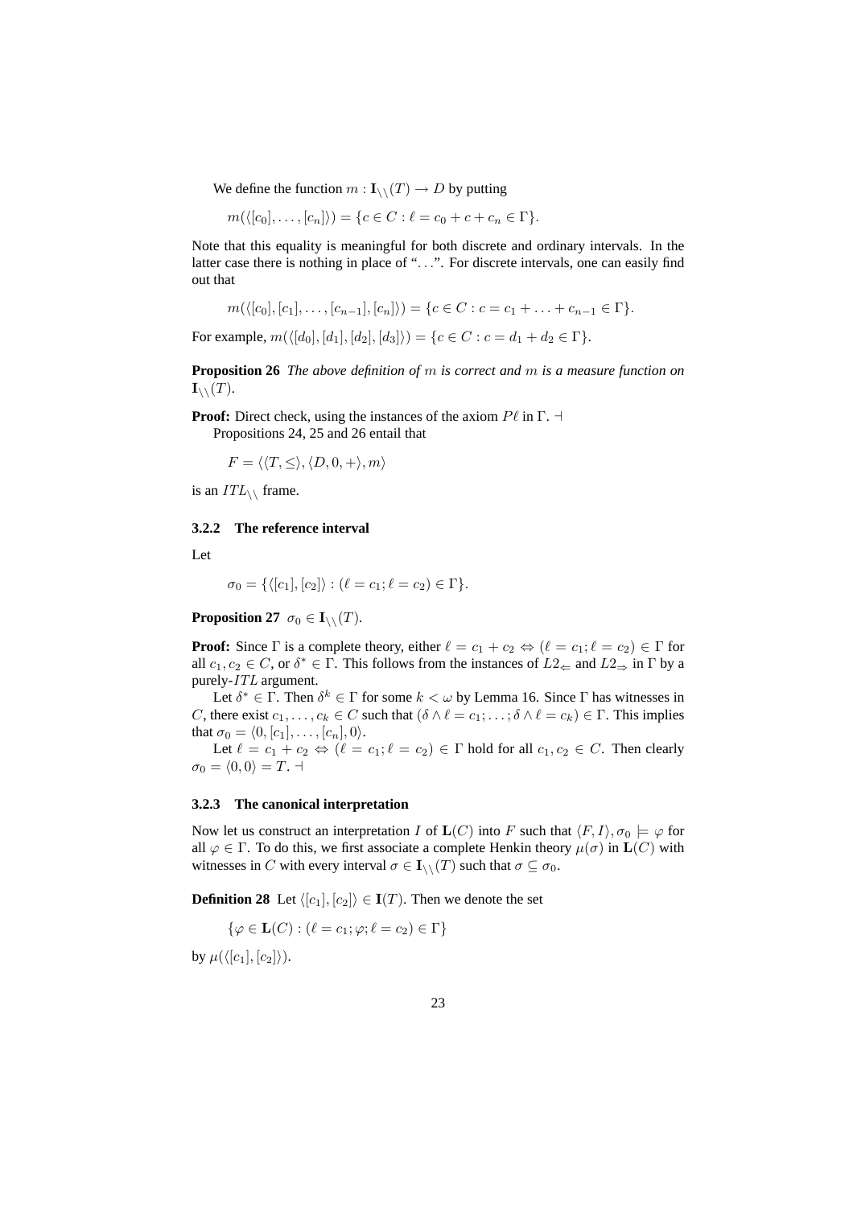We define the function $m : \mathbf{I}_{\backslash\backslash}(T) \to D$ by putting

$$m(\langle [c_0], \dots, [c_n] \rangle) = \{c \in C : \ell = c_0 + c + c_n \in \Gamma\}.$$

Note that this equality is meaningful for both discrete and ordinary intervals. In the latter case there is nothing in place of "...". For discrete intervals, one can easily find out that

$$m(\langle [c_0], [c_1], \dots, [c_{n-1}], [c_n] \rangle) = \{c \in C : c = c_1 + \dots + c_{n-1} \in \Gamma\}.$$

For example, $m(\langle [d_0], [d_1], [d_2], [d_3] \rangle) = \{c \in C : c = d_1 + d_2 \in \Gamma\}$.

**Proposition 26** *The above definition of $m$ is correct and $m$ is a measure function on $\mathbf{I}_{\backslash\backslash}(T)$.*

**Proof:** Direct check, using the instances of the axiom $P\ell$ in $\Gamma$. $\dashv$

Propositions 24, 25 and 26 entail that

$$F = \langle \langle T, \leq \rangle, \langle D, 0, + \rangle, m \rangle$$

is an $ITL_{\backslash\backslash}$ frame.

### 3.2.2 The reference interval

Let

$$\sigma_0 = \{\langle [c_1], [c_2] \rangle : (\ell = c_1; \ell = c_2) \in \Gamma\}.$$

**Proposition 27** $\sigma_0 \in \mathbf{I}_{\backslash\backslash}(T)$.

**Proof:** Since $\Gamma$ is a complete theory, either $\ell = c_1 + c_2 \Leftrightarrow (\ell = c_1; \ell = c_2) \in \Gamma$ for all $c_1, c_2 \in C$, or $\delta^* \in \Gamma$. This follows from the instances of $L2_{\Leftarrow}$ and $L2_{\Rightarrow}$ in $\Gamma$ by a purely-$ITL$ argument.

Let $\delta^* \in \Gamma$. Then $\delta^k \in \Gamma$ for some $k < \omega$ by Lemma 16. Since $\Gamma$ has witnesses in $C$, there exist $c_1, \dots, c_k \in C$ such that $(\delta \wedge \ell = c_1; \dots; \delta \wedge \ell = c_k) \in \Gamma$. This implies that $\sigma_0 = \langle 0, [c_1], \dots, [c_n], 0 \rangle$.

Let $\ell = c_1 + c_2 \Leftrightarrow (\ell = c_1; \ell = c_2) \in \Gamma$ hold for all $c_1, c_2 \in C$. Then clearly $\sigma_0 = \langle 0, 0 \rangle = T$. $\dashv$

### 3.2.3 The canonical interpretation

Now let us construct an interpretation $I$ of $\mathbf{L}(C)$ into $F$ such that $\langle F, I \rangle, \sigma_0 \models \varphi$ for all $\varphi \in \Gamma$. To do this, we first associate a complete Henkin theory $\mu(\sigma)$ in $\mathbf{L}(C)$ with witnesses in $C$ with every interval $\sigma \in \mathbf{I}_{\backslash\backslash}(T)$ such that $\sigma \subseteq \sigma_0$.

**Definition 28** Let $\langle [c_1], [c_2] \rangle \in \mathbf{I}(T)$. Then we denote the set

$$\{\varphi \in \mathbf{L}(C) : (\ell = c_1; \varphi; \ell = c_2) \in \Gamma\}$$

by $\mu(\langle [c_1], [c_2] \rangle)$.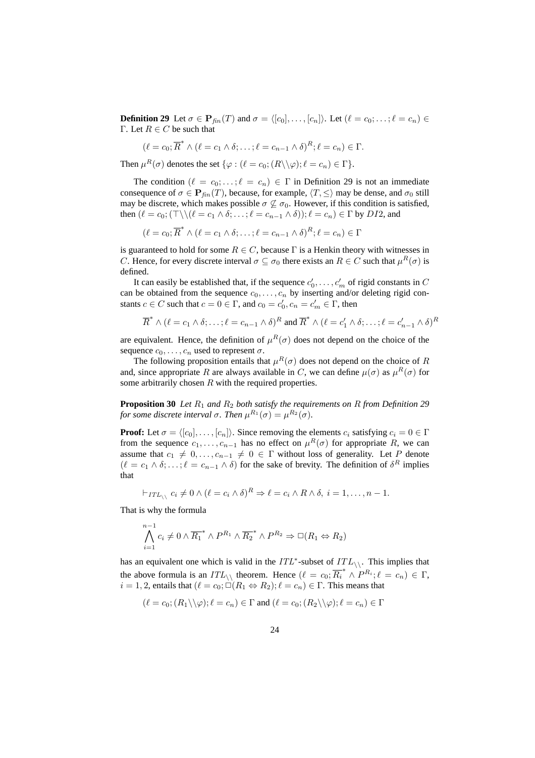**Definition 29** Let $\sigma \in \mathbf{P}_{fin}(T)$ and $\sigma = \langle [c_0], \ldots, [c_n] \rangle$. Let $(\ell = c_0; \ldots; \ell = c_n) \in \Gamma$. Let $R \in C$ be such that

$$(\ell = c_0; \overline{R}^* \wedge (\ell = c_1 \wedge \delta; \ldots; \ell = c_{n-1} \wedge \delta)^R; \ell = c_n) \in \Gamma.$$

Then $\mu^R(\sigma)$ denotes the set $\{\varphi : (\ell = c_0; (R \backslash\backslash \varphi); \ell = c_n) \in \Gamma\}$.

The condition $(\ell = c_0; \ldots; \ell = c_n) \in \Gamma$ in Definition 29 is not an immediate consequence of $\sigma \in \mathbf{P}_{fin}(T)$, because, for example, $\langle T, \leq \rangle$ may be dense, and $\sigma_0$ still may be discrete, which makes possible $\sigma \not\subseteq \sigma_0$. However, if this condition is satisfied, then $(\ell = c_0; (\top \backslash\backslash (\ell = c_1 \wedge \delta; \ldots; \ell = c_{n-1} \wedge \delta)); \ell = c_n) \in \Gamma$ by $DI2$, and

$$(\ell = c_0; \overline{R}^* \wedge (\ell = c_1 \wedge \delta; \ldots; \ell = c_{n-1} \wedge \delta)^R; \ell = c_n) \in \Gamma$$

is guaranteed to hold for some $R \in C$, because $\Gamma$ is a Henkin theory with witnesses in $C$. Hence, for every discrete interval $\sigma \subseteq \sigma_0$ there exists an $R \in C$ such that $\mu^R(\sigma)$ is defined.

It can easily be established that, if the sequence $c'_0, \ldots, c'_m$ of rigid constants in $C$ can be obtained from the sequence $c_0, \ldots, c_n$ by inserting and/or deleting rigid constants $c \in C$ such that $c = 0 \in \Gamma$, and $c_0 = c'_0, c_n = c'_m \in \Gamma$, then

$$\overline{R}^* \wedge (\ell = c_1 \wedge \delta; \ldots; \ell = c_{n-1} \wedge \delta)^R \text{ and } \overline{R}^* \wedge (\ell = c'_1 \wedge \delta; \ldots; \ell = c'_{n-1} \wedge \delta)^R$$

are equivalent. Hence, the definition of $\mu^R(\sigma)$ does not depend on the choice of the sequence $c_0, \ldots, c_n$ used to represent $\sigma$.

The following proposition entails that $\mu^R(\sigma)$ does not depend on the choice of $R$ and, since appropriate $R$ are always available in $C$, we can define $\mu(\sigma)$ as $\mu^R(\sigma)$ for some arbitrarily chosen $R$ with the required properties.

**Proposition 30** *Let $R_1$ and $R_2$ both satisfy the requirements on $R$ from Definition 29 for some discrete interval $\sigma$. Then $\mu^{R_1}(\sigma) = \mu^{R_2}(\sigma)$.*

**Proof:** Let $\sigma = \langle [c_0], \ldots, [c_n] \rangle$. Since removing the elements $c_i$ satisfying $c_i = 0 \in \Gamma$ from the sequence $c_1, \ldots, c_{n-1}$ has no effect on $\mu^R(\sigma)$ for appropriate $R$, we can assume that $c_1 \neq 0, \ldots, c_{n-1} \neq 0 \in \Gamma$ without loss of generality. Let $P$ denote $(\ell = c_1 \wedge \delta; \ldots; \ell = c_{n-1} \wedge \delta)$ for the sake of brevity. The definition of $\delta^R$ implies that

$$\vdash_{ITL_{\backslash\backslash}} c_i \neq 0 \wedge (\ell = c_i \wedge \delta)^R \Rightarrow \ell = c_i \wedge R \wedge \delta,\ i = 1, \ldots, n-1.$$

That is why the formula

$$\bigwedge_{i=1}^{n-1} c_i \neq 0 \wedge \overline{R_1}^* \wedge P^{R_1} \wedge \overline{R_2}^* \wedge P^{R_2} \Rightarrow \Box(R_1 \Leftrightarrow R_2)$$

has an equivalent one which is valid in the $ITL^*$-subset of $ITL_{\backslash\backslash}$. This implies that the above formula is an $ITL_{\backslash\backslash}$ theorem. Hence $(\ell = c_0; \overline{R_i}^* \wedge P^{R_i}; \ell = c_n) \in \Gamma$, $i = 1, 2$, entails that $(\ell = c_0; \Box(R_1 \Leftrightarrow R_2); \ell = c_n) \in \Gamma$. This means that

$$(\ell = c_0; (R_1 \backslash\backslash \varphi); \ell = c_n) \in \Gamma \text{ and } (\ell = c_0; (R_2 \backslash\backslash \varphi); \ell = c_n) \in \Gamma$$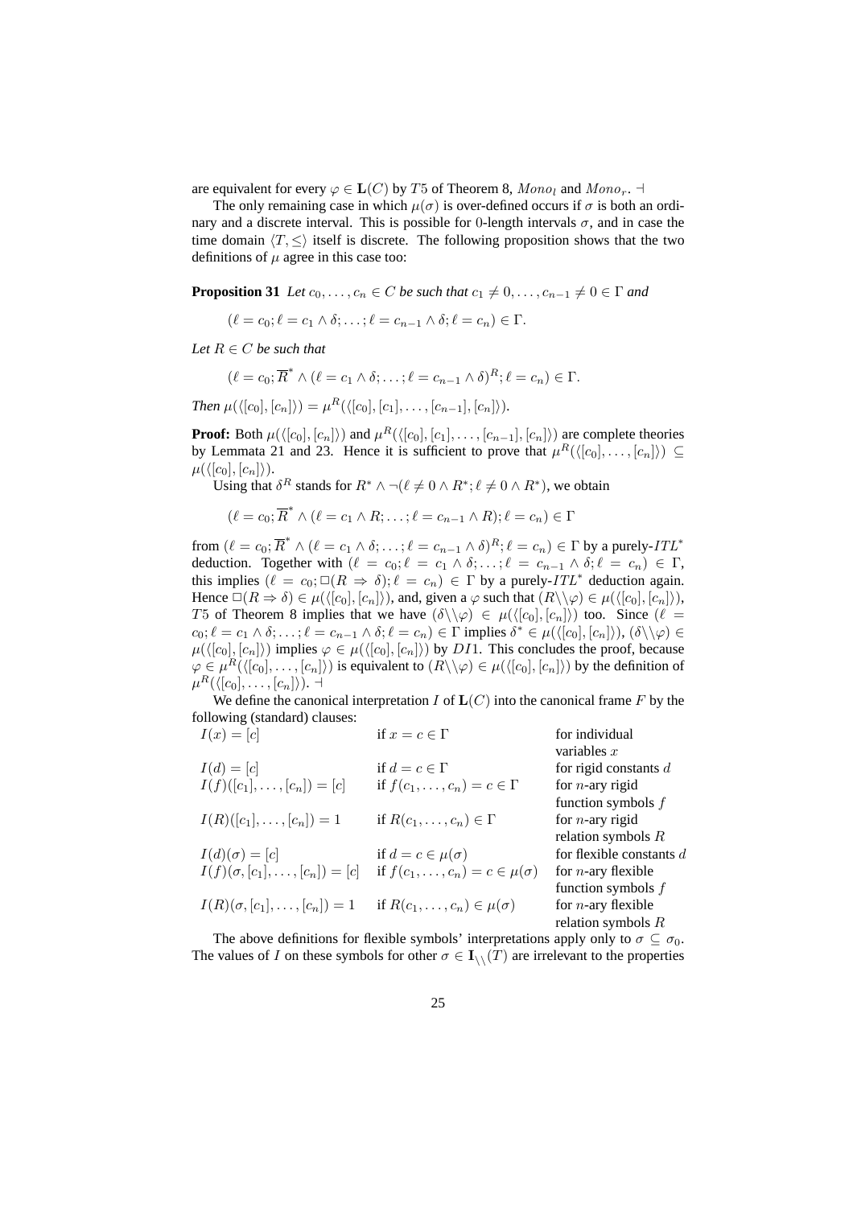are equivalent for every $\varphi \in \mathbf{L}(C)$ by $T5$ of Theorem 8, $Mono_l$ and $Mono_r$. $\dashv$

The only remaining case in which $\mu(\sigma)$ is over-defined occurs if $\sigma$ is both an ordinary and a discrete interval. This is possible for 0-length intervals $\sigma$, and in case the time domain $\langle T, \leq \rangle$ itself is discrete. The following proposition shows that the two definitions of $\mu$ agree in this case too:

**Proposition 31** *Let $c_0, \ldots, c_n \in C$ be such that $c_1 \neq 0, \ldots, c_{n-1} \neq 0 \in \Gamma$ and*

$$(\ell = c_0; \ell = c_1 \wedge \delta; \ldots; \ell = c_{n-1} \wedge \delta; \ell = c_n) \in \Gamma.$$

*Let $R \in C$ be such that*

$$(\ell = c_0; \overline{R}^* \wedge (\ell = c_1 \wedge \delta; \ldots; \ell = c_{n-1} \wedge \delta)^R; \ell = c_n) \in \Gamma.$$

*Then $\mu(\langle [c_0], [c_n] \rangle) = \mu^R(\langle [c_0], [c_1], \ldots, [c_{n-1}], [c_n] \rangle)$.*

**Proof:** Both $\mu(\langle [c_0], [c_n] \rangle)$ and $\mu^R(\langle [c_0], [c_1], \ldots, [c_{n-1}], [c_n] \rangle)$ are complete theories by Lemmata 21 and 23. Hence it is sufficient to prove that $\mu^R(\langle [c_0], \ldots, [c_n] \rangle) \subseteq \mu(\langle [c_0], [c_n] \rangle)$.

Using that $\delta^R$ stands for $R^* \wedge \neg(\ell \neq 0 \wedge R^*; \ell \neq 0 \wedge R^*)$, we obtain

$$(\ell = c_0; \overline{R}^* \wedge (\ell = c_1 \wedge R; \ldots; \ell = c_{n-1} \wedge R); \ell = c_n) \in \Gamma$$

from $(\ell = c_0; \overline{R}^* \wedge (\ell = c_1 \wedge \delta; \ldots; \ell = c_{n-1} \wedge \delta)^R; \ell = c_n) \in \Gamma$ by a purely-$ITL^*$ deduction. Together with $(\ell = c_0; \ell = c_1 \wedge \delta; \ldots; \ell = c_{n-1} \wedge \delta; \ell = c_n) \in \Gamma$, this implies $(\ell = c_0; \Box(R \Rightarrow \delta); \ell = c_n) \in \Gamma$ by a purely-$ITL^*$ deduction again. Hence $\Box(R \Rightarrow \delta) \in \mu(\langle [c_0], [c_n] \rangle)$, and, given a $\varphi$ such that $(R \backslash\backslash \varphi) \in \mu(\langle [c_0], [c_n] \rangle)$, $T5$ of Theorem 8 implies that we have $(\delta \backslash\backslash \varphi) \in \mu(\langle [c_0], [c_n] \rangle)$ too. Since $(\ell = c_0; \ell = c_1 \wedge \delta; \ldots; \ell = c_{n-1} \wedge \delta; \ell = c_n) \in \Gamma$ implies $\delta^* \in \mu(\langle [c_0], [c_n] \rangle)$, $(\delta \backslash\backslash \varphi) \in \mu(\langle [c_0], [c_n] \rangle)$ implies $\varphi \in \mu(\langle [c_0], [c_n] \rangle)$ by $DI1$. This concludes the proof, because $\varphi \in \mu^R(\langle [c_0], \ldots, [c_n] \rangle)$ is equivalent to $(R \backslash\backslash \varphi) \in \mu(\langle [c_0], [c_n] \rangle)$ by the definition of $\mu^R(\langle [c_0], \ldots, [c_n] \rangle)$. $\dashv$

We define the canonical interpretation $I$ of $\mathbf{L}(C)$ into the canonical frame $F$ by the following (standard) clauses:

| | | |
|---|---|---|
| $I(x) = [c]$ | if $x = c \in \Gamma$ | for individual variables $x$ |
| $I(d) = [c]$ | if $d = c \in \Gamma$ | for rigid constants $d$ |
| $I(f)([c_1], \ldots, [c_n]) = [c]$ | if $f(c_1, \ldots, c_n) = c \in \Gamma$ | for $n$-ary rigid function symbols $f$ |
| $I(R)([c_1], \ldots, [c_n]) = 1$ | if $R(c_1, \ldots, c_n) \in \Gamma$ | for $n$-ary rigid relation symbols $R$ |
| $I(d)(\sigma) = [c]$ | if $d = c \in \mu(\sigma)$ | for flexible constants $d$ |
| $I(f)(\sigma, [c_1], \ldots, [c_n]) = [c]$ | if $f(c_1, \ldots, c_n) = c \in \mu(\sigma)$ | for $n$-ary flexible function symbols $f$ |
| $I(R)(\sigma, [c_1], \ldots, [c_n]) = 1$ | if $R(c_1, \ldots, c_n) \in \mu(\sigma)$ | for $n$-ary flexible relation symbols $R$ |

The above definitions for flexible symbols' interpretations apply only to $\sigma \subseteq \sigma_0$. The values of $I$ on these symbols for other $\sigma \in \mathbf{I}_{\backslash\backslash}(T)$ are irrelevant to the properties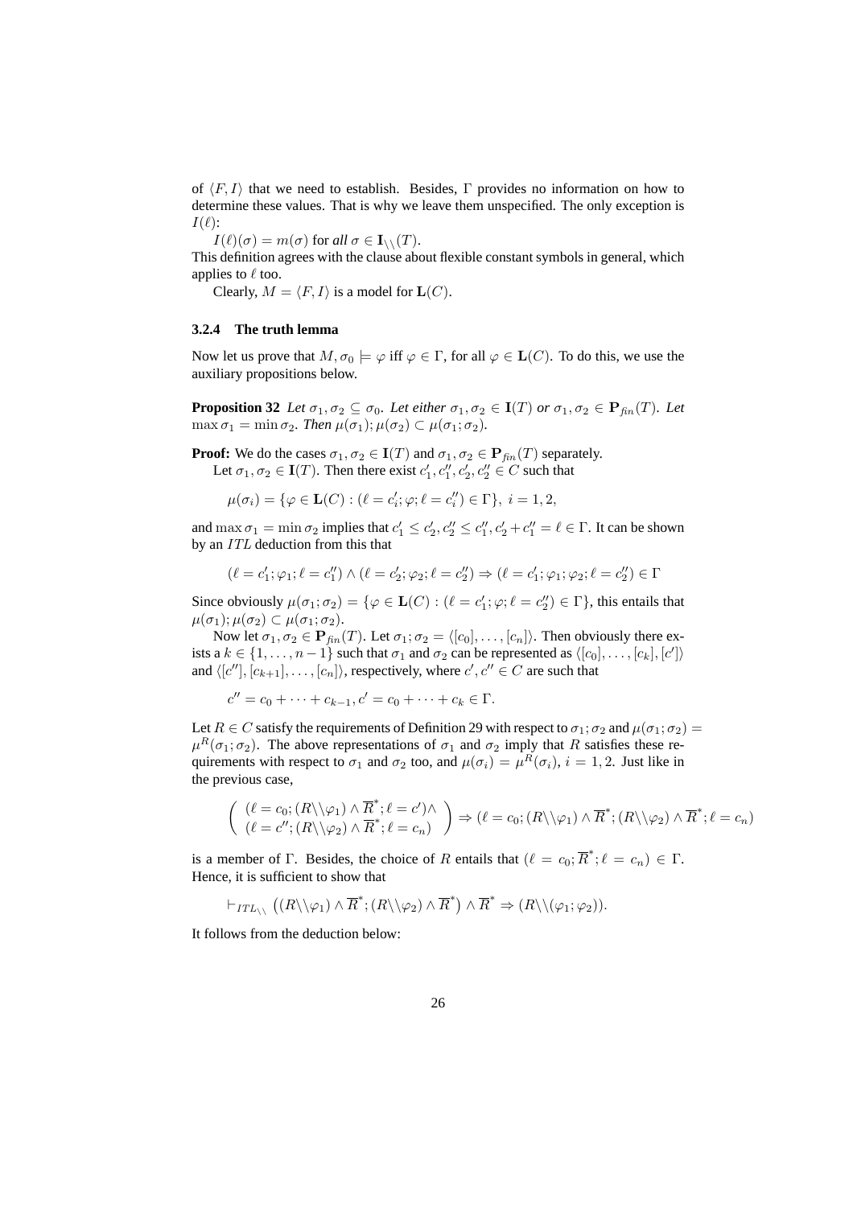of $\langle F, I\rangle$ that we need to establish. Besides, $\Gamma$ provides no information on how to determine these values. That is why we leave them unspecified. The only exception is $I(\ell)$:

$I(\ell)(\sigma) = m(\sigma)$ for *all* $\sigma \in \mathbf{I}_{\backslash\backslash}(T)$.

This definition agrees with the clause about flexible constant symbols in general, which applies to $\ell$ too.

Clearly, $M = \langle F, I\rangle$ is a model for $\mathbf{L}(C)$.

### 3.2.4 The truth lemma

Now let us prove that $M, \sigma_0 \models \varphi$ iff $\varphi \in \Gamma$, for all $\varphi \in \mathbf{L}(C)$. To do this, we use the auxiliary propositions below.

**Proposition 32** *Let $\sigma_1, \sigma_2 \subseteq \sigma_0$. Let either $\sigma_1, \sigma_2 \in \mathbf{I}(T)$ or $\sigma_1, \sigma_2 \in \mathbf{P}_{fin}(T)$. Let $\max \sigma_1 = \min \sigma_2$. Then $\mu(\sigma_1); \mu(\sigma_2) \subset \mu(\sigma_1; \sigma_2)$.*

**Proof:** We do the cases $\sigma_1, \sigma_2 \in \mathbf{I}(T)$ and $\sigma_1, \sigma_2 \in \mathbf{P}_{fin}(T)$ separately.

Let $\sigma_1, \sigma_2 \in \mathbf{I}(T)$. Then there exist $c_1', c_1'', c_2', c_2'' \in C$ such that

$$\mu(\sigma_i) = \{\varphi \in \mathbf{L}(C) : (\ell = c_i'; \varphi; \ell = c_i'') \in \Gamma\},\ i = 1, 2,$$

and $\max \sigma_1 = \min \sigma_2$ implies that $c_1' \leq c_2', c_2'' \leq c_1'', c_2' + c_1'' = \ell \in \Gamma$. It can be shown by an $ITL$ deduction from this that

$$(\ell = c_1'; \varphi_1; \ell = c_1'') \wedge (\ell = c_2'; \varphi_2; \ell = c_2'') \Rightarrow (\ell = c_1'; \varphi_1; \varphi_2; \ell = c_2'') \in \Gamma$$

Since obviously $\mu(\sigma_1; \sigma_2) = \{\varphi \in \mathbf{L}(C) : (\ell = c_1'; \varphi; \ell = c_2'') \in \Gamma\}$, this entails that $\mu(\sigma_1); \mu(\sigma_2) \subset \mu(\sigma_1; \sigma_2)$.

Now let $\sigma_1, \sigma_2 \in \mathbf{P}_{fin}(T)$. Let $\sigma_1; \sigma_2 = \langle [c_0], \ldots, [c_n]\rangle$. Then obviously there exists a $k \in \{1, \ldots, n-1\}$ such that $\sigma_1$ and $\sigma_2$ can be represented as $\langle [c_0], \ldots, [c_k], [c']\rangle$ and $\langle [c''], [c_{k+1}], \ldots, [c_n]\rangle$, respectively, where $c', c'' \in C$ are such that

$$c'' = c_0 + \cdots + c_{k-1}, c' = c_0 + \cdots + c_k \in \Gamma.$$

Let $R \in C$ satisfy the requirements of Definition 29 with respect to $\sigma_1; \sigma_2$ and $\mu(\sigma_1; \sigma_2) = \mu^R(\sigma_1; \sigma_2)$. The above representations of $\sigma_1$ and $\sigma_2$ imply that $R$ satisfies these requirements with respect to $\sigma_1$ and $\sigma_2$ too, and $\mu(\sigma_i) = \mu^R(\sigma_i)$, $i = 1, 2$. Just like in the previous case,

$$\left(\begin{array}{l} (\ell = c_0; (R\backslash\backslash\varphi_1) \wedge \overline{R}^*; \ell = c') \wedge \\ (\ell = c''; (R\backslash\backslash\varphi_2) \wedge \overline{R}^*; \ell = c_n) \end{array}\right) \Rightarrow (\ell = c_0; (R\backslash\backslash\varphi_1) \wedge \overline{R}^*; (R\backslash\backslash\varphi_2) \wedge \overline{R}^*; \ell = c_n)$$

is a member of $\Gamma$. Besides, the choice of $R$ entails that $(\ell = c_0; \overline{R}^*; \ell = c_n) \in \Gamma$. Hence, it is sufficient to show that

$$\vdash_{ITL_{\backslash\backslash}} \left((R\backslash\backslash\varphi_1) \wedge \overline{R}^*; (R\backslash\backslash\varphi_2) \wedge \overline{R}^*\right) \wedge \overline{R}^* \Rightarrow (R\backslash\backslash(\varphi_1; \varphi_2)).$$

It follows from the deduction below: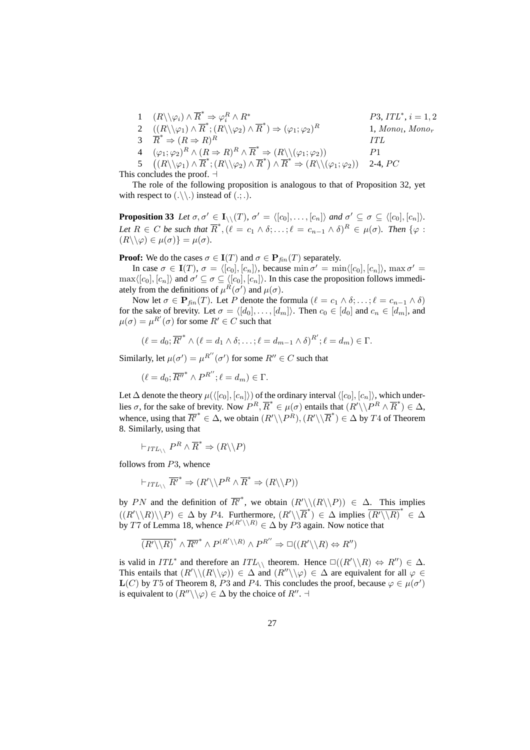| | | |
|---|---|---|
| 1 | $(R\backslash\backslash\varphi_i) \wedge \overline{R}^* \Rightarrow \varphi_i^R \wedge R^*$ | $P3$, $ITL^*$, $i = 1, 2$ |
| 2 | $((R\backslash\backslash\varphi_1) \wedge \overline{R}^*; (R\backslash\backslash\varphi_2) \wedge \overline{R}^*) \Rightarrow (\varphi_1;\varphi_2)^R$ | 1, $Mono_l$, $Mono_r$ |
| 3 | $\overline{R}^* \Rightarrow (R \Rightarrow R)^R$ | $ITL$ |
| 4 | $(\varphi_1;\varphi_2)^R \wedge (R \Rightarrow R)^R \wedge \overline{R}^* \Rightarrow (R\backslash\backslash(\varphi_1;\varphi_2))$ | $P1$ |
| 5 | $\left((R\backslash\backslash\varphi_1) \wedge \overline{R}^*; (R\backslash\backslash\varphi_2) \wedge \overline{R}^*\right) \wedge \overline{R}^* \Rightarrow (R\backslash\backslash(\varphi_1;\varphi_2))$ | 2-4, $PC$ |

This concludes the proof. $\dashv$

The role of the following proposition is analogous to that of Proposition 32, yet with respect to $(.\backslash\backslash.)$ instead of $(.;.)$.

**Proposition 33** *Let $\sigma, \sigma' \in \mathbf{I}_{\backslash\backslash}(T)$, $\sigma' = \langle [c_0], \dots, [c_n] \rangle$ and $\sigma' \subseteq \sigma \subseteq \langle [c_0], [c_n] \rangle$. Let $R \in C$ be such that $\overline{R}^*, (\ell = c_1 \wedge \delta; \dots; \ell = c_{n-1} \wedge \delta)^R \in \mu(\sigma)$. Then $\{\varphi : (R\backslash\backslash\varphi) \in \mu(\sigma)\} = \mu(\sigma)$.*

**Proof:** We do the cases $\sigma \in \mathbf{I}(T)$ and $\sigma \in \mathbf{P}_{fin}(T)$ separately.

In case $\sigma \in \mathbf{I}(T)$, $\sigma = \langle [c_0], [c_n] \rangle$, because $\min \sigma' = \min \langle [c_0], [c_n] \rangle$, $\max \sigma' = \max \langle [c_0], [c_n] \rangle$ and $\sigma' \subseteq \sigma \subseteq \langle [c_0], [c_n] \rangle$. In this case the proposition follows immediately from the definitions of $\mu^R(\sigma')$ and $\mu(\sigma)$.

Now let $\sigma \in \mathbf{P}_{fin}(T)$. Let $P$ denote the formula $(\ell = c_1 \wedge \delta; \dots; \ell = c_{n-1} \wedge \delta)$ for the sake of brevity. Let $\sigma = \langle [d_0], \dots, [d_m] \rangle$. Then $c_0 \in [d_0]$ and $c_n \in [d_m]$, and $\mu(\sigma) = \mu^{R'}(\sigma)$ for some $R' \in C$ such that

$$(\ell = d_0; \overline{R'}^* \wedge (\ell = d_1 \wedge \delta; \dots; \ell = d_{m-1} \wedge \delta)^{R'}; \ell = d_m) \in \Gamma.$$

Similarly, let $\mu(\sigma') = \mu^{R''}(\sigma')$ for some $R'' \in C$ such that

$$(\ell = d_0; \overline{R''}^* \wedge P^{R''}; \ell = d_m) \in \Gamma.$$

Let $\Delta$ denote the theory $\mu(\langle [c_0], [c_n] \rangle)$ of the ordinary interval $\langle [c_0], [c_n] \rangle$, which underlies $\sigma$, for the sake of brevity. Now $P^R, \overline{R}^* \in \mu(\sigma)$ entails that $(R'\backslash\backslash P^R \wedge \overline{R}^*) \in \Delta$, whence, using that $\overline{R'}^* \in \Delta$, we obtain $(R'\backslash\backslash P^R), (R'\backslash\backslash\overline{R}^*) \in \Delta$ by $T4$ of Theorem 8. Similarly, using that

$$\vdash_{ITL_{\backslash\backslash}} P^R \wedge \overline{R}^* \Rightarrow (R\backslash\backslash P)$$

follows from $P3$, whence

$$\vdash_{ITL_{\backslash\backslash}} \overline{R'}^* \Rightarrow (R'\backslash\backslash P^R \wedge \overline{R}^* \Rightarrow (R\backslash\backslash P))$$

by $PN$ and the definition of $\overline{R'}^*$, we obtain $(R'\backslash\backslash(R\backslash\backslash P)) \in \Delta$. This implies $((R'\backslash\backslash R)\backslash\backslash P) \in \Delta$ by $P4$. Furthermore, $(R'\backslash\backslash\overline{R}^*) \in \Delta$ implies $\overline{(R'\backslash\backslash R)}^* \in \Delta$ by $T7$ of Lemma 18, whence $P^{(R'\backslash\backslash R)} \in \Delta$ by $P3$ again. Now notice that

$$\overline{(R'\backslash\backslash R)}^* \wedge \overline{R''}^* \wedge P^{(R'\backslash\backslash R)} \wedge P^{R''} \Rightarrow \Box((R'\backslash\backslash R) \Leftrightarrow R'')$$

is valid in $ITL^*$ and therefore an $ITL_{\backslash\backslash}$ theorem. Hence $\Box((R'\backslash\backslash R) \Leftrightarrow R'') \in \Delta$. This entails that $(R'\backslash\backslash(R\backslash\backslash\varphi)) \in \Delta$ and $(R''\backslash\backslash\varphi) \in \Delta$ are equivalent for all $\varphi \in \mathbf{L}(C)$ by $T5$ of Theorem 8, $P3$ and $P4$. This concludes the proof, because $\varphi \in \mu(\sigma')$ is equivalent to $(R''\backslash\backslash\varphi) \in \Delta$ by the choice of $R''$. $\dashv$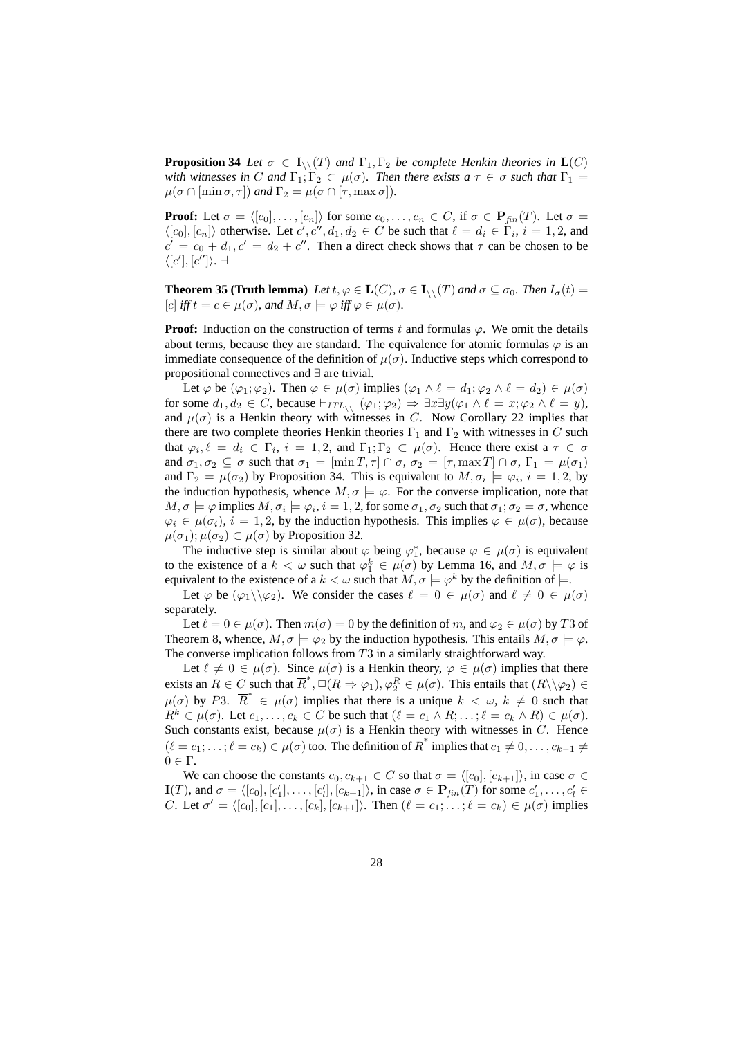**Proposition 34** *Let $\sigma \in \mathbf{I}_{\backslash\backslash}(T)$ and $\Gamma_1, \Gamma_2$ be complete Henkin theories in $\mathbf{L}(C)$ with witnesses in $C$ and $\Gamma_1; \Gamma_2 \subset \mu(\sigma)$. Then there exists a $\tau \in \sigma$ such that $\Gamma_1 = \mu(\sigma \cap [\min \sigma, \tau])$ and $\Gamma_2 = \mu(\sigma \cap [\tau, \max \sigma])$.*

**Proof:** Let $\sigma = \langle [c_0], \ldots, [c_n] \rangle$ for some $c_0, \ldots, c_n \in C$, if $\sigma \in \mathbf{P}_{fin}(T)$. Let $\sigma = \langle [c_0], [c_n] \rangle$ otherwise. Let $c', c'', d_1, d_2 \in C$ be such that $\ell = d_i \in \Gamma_i$, $i = 1, 2$, and $c' = c_0 + d_1, c' = d_2 + c''$. Then a direct check shows that $\tau$ can be chosen to be $\langle [c'], [c''] \rangle$. ⊣

**Theorem 35 (Truth lemma)** *Let $t, \varphi \in \mathbf{L}(C)$, $\sigma \in \mathbf{I}_{\backslash\backslash}(T)$ and $\sigma \subseteq \sigma_0$. Then $I_\sigma(t) = [c]$ iff $t = c \in \mu(\sigma)$, and $M, \sigma \models \varphi$ iff $\varphi \in \mu(\sigma)$.*

**Proof:** Induction on the construction of terms $t$ and formulas $\varphi$. We omit the details about terms, because they are standard. The equivalence for atomic formulas $\varphi$ is an immediate consequence of the definition of $\mu(\sigma)$. Inductive steps which correspond to propositional connectives and $\exists$ are trivial.

Let $\varphi$ be $(\varphi_1; \varphi_2)$. Then $\varphi \in \mu(\sigma)$ implies $(\varphi_1 \wedge \ell = d_1; \varphi_2 \wedge \ell = d_2) \in \mu(\sigma)$ for some $d_1, d_2 \in C$, because $\vdash_{ITL_{\backslash\backslash}} (\varphi_1; \varphi_2) \Rightarrow \exists x \exists y (\varphi_1 \wedge \ell = x; \varphi_2 \wedge \ell = y)$, and $\mu(\sigma)$ is a Henkin theory with witnesses in $C$. Now Corollary 22 implies that there are two complete theories Henkin theories $\Gamma_1$ and $\Gamma_2$ with witnesses in $C$ such that $\varphi_i, \ell = d_i \in \Gamma_i$, $i = 1, 2$, and $\Gamma_1; \Gamma_2 \subset \mu(\sigma)$. Hence there exist a $\tau \in \sigma$ and $\sigma_1, \sigma_2 \subseteq \sigma$ such that $\sigma_1 = [\min T, \tau] \cap \sigma$, $\sigma_2 = [\tau, \max T] \cap \sigma$, $\Gamma_1 = \mu(\sigma_1)$ and $\Gamma_2 = \mu(\sigma_2)$ by Proposition 34. This is equivalent to $M, \sigma_i \models \varphi_i$, $i = 1, 2$, by the induction hypothesis, whence $M, \sigma \models \varphi$. For the converse implication, note that $M, \sigma \models \varphi$ implies $M, \sigma_i \models \varphi_i$, $i = 1, 2$, for some $\sigma_1, \sigma_2$ such that $\sigma_1; \sigma_2 = \sigma$, whence $\varphi_i \in \mu(\sigma_i)$, $i = 1, 2$, by the induction hypothesis. This implies $\varphi \in \mu(\sigma)$, because $\mu(\sigma_1); \mu(\sigma_2) \subset \mu(\sigma)$ by Proposition 32.

The inductive step is similar about $\varphi$ being $\varphi_1^*$, because $\varphi \in \mu(\sigma)$ is equivalent to the existence of a $k < \omega$ such that $\varphi_1^k \in \mu(\sigma)$ by Lemma 16, and $M, \sigma \models \varphi$ is equivalent to the existence of a $k < \omega$ such that $M, \sigma \models \varphi^k$ by the definition of $\models$.

Let $\varphi$ be $(\varphi_1 \backslash\backslash \varphi_2)$. We consider the cases $\ell = 0 \in \mu(\sigma)$ and $\ell \neq 0 \in \mu(\sigma)$ separately.

Let $\ell = 0 \in \mu(\sigma)$. Then $m(\sigma) = 0$ by the definition of $m$, and $\varphi_2 \in \mu(\sigma)$ by $T3$ of Theorem 8, whence, $M, \sigma \models \varphi_2$ by the induction hypothesis. This entails $M, \sigma \models \varphi$. The converse implication follows from $T3$ in a similarly straightforward way.

Let $\ell \neq 0 \in \mu(\sigma)$. Since $\mu(\sigma)$ is a Henkin theory, $\varphi \in \mu(\sigma)$ implies that there exists an $R \in C$ such that $\overline{R}^*, \Box(R \Rightarrow \varphi_1), \varphi_2^R \in \mu(\sigma)$. This entails that $(R \backslash\backslash \varphi_2) \in \mu(\sigma)$ by $P3$. $\overline{R}^* \in \mu(\sigma)$ implies that there is a unique $k < \omega$, $k \neq 0$ such that $R^k \in \mu(\sigma)$. Let $c_1, \ldots, c_k \in C$ be such that $(\ell = c_1 \wedge R; \ldots; \ell = c_k \wedge R) \in \mu(\sigma)$. Such constants exist, because $\mu(\sigma)$ is a Henkin theory with witnesses in $C$. Hence $(\ell = c_1; \ldots; \ell = c_k) \in \mu(\sigma)$ too. The definition of $\overline{R}^*$ implies that $c_1 \neq 0, \ldots, c_{k-1} \neq 0 \in \Gamma$.

We can choose the constants $c_0, c_{k+1} \in C$ so that $\sigma = \langle [c_0], [c_{k+1}] \rangle$, in case $\sigma \in \mathbf{I}(T)$, and $\sigma = \langle [c_0], [c'_1], \ldots, [c'_l], [c_{k+1}] \rangle$, in case $\sigma \in \mathbf{P}_{fin}(T)$ for some $c'_1, \ldots, c'_l \in C$. Let $\sigma' = \langle [c_0], [c_1], \ldots, [c_k], [c_{k+1}] \rangle$. Then $(\ell = c_1; \ldots; \ell = c_k) \in \mu(\sigma)$ implies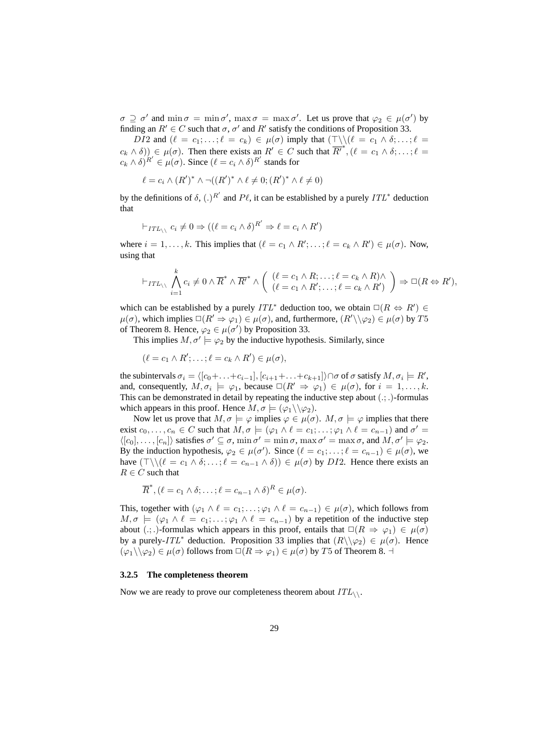$\sigma \supseteq \sigma'$ and $\min\sigma = \min\sigma'$, $\max\sigma = \max\sigma'$. Let us prove that $\varphi_2 \in \mu(\sigma')$ by finding an $R' \in C$ such that $\sigma$, $\sigma'$ and $R'$ satisfy the conditions of Proposition 33.

$DI2$ and $(\ell = c_1; \ldots ; \ell = c_k) \in \mu(\sigma)$ imply that $(\top\backslash\backslash(\ell = c_1 \wedge \delta; \ldots ; \ell = c_k \wedge \delta)) \in \mu(\sigma)$. Then there exists an $R' \in C$ such that $\overline{R'}^*, (\ell = c_1 \wedge \delta; \ldots ; \ell = c_k \wedge \delta)^{R'} \in \mu(\sigma)$. Since $(\ell = c_i \wedge \delta)^{R'}$ stands for

$$\ell = c_i \wedge (R')^* \wedge \neg((R')^* \wedge \ell \neq 0; (R')^* \wedge \ell \neq 0)$$

by the definitions of $\delta$, $(.)^{R'}$ and $P\ell$, it can be established by a purely $ITL^*$ deduction that

$$\vdash_{ITL_{\backslash\backslash}} c_i \neq 0 \Rightarrow ((\ell = c_i \wedge \delta)^{R'} \Rightarrow \ell = c_i \wedge R')$$

where $i = 1, \ldots, k$. This implies that $(\ell = c_1 \wedge R'; \ldots ; \ell = c_k \wedge R') \in \mu(\sigma)$. Now, using that

$$\vdash_{ITL_{\backslash\backslash}} \bigwedge_{i=1}^{k} c_i \neq 0 \wedge \overline{R}^* \wedge \overline{R'}^* \wedge \left( \begin{array}{l} (\ell = c_1 \wedge R; \ldots ; \ell = c_k \wedge R) \wedge \\ (\ell = c_1 \wedge R'; \ldots ; \ell = c_k \wedge R') \end{array} \right) \Rightarrow \Box(R \Leftrightarrow R'),$$

which can be established by a purely $ITL^*$ deduction too, we obtain $\Box(R \Leftrightarrow R') \in \mu(\sigma)$, which implies $\Box(R' \Rightarrow \varphi_1) \in \mu(\sigma)$, and, furthermore, $(R'\backslash\backslash\varphi_2) \in \mu(\sigma)$ by $T5$ of Theorem 8. Hence, $\varphi_2 \in \mu(\sigma')$ by Proposition 33.

This implies $M, \sigma' \models \varphi_2$ by the inductive hypothesis. Similarly, since

$$(\ell = c_1 \wedge R'; \ldots ; \ell = c_k \wedge R') \in \mu(\sigma),$$

the subintervals $\sigma_i = \langle [c_0 + \ldots + c_{i-1}], [c_{i+1} + \ldots + c_{k+1}] \rangle \cap \sigma$ of $\sigma$ satisfy $M, \sigma_i \models R'$, and, consequently, $M, \sigma_i \models \varphi_1$, because $\Box(R' \Rightarrow \varphi_1) \in \mu(\sigma)$, for $i = 1, \ldots, k$. This can be demonstrated in detail by repeating the inductive step about $(.;.)$-formulas which appears in this proof. Hence $M, \sigma \models (\varphi_1\backslash\backslash\varphi_2)$.

Now let us prove that $M, \sigma \models \varphi$ implies $\varphi \in \mu(\sigma)$. $M, \sigma \models \varphi$ implies that there exist $c_0, \ldots, c_n \in C$ such that $M, \sigma \models (\varphi_1 \wedge \ell = c_1; \ldots ; \varphi_1 \wedge \ell = c_{n-1})$ and $\sigma' = \langle [c_0], \ldots, [c_n] \rangle$ satisfies $\sigma' \subseteq \sigma$, $\min\sigma' = \min\sigma$, $\max\sigma' = \max\sigma$, and $M, \sigma' \models \varphi_2$. By the induction hypothesis, $\varphi_2 \in \mu(\sigma')$. Since $(\ell = c_1; \ldots ; \ell = c_{n-1}) \in \mu(\sigma)$, we have $(\top\backslash\backslash(\ell = c_1 \wedge \delta; \ldots ; \ell = c_{n-1} \wedge \delta)) \in \mu(\sigma)$ by $DI2$. Hence there exists an $R \in C$ such that

$$\overline{R}^*, (\ell = c_1 \wedge \delta; \ldots ; \ell = c_{n-1} \wedge \delta)^R \in \mu(\sigma).$$

This, together with $(\varphi_1 \wedge \ell = c_1; \ldots ; \varphi_1 \wedge \ell = c_{n-1}) \in \mu(\sigma)$, which follows from $M, \sigma \models (\varphi_1 \wedge \ell = c_1; \ldots ; \varphi_1 \wedge \ell = c_{n-1})$ by a repetition of the inductive step about $(.;.)$-formulas which appears in this proof, entails that $\Box(R \Rightarrow \varphi_1) \in \mu(\sigma)$ by a purely-$ITL^*$ deduction. Proposition 33 implies that $(R\backslash\backslash\varphi_2) \in \mu(\sigma)$. Hence $(\varphi_1\backslash\backslash\varphi_2) \in \mu(\sigma)$ follows from $\Box(R \Rightarrow \varphi_1) \in \mu(\sigma)$ by $T5$ of Theorem 8. $\dashv$

#### 3.2.5 The completeness theorem

Now we are ready to prove our completeness theorem about $ITL_{\backslash\backslash}$.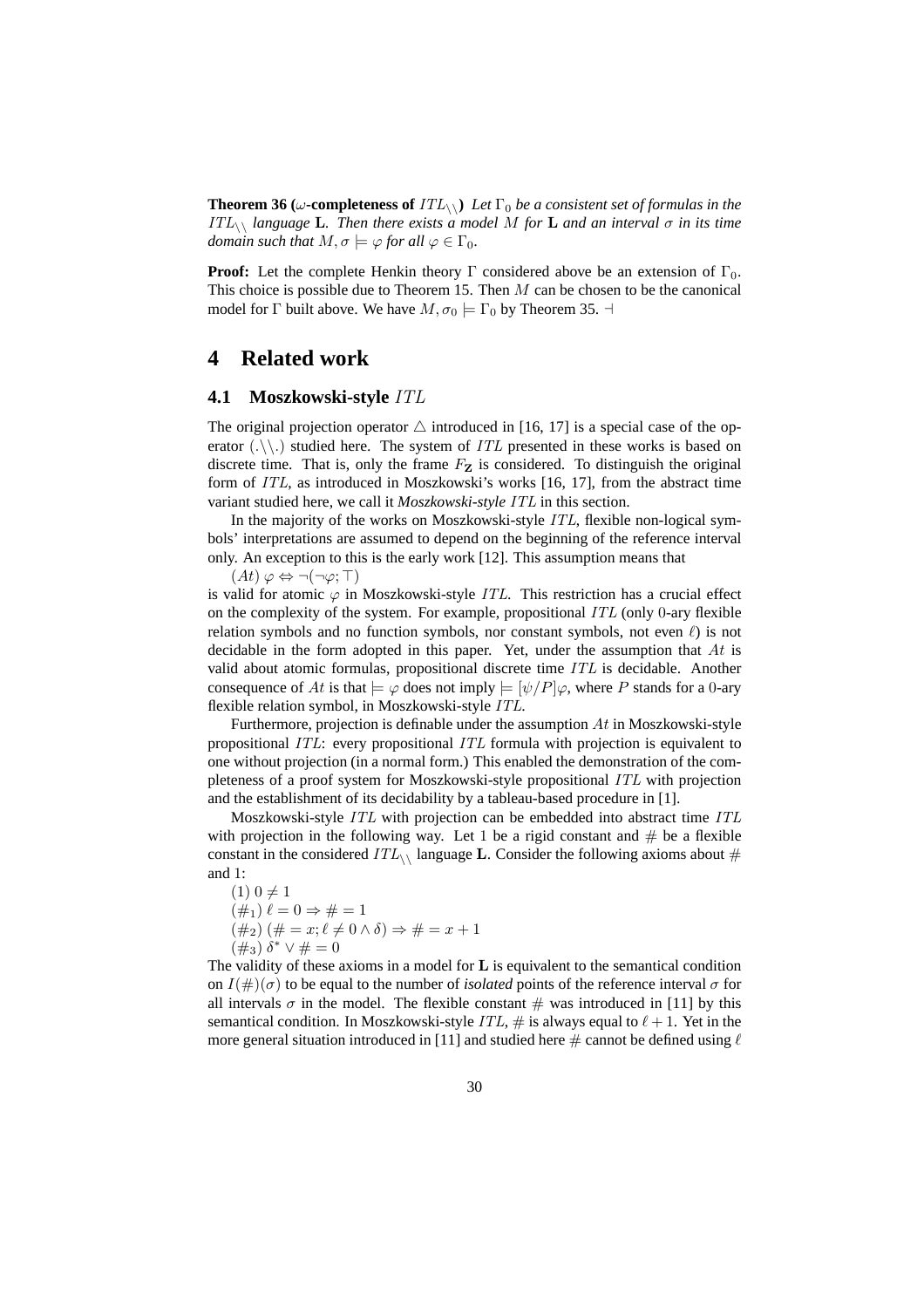**Theorem 36 ($\omega$-completeness of $ITL_{\backslash\backslash}$)** *Let $\Gamma_0$ be a consistent set of formulas in the $ITL_{\backslash\backslash}$ language* **L***. Then there exists a model $M$ for* **L** *and an interval $\sigma$ in its time domain such that $M, \sigma \models \varphi$ for all $\varphi \in \Gamma_0$.*

**Proof:** Let the complete Henkin theory $\Gamma$ considered above be an extension of $\Gamma_0$. This choice is possible due to Theorem 15. Then $M$ can be chosen to be the canonical model for $\Gamma$ built above. We have $M, \sigma_0 \models \Gamma_0$ by Theorem 35. $\dashv$

# 4 Related work

## 4.1 Moszkowski-style $ITL$

The original projection operator $\triangle$ introduced in [16, 17] is a special case of the operator $(.\backslash\backslash.)$ studied here. The system of $ITL$ presented in these works is based on discrete time. That is, only the frame $F_{\mathbf{Z}}$ is considered. To distinguish the original form of $ITL$, as introduced in Moszkowski's works [16, 17], from the abstract time variant studied here, we call it *Moszkowski-style* $ITL$ in this section.

In the majority of the works on Moszkowski-style $ITL$, flexible non-logical symbols' interpretations are assumed to depend on the beginning of the reference interval only. An exception to this is the early work [12]. This assumption means that

$(At)$ $\varphi \Leftrightarrow \neg(\neg\varphi; \top)$

is valid for atomic $\varphi$ in Moszkowski-style $ITL$. This restriction has a crucial effect on the complexity of the system. For example, propositional $ITL$ (only 0-ary flexible relation symbols and no function symbols, nor constant symbols, not even $\ell$) is not decidable in the form adopted in this paper. Yet, under the assumption that $At$ is valid about atomic formulas, propositional discrete time $ITL$ is decidable. Another consequence of $At$ is that $\models \varphi$ does not imply $\models [\psi/P]\varphi$, where $P$ stands for a 0-ary flexible relation symbol, in Moszkowski-style $ITL$.

Furthermore, projection is definable under the assumption $At$ in Moszkowski-style propositional $ITL$: every propositional $ITL$ formula with projection is equivalent to one without projection (in a normal form.) This enabled the demonstration of the completeness of a proof system for Moszkowski-style propositional $ITL$ with projection and the establishment of its decidability by a tableau-based procedure in [1].

Moszkowski-style $ITL$ with projection can be embedded into abstract time $ITL$ with projection in the following way. Let 1 be a rigid constant and $\#$ be a flexible constant in the considered $ITL_{\backslash\backslash}$ language **L**. Consider the following axioms about $\#$ and 1:

$(1)$ $0 \neq 1$
$(\#_1)$ $\ell = 0 \Rightarrow \# = 1$
$(\#_2)$ $(\# = x; \ell \neq 0 \wedge \delta) \Rightarrow \# = x + 1$
$(\#_3)$ $\delta^* \vee \# = 0$

The validity of these axioms in a model for **L** is equivalent to the semantical condition on $I(\#)(\sigma)$ to be equal to the number of *isolated* points of the reference interval $\sigma$ for all intervals $\sigma$ in the model. The flexible constant $\#$ was introduced in [11] by this semantical condition. In Moszkowski-style $ITL$, $\#$ is always equal to $\ell + 1$. Yet in the more general situation introduced in [11] and studied here $\#$ cannot be defined using $\ell$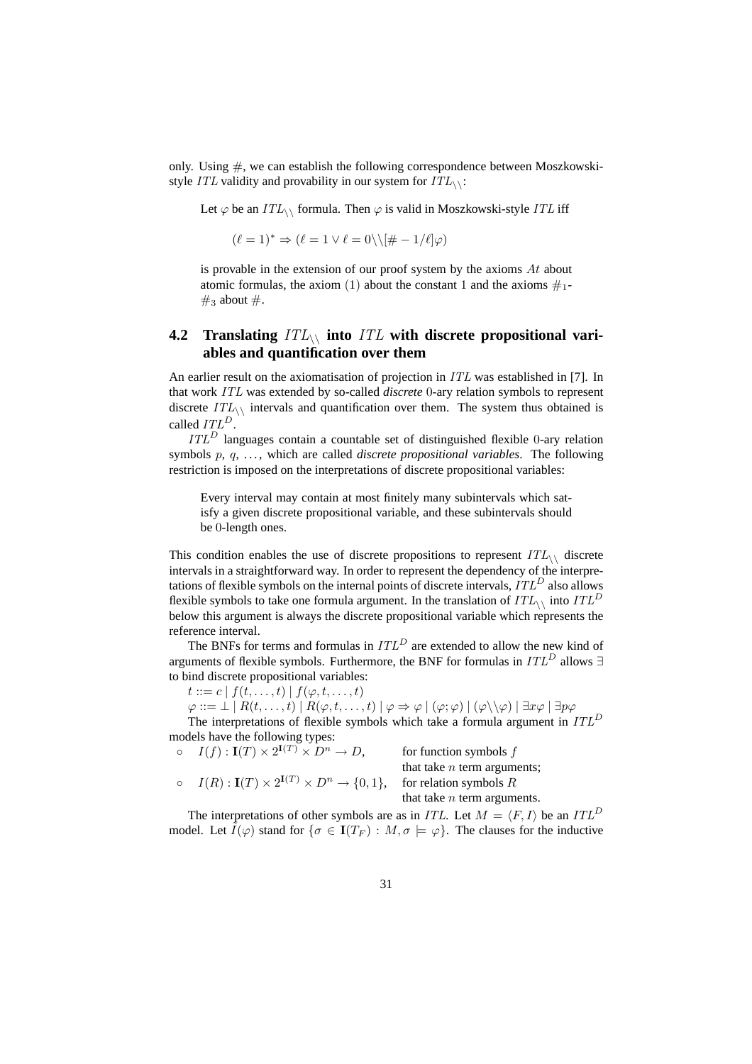only. Using $\#$, we can establish the following correspondence between Moszkowski-style $ITL$ validity and provability in our system for $ITL_{\backslash\backslash}$:

> Let $\varphi$ be an $ITL_{\backslash\backslash}$ formula. Then $\varphi$ is valid in Moszkowski-style $ITL$ iff
>
> $$(\ell = 1)^* \Rightarrow (\ell = 1 \vee \ell = 0 \backslash\backslash [\# - 1/\ell]\varphi)$$
>
> is provable in the extension of our proof system by the axioms $At$ about atomic formulas, the axiom (1) about the constant 1 and the axioms $\#_1$-$\#_3$ about $\#$.

## 4.2 Translating $ITL_{\backslash\backslash}$ into $ITL$ with discrete propositional variables and quantification over them

An earlier result on the axiomatisation of projection in $ITL$ was established in [7]. In that work $ITL$ was extended by so-called *discrete* 0-ary relation symbols to represent discrete $ITL_{\backslash\backslash}$ intervals and quantification over them. The system thus obtained is called $ITL^D$.

$ITL^D$ languages contain a countable set of distinguished flexible 0-ary relation symbols $p$, $q$, …, which are called *discrete propositional variables*. The following restriction is imposed on the interpretations of discrete propositional variables:

> Every interval may contain at most finitely many subintervals which satisfy a given discrete propositional variable, and these subintervals should be 0-length ones.

This condition enables the use of discrete propositions to represent $ITL_{\backslash\backslash}$ discrete intervals in a straightforward way. In order to represent the dependency of the interpretations of flexible symbols on the internal points of discrete intervals, $ITL^D$ also allows flexible symbols to take one formula argument. In the translation of $ITL_{\backslash\backslash}$ into $ITL^D$ below this argument is always the discrete propositional variable which represents the reference interval.

The BNFs for terms and formulas in $ITL^D$ are extended to allow the new kind of arguments of flexible symbols. Furthermore, the BNF for formulas in $ITL^D$ allows $\exists$ to bind discrete propositional variables:

$t ::= c \mid f(t, \ldots, t) \mid f(\varphi, t, \ldots, t)$

$\varphi ::= \bot \mid R(t, \ldots, t) \mid R(\varphi, t, \ldots, t) \mid \varphi \Rightarrow \varphi \mid (\varphi;\varphi) \mid (\varphi \backslash\backslash \varphi) \mid \exists x\varphi \mid \exists p\varphi$

The interpretations of flexible symbols which take a formula argument in $ITL^D$ models have the following types:

- $I(f) : \mathbf{I}(T) \times 2^{\mathbf{I}(T)} \times D^n \rightarrow D$, for function symbols $f$ that take $n$ term arguments;
- $I(R) : \mathbf{I}(T) \times 2^{\mathbf{I}(T)} \times D^n \rightarrow \{0, 1\}$, for relation symbols $R$ that take $n$ term arguments.

The interpretations of other symbols are as in $ITL$. Let $M = \langle F, I \rangle$ be an $ITL^D$ model. Let $I(\varphi)$ stand for $\{\sigma \in \mathbf{I}(T_F) : M, \sigma \models \varphi\}$. The clauses for the inductive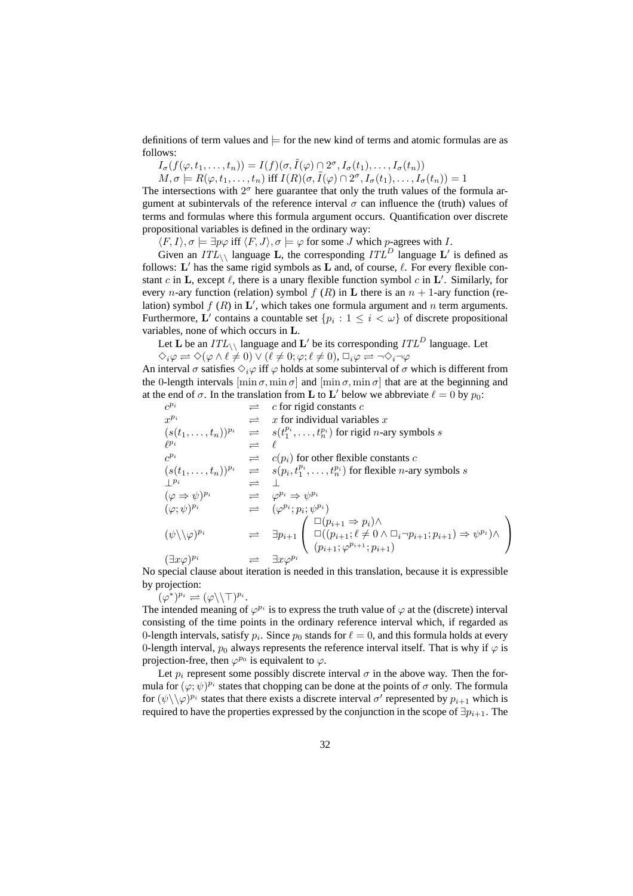definitions of term values and $\models$ for the new kind of terms and atomic formulas are as follows:

$I_\sigma(f(\varphi, t_1, \ldots, t_n)) = I(f)(\sigma, \tilde{I}(\varphi) \cap 2^\sigma, I_\sigma(t_1), \ldots, I_\sigma(t_n))$

$M, \sigma \models R(\varphi, t_1, \ldots, t_n)$ iff $I(R)(\sigma, \tilde{I}(\varphi) \cap 2^\sigma, I_\sigma(t_1), \ldots, I_\sigma(t_n)) = 1$

The intersections with $2^\sigma$ here guarantee that only the truth values of the formula argument at subintervals of the reference interval $\sigma$ can influence the (truth) values of terms and formulas where this formula argument occurs. Quantification over discrete propositional variables is defined in the ordinary way:

$\langle F, I\rangle, \sigma \models \exists p\varphi$ iff $\langle F, J\rangle, \sigma \models \varphi$ for some $J$ which $p$-agrees with $I$.

Given an $ITL_{\backslash\backslash}$ language $\mathbf{L}$, the corresponding $ITL^D$ language $\mathbf{L}'$ is defined as follows: $\mathbf{L}'$ has the same rigid symbols as $\mathbf{L}$ and, of course, $\ell$. For every flexible constant $c$ in $\mathbf{L}$, except $\ell$, there is a unary flexible function symbol $c$ in $\mathbf{L}'$. Similarly, for every $n$-ary function (relation) symbol $f$ $(R)$ in $\mathbf{L}$ there is an $n+1$-ary function (relation) symbol $f$ $(R)$ in $\mathbf{L}'$, which takes one formula argument and $n$ term arguments. Furthermore, $\mathbf{L}'$ contains a countable set $\{p_i : 1 \leq i < \omega\}$ of discrete propositional variables, none of which occurs in $\mathbf{L}$.

Let $\mathbf{L}$ be an $ITL_{\backslash\backslash}$ language and $\mathbf{L}'$ be its corresponding $ITL^D$ language. Let

$\Diamond_i\varphi \rightleftharpoons \Diamond(\varphi \wedge \ell \neq 0) \vee (\ell \neq 0; \varphi; \ell \neq 0)$, $\Box_i\varphi \rightleftharpoons \neg\Diamond_i\neg\varphi$

An interval $\sigma$ satisfies $\Diamond_i\varphi$ iff $\varphi$ holds at some subinterval of $\sigma$ which is different from the 0-length intervals $[\min\sigma, \min\sigma]$ and $[\min\sigma, \min\sigma]$ that are at the beginning and at the end of $\sigma$. In the translation from $\mathbf{L}$ to $\mathbf{L}'$ below we abbreviate $\ell = 0$ by $p_0$:

$$
\begin{array}{lcl}
c^{p_i} & \rightleftharpoons & c \text{ for rigid constants } c \\
x^{p_i} & \rightleftharpoons & x \text{ for individual variables } x \\
(s(t_1, \ldots, t_n))^{p_i} & \rightleftharpoons & s(t_1^{p_i}, \ldots, t_n^{p_i}) \text{ for rigid } n\text{-ary symbols } s \\
\ell^{p_i} & \rightleftharpoons & \ell \\
c^{p_i} & \rightleftharpoons & c(p_i) \text{ for other flexible constants } c \\
(s(t_1, \ldots, t_n))^{p_i} & \rightleftharpoons & s(p_i, t_1^{p_i}, \ldots, t_n^{p_i}) \text{ for flexible } n\text{-ary symbols } s \\
\bot^{p_i} & \rightleftharpoons & \bot \\
(\varphi \Rightarrow \psi)^{p_i} & \rightleftharpoons & \varphi^{p_i} \Rightarrow \psi^{p_i} \\
(\varphi; \psi)^{p_i} & \rightleftharpoons & (\varphi^{p_i}; p_i; \psi^{p_i}) \\
(\psi\backslash\backslash\varphi)^{p_i} & \rightleftharpoons & \exists p_{i+1}\left(\begin{array}{l} \Box(p_{i+1} \Rightarrow p_i) \wedge \\ \Box((p_{i+1}; \ell \neq 0 \wedge \Box_i\neg p_{i+1}; p_{i+1}) \Rightarrow \psi^{p_i}) \wedge \\ (p_{i+1}; \varphi^{p_{i+1}}; p_{i+1}) \end{array}\right) \\
(\exists x\varphi)^{p_i} & \rightleftharpoons & \exists x\varphi^{p_i}
\end{array}
$$

No special clause about iteration is needed in this translation, because it is expressible by projection:

$(\varphi^*)^{p_i} \rightleftharpoons (\varphi\backslash\backslash\top)^{p_i}$.

The intended meaning of $\varphi^{p_i}$ is to express the truth value of $\varphi$ at the (discrete) interval consisting of the time points in the ordinary reference interval which, if regarded as 0-length intervals, satisfy $p_i$. Since $p_0$ stands for $\ell = 0$, and this formula holds at every 0-length interval, $p_0$ always represents the reference interval itself. That is why if $\varphi$ is projection-free, then $\varphi^{p_0}$ is equivalent to $\varphi$.

Let $p_i$ represent some possibly discrete interval $\sigma$ in the above way. Then the formula for $(\varphi; \psi)^{p_i}$ states that chopping can be done at the points of $\sigma$ only. The formula for $(\psi\backslash\backslash\varphi)^{p_i}$ states that there exists a discrete interval $\sigma'$ represented by $p_{i+1}$ which is required to have the properties expressed by the conjunction in the scope of $\exists p_{i+1}$. The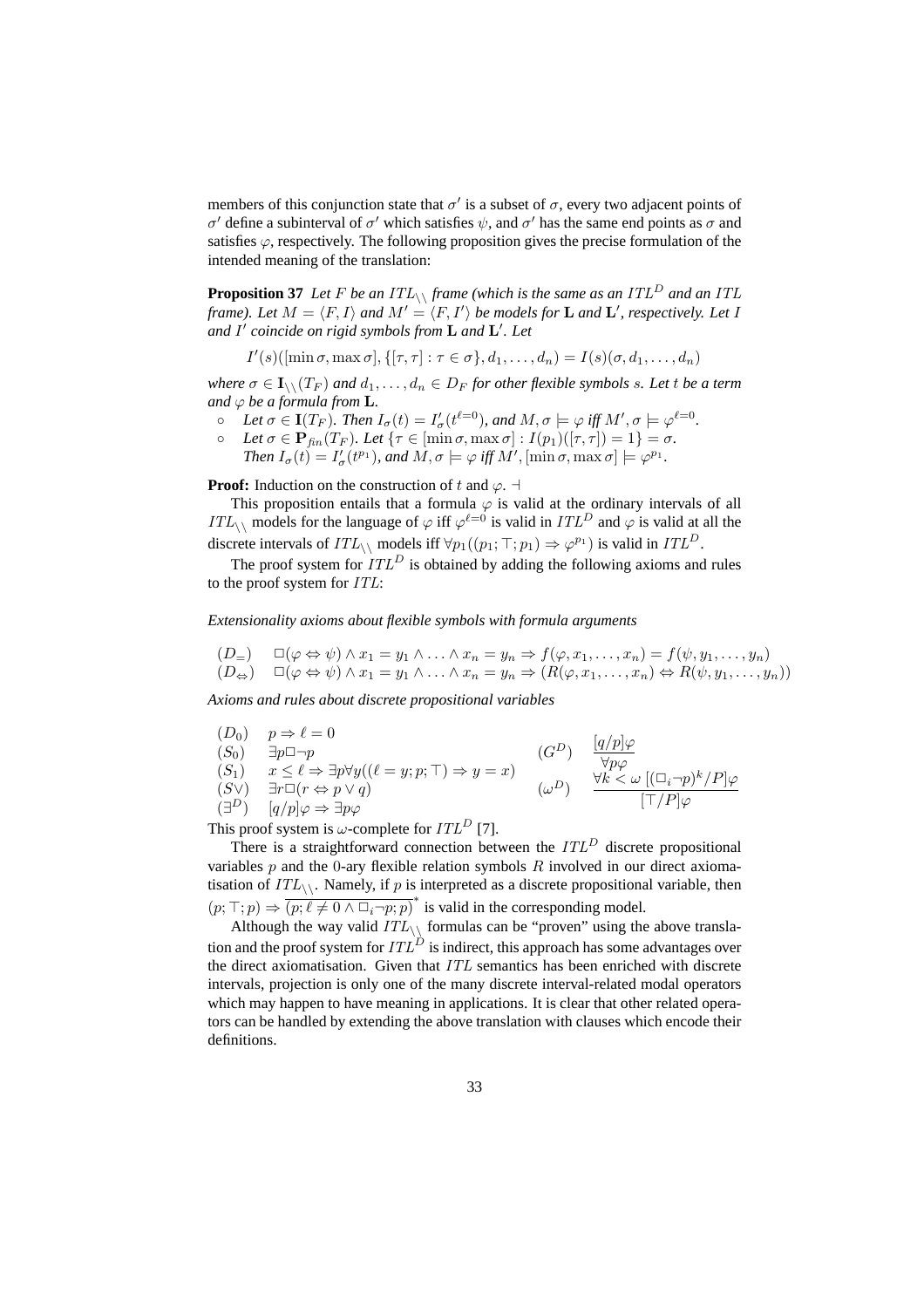members of this conjunction state that $\sigma'$ is a subset of $\sigma$, every two adjacent points of $\sigma'$ define a subinterval of $\sigma'$ which satisfies $\psi$, and $\sigma'$ has the same end points as $\sigma$ and satisfies $\varphi$, respectively. The following proposition gives the precise formulation of the intended meaning of the translation:

**Proposition 37** *Let $F$ be an $ITL_{\backslash\backslash}$ frame (which is the same as an $ITL^D$ and an $ITL$ frame). Let $M = \langle F, I\rangle$ and $M' = \langle F, I'\rangle$ be models for $\mathbf{L}$ and $\mathbf{L}'$, respectively. Let $I$ and $I'$ coincide on rigid symbols from $\mathbf{L}$ and $\mathbf{L}'$. Let*

$$I'(s)([\min\sigma, \max\sigma], \{[\tau,\tau] : \tau \in \sigma\}, d_1, \ldots, d_n) = I(s)(\sigma, d_1, \ldots, d_n)$$

*where $\sigma \in \mathbf{I}_{\backslash\backslash}(T_F)$ and $d_1, \ldots, d_n \in D_F$ for other flexible symbols $s$. Let $t$ be a term and $\varphi$ be a formula from $\mathbf{L}$.*

- *Let $\sigma \in \mathbf{I}(T_F)$. Then $I_\sigma(t) = I'_\sigma(t^{\ell=0})$, and $M, \sigma \models \varphi$ iff $M', \sigma \models \varphi^{\ell=0}$.*
- *Let $\sigma \in \mathbf{P}_{fin}(T_F)$. Let $\{\tau \in [\min\sigma, \max\sigma] : I(p_1)([\tau,\tau]) = 1\} = \sigma$. Then $I_\sigma(t) = I'_\sigma(t^{p_1})$, and $M, \sigma \models \varphi$ iff $M', [\min\sigma, \max\sigma] \models \varphi^{p_1}$.*

**Proof:** Induction on the construction of $t$ and $\varphi$. $\dashv$

This proposition entails that a formula $\varphi$ is valid at the ordinary intervals of all $ITL_{\backslash\backslash}$ models for the language of $\varphi$ iff $\varphi^{\ell=0}$ is valid in $ITL^D$ and $\varphi$ is valid at all the discrete intervals of $ITL_{\backslash\backslash}$ models iff $\forall p_1((p_1; \top; p_1) \Rightarrow \varphi^{p_1})$ is valid in $ITL^D$.

The proof system for $ITL^D$ is obtained by adding the following axioms and rules to the proof system for $ITL$:

*Extensionality axioms about flexible symbols with formula arguments*

$$(D_=) \quad \Box(\varphi \Leftrightarrow \psi) \wedge x_1 = y_1 \wedge \ldots \wedge x_n = y_n \Rightarrow f(\varphi, x_1, \ldots, x_n) = f(\psi, y_1, \ldots, y_n)$$
$$(D_\Leftrightarrow) \quad \Box(\varphi \Leftrightarrow \psi) \wedge x_1 = y_1 \wedge \ldots \wedge x_n = y_n \Rightarrow (R(\varphi, x_1, \ldots, x_n) \Leftrightarrow R(\psi, y_1, \ldots, y_n))$$

*Axioms and rules about discrete propositional variables*

$$(D_0) \quad p \Rightarrow \ell = 0$$
$$(S_0) \quad \exists p \Box \neg p$$
$$(S_1) \quad x \leq \ell \Rightarrow \exists p \forall y((\ell = y; p; \top) \Rightarrow y = x)$$
$$(S\vee) \quad \exists r \Box(r \Leftrightarrow p \vee q)$$
$$(\exists^D) \quad [q/p]\varphi \Rightarrow \exists p \varphi$$
$$(G^D) \quad \frac{[q/p]\varphi}{\forall p \varphi}$$
$$(\omega^D) \quad \frac{\forall k < \omega \; [(\Box_i \neg p)^k / P]\varphi}{[\top/P]\varphi}$$

This proof system is $\omega$-complete for $ITL^D$ [7].

There is a straightforward connection between the $ITL^D$ discrete propositional variables $p$ and the 0-ary flexible relation symbols $R$ involved in our direct axiomatisation of $ITL_{\backslash\backslash}$. Namely, if $p$ is interpreted as a discrete propositional variable, then $(p; \top; p) \Rightarrow \overline{(p; \ell \neq 0 \wedge \Box_i \neg p; p)}^*$ is valid in the corresponding model.

Although the way valid $ITL_{\backslash\backslash}$ formulas can be "proven" using the above translation and the proof system for $ITL^D$ is indirect, this approach has some advantages over the direct axiomatisation. Given that $ITL$ semantics has been enriched with discrete intervals, projection is only one of the many discrete interval-related modal operators which may happen to have meaning in applications. It is clear that other related operators can be handled by extending the above translation with clauses which encode their definitions.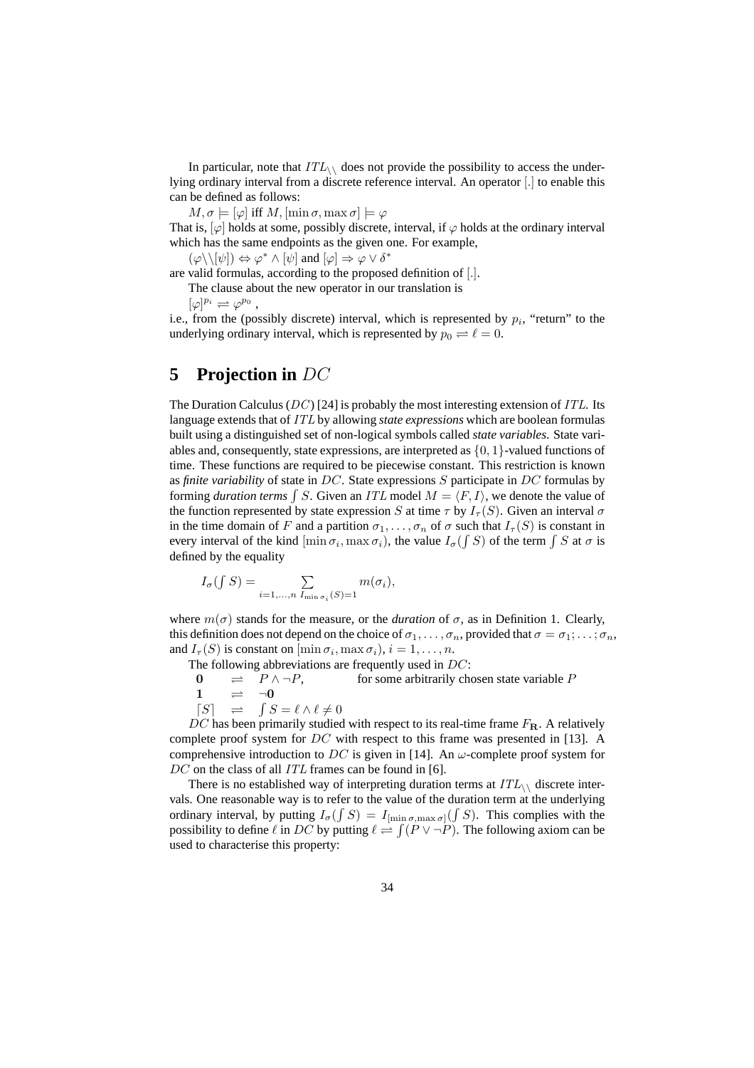In particular, note that $ITL_{\backslash\backslash}$ does not provide the possibility to access the underlying ordinary interval from a discrete reference interval. An operator $[.]$ to enable this can be defined as follows:

$M, \sigma \models [\varphi]$ iff $M, [\min \sigma, \max \sigma] \models \varphi$

That is, $[\varphi]$ holds at some, possibly discrete, interval, if $\varphi$ holds at the ordinary interval which has the same endpoints as the given one. For example,

$(\varphi \backslash\backslash [\psi]) \Leftrightarrow \varphi^* \wedge [\psi]$ and $[\varphi] \Rightarrow \varphi \vee \delta^*$

are valid formulas, according to the proposed definition of $[.]$.

The clause about the new operator in our translation is

$[\varphi]^{p_i} \rightleftharpoons \varphi^{p_0}$,

i.e., from the (possibly discrete) interval, which is represented by $p_i$, "return" to the underlying ordinary interval, which is represented by $p_0 \rightleftharpoons \ell = 0$.

# 5 Projection in $DC$

The Duration Calculus ($DC$) [24] is probably the most interesting extension of $ITL$. Its language extends that of $ITL$ by allowing *state expressions* which are boolean formulas built using a distinguished set of non-logical symbols called *state variables*. State variables and, consequently, state expressions, are interpreted as $\{0, 1\}$-valued functions of time. These functions are required to be piecewise constant. This restriction is known as *finite variability* of state in $DC$. State expressions $S$ participate in $DC$ formulas by forming *duration terms* $\int S$. Given an $ITL$ model $M = \langle F, I \rangle$, we denote the value of the function represented by state expression $S$ at time $\tau$ by $I_\tau(S)$. Given an interval $\sigma$ in the time domain of $F$ and a partition $\sigma_1, \ldots, \sigma_n$ of $\sigma$ such that $I_\tau(S)$ is constant in every interval of the kind $[\min \sigma_i, \max \sigma_i)$, the value $I_\sigma(\int S)$ of the term $\int S$ at $\sigma$ is defined by the equality

$$I_\sigma(\textstyle\int S) = \sum_{i=1,\ldots,n \; I_{\min \sigma_i}(S)=1} m(\sigma_i),$$

where $m(\sigma)$ stands for the measure, or the *duration* of $\sigma$, as in Definition 1. Clearly, this definition does not depend on the choice of $\sigma_1, \ldots, \sigma_n$, provided that $\sigma = \sigma_1; \ldots; \sigma_n$, and $I_\tau(S)$ is constant on $[\min \sigma_i, \max \sigma_i)$, $i = 1, \ldots, n$.

The following abbreviations are frequently used in $DC$:

$\mathbf{0} \rightleftharpoons P \wedge \neg P$, for some arbitrarily chosen state variable $P$

$\mathbf{1} \rightleftharpoons \neg \mathbf{0}$

$\lceil S \rceil \rightleftharpoons \int S = \ell \wedge \ell \neq 0$

$DC$ has been primarily studied with respect to its real-time frame $F_{\mathbf{R}}$. A relatively complete proof system for $DC$ with respect to this frame was presented in [13]. A comprehensive introduction to $DC$ is given in [14]. An $\omega$-complete proof system for $DC$ on the class of all $ITL$ frames can be found in [6].

There is no established way of interpreting duration terms at $ITL_{\backslash\backslash}$ discrete intervals. One reasonable way is to refer to the value of the duration term at the underlying ordinary interval, by putting $I_\sigma(\int S) = I_{[\min \sigma, \max \sigma]}(\int S)$. This complies with the possibility to define $\ell$ in $DC$ by putting $\ell \rightleftharpoons \int (P \vee \neg P)$. The following axiom can be used to characterise this property: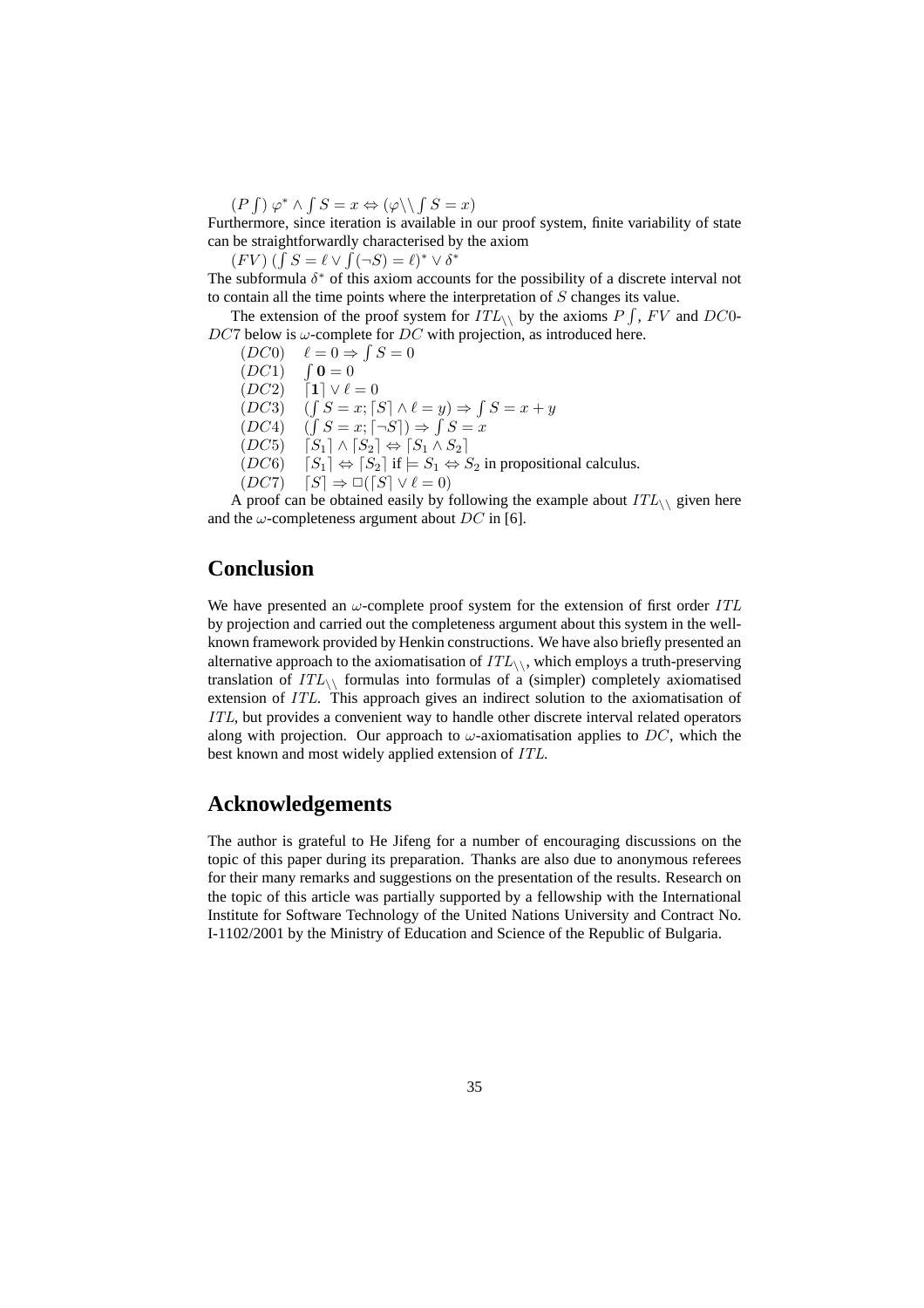$(P\int)$ $\varphi^* \wedge \int S = x \Leftrightarrow (\varphi\backslash\backslash \int S = x)$

Furthermore, since iteration is available in our proof system, finite variability of state can be straightforwardly characterised by the axiom

$(FV)$ $(\int S = \ell \vee \int(\neg S) = \ell)^* \vee \delta^*$

The subformula $\delta^*$ of this axiom accounts for the possibility of a discrete interval not to contain all the time points where the interpretation of $S$ changes its value.

The extension of the proof system for $ITL_{\backslash\backslash}$ by the axioms $P\int$, $FV$ and $DC0$-$DC7$ below is $\omega$-complete for $DC$ with projection, as introduced here.

$(DC0)$ $\quad \ell = 0 \Rightarrow \int S = 0$

$(DC1)$ $\quad \int \mathbf{0} = 0$

$(DC2)$ $\quad \lceil \mathbf{1} \rceil \vee \ell = 0$

$(DC3)$ $\quad (\int S = x; \lceil S \rceil \wedge \ell = y) \Rightarrow \int S = x + y$

$(DC4)$ $\quad (\int S = x; \lceil \neg S \rceil) \Rightarrow \int S = x$

$(DC5)$ $\quad \lceil S_1 \rceil \wedge \lceil S_2 \rceil \Leftrightarrow \lceil S_1 \wedge S_2 \rceil$

$(DC6)$ $\quad \lceil S_1 \rceil \Leftrightarrow \lceil S_2 \rceil$ if $\models S_1 \Leftrightarrow S_2$ in propositional calculus.

$(DC7)$ $\quad \lceil S \rceil \Rightarrow \Box(\lceil S \rceil \vee \ell = 0)$

A proof can be obtained easily by following the example about $ITL_{\backslash\backslash}$ given here and the $\omega$-completeness argument about $DC$ in [6].

## Conclusion

We have presented an $\omega$-complete proof system for the extension of first order $ITL$ by projection and carried out the completeness argument about this system in the well-known framework provided by Henkin constructions. We have also briefly presented an alternative approach to the axiomatisation of $ITL_{\backslash\backslash}$, which employs a truth-preserving translation of $ITL_{\backslash\backslash}$ formulas into formulas of a (simpler) completely axiomatised extension of $ITL$. This approach gives an indirect solution to the axiomatisation of $ITL$, but provides a convenient way to handle other discrete interval related operators along with projection. Our approach to $\omega$-axiomatisation applies to $DC$, which the best known and most widely applied extension of $ITL$.

## Acknowledgements

The author is grateful to He Jifeng for a number of encouraging discussions on the topic of this paper during its preparation. Thanks are also due to anonymous referees for their many remarks and suggestions on the presentation of the results. Research on the topic of this article was partially supported by a fellowship with the International Institute for Software Technology of the United Nations University and Contract No. I-1102/2001 by the Ministry of Education and Science of the Republic of Bulgaria.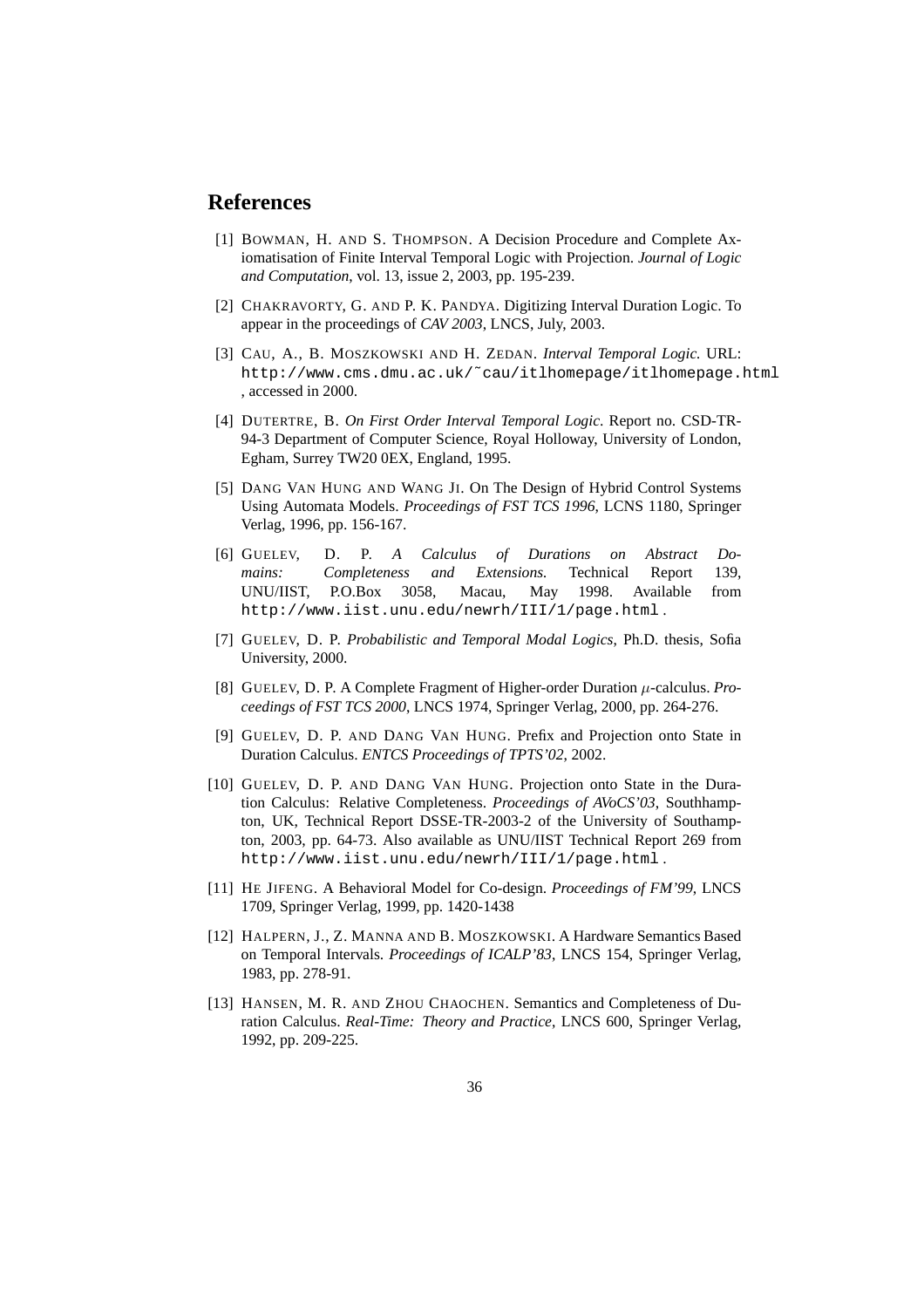## References

[1] Bowman, H. and S. Thompson. A Decision Procedure and Complete Axiomatisation of Finite Interval Temporal Logic with Projection. *Journal of Logic and Computation*, vol. 13, issue 2, 2003, pp. 195-239.

[2] Chakravorty, G. and P. K. Pandya. Digitizing Interval Duration Logic. To appear in the proceedings of *CAV 2003*, LNCS, July, 2003.

[3] Cau, A., B. Moszkowski and H. Zedan. *Interval Temporal Logic.* URL: `http://www.cms.dmu.ac.uk/~cau/itlhomepage/itlhomepage.html` , accessed in 2000.

[4] Dutertre, B. *On First Order Interval Temporal Logic.* Report no. CSD-TR-94-3 Department of Computer Science, Royal Holloway, University of London, Egham, Surrey TW20 0EX, England, 1995.

[5] Dang Van Hung and Wang Ji. On The Design of Hybrid Control Systems Using Automata Models. *Proceedings of FST TCS 1996*, LCNS 1180, Springer Verlag, 1996, pp. 156-167.

[6] Guelev, D. P. *A Calculus of Durations on Abstract Domains: Completeness and Extensions.* Technical Report 139, UNU/IIST, P.O.Box 3058, Macau, May 1998. Available from `http://www.iist.unu.edu/newrh/III/1/page.html` .

[7] Guelev, D. P. *Probabilistic and Temporal Modal Logics*, Ph.D. thesis, Sofia University, 2000.

[8] Guelev, D. P. A Complete Fragment of Higher-order Duration $\mu$-calculus. *Proceedings of FST TCS 2000*, LNCS 1974, Springer Verlag, 2000, pp. 264-276.

[9] Guelev, D. P. and Dang Van Hung. Prefix and Projection onto State in Duration Calculus. *ENTCS Proceedings of TPTS'02*, 2002.

[10] Guelev, D. P. and Dang Van Hung. Projection onto State in the Duration Calculus: Relative Completeness. *Proceedings of AVoCS'03*, Southhampton, UK, Technical Report DSSE-TR-2003-2 of the University of Southampton, 2003, pp. 64-73. Also available as UNU/IIST Technical Report 269 from `http://www.iist.unu.edu/newrh/III/1/page.html` .

[11] He Jifeng. A Behavioral Model for Co-design. *Proceedings of FM'99*, LNCS 1709, Springer Verlag, 1999, pp. 1420-1438

[12] Halpern, J., Z. Manna and B. Moszkowski. A Hardware Semantics Based on Temporal Intervals. *Proceedings of ICALP'83*, LNCS 154, Springer Verlag, 1983, pp. 278-91.

[13] Hansen, M. R. and Zhou Chaochen. Semantics and Completeness of Duration Calculus. *Real-Time: Theory and Practice*, LNCS 600, Springer Verlag, 1992, pp. 209-225.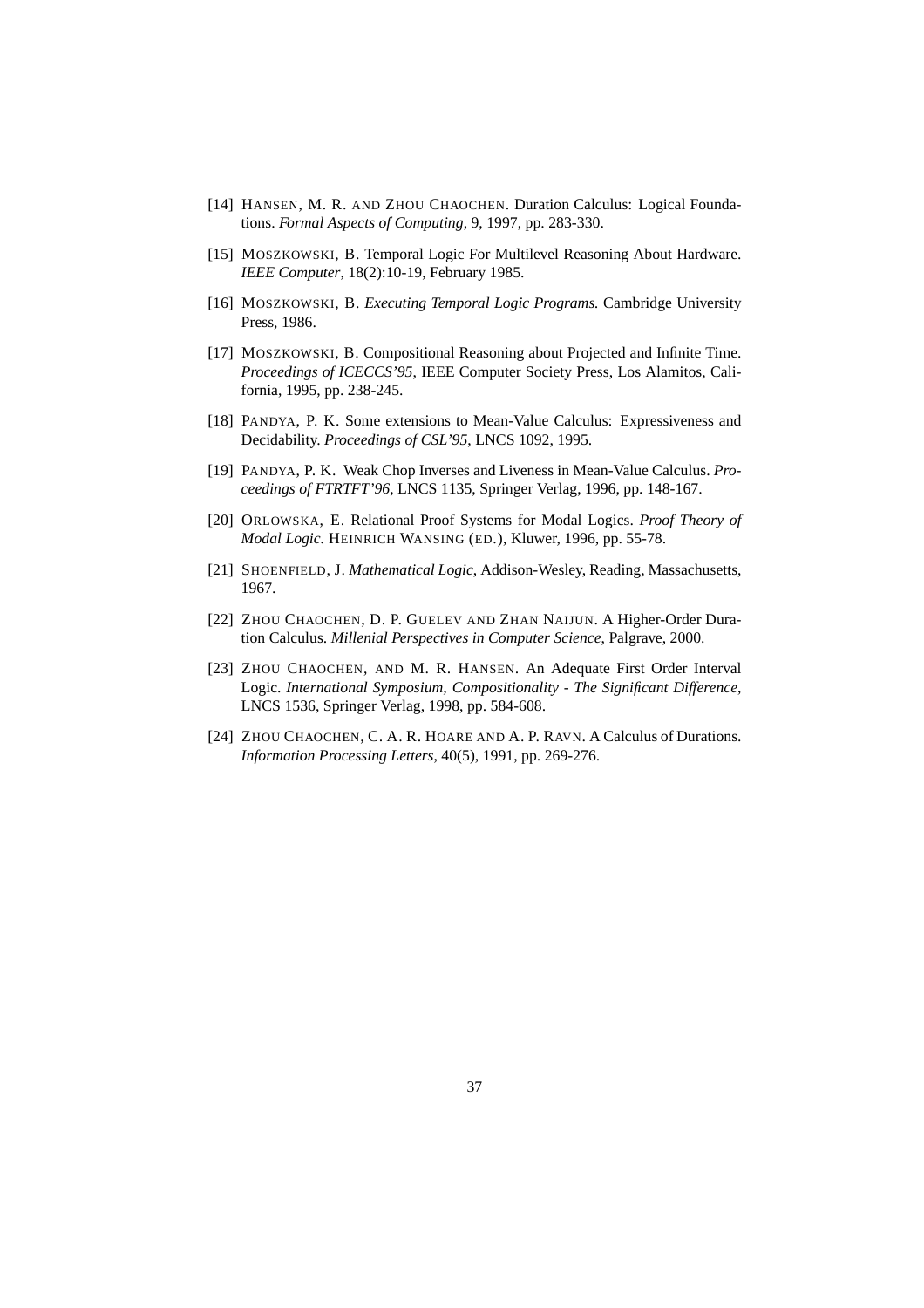[14] HANSEN, M. R. AND ZHOU CHAOCHEN. Duration Calculus: Logical Foundations. *Formal Aspects of Computing*, 9, 1997, pp. 283-330.

[15] MOSZKOWSKI, B. Temporal Logic For Multilevel Reasoning About Hardware. *IEEE Computer*, 18(2):10-19, February 1985.

[16] MOSZKOWSKI, B. *Executing Temporal Logic Programs.* Cambridge University Press, 1986.

[17] MOSZKOWSKI, B. Compositional Reasoning about Projected and Infinite Time. *Proceedings of ICECCS'95*, IEEE Computer Society Press, Los Alamitos, California, 1995, pp. 238-245.

[18] PANDYA, P. K. Some extensions to Mean-Value Calculus: Expressiveness and Decidability. *Proceedings of CSL'95*, LNCS 1092, 1995.

[19] PANDYA, P. K. Weak Chop Inverses and Liveness in Mean-Value Calculus. *Proceedings of FTRTFT'96*, LNCS 1135, Springer Verlag, 1996, pp. 148-167.

[20] ORLOWSKA, E. Relational Proof Systems for Modal Logics. *Proof Theory of Modal Logic.* HEINRICH WANSING (ED.), Kluwer, 1996, pp. 55-78.

[21] SHOENFIELD, J. *Mathematical Logic*, Addison-Wesley, Reading, Massachusetts, 1967.

[22] ZHOU CHAOCHEN, D. P. GUELEV AND ZHAN NAIJUN. A Higher-Order Duration Calculus. *Millenial Perspectives in Computer Science*, Palgrave, 2000.

[23] ZHOU CHAOCHEN, AND M. R. HANSEN. An Adequate First Order Interval Logic. *International Symposium, Compositionality - The Significant Difference*, LNCS 1536, Springer Verlag, 1998, pp. 584-608.

[24] ZHOU CHAOCHEN, C. A. R. HOARE AND A. P. RAVN. A Calculus of Durations. *Information Processing Letters*, 40(5), 1991, pp. 269-276.